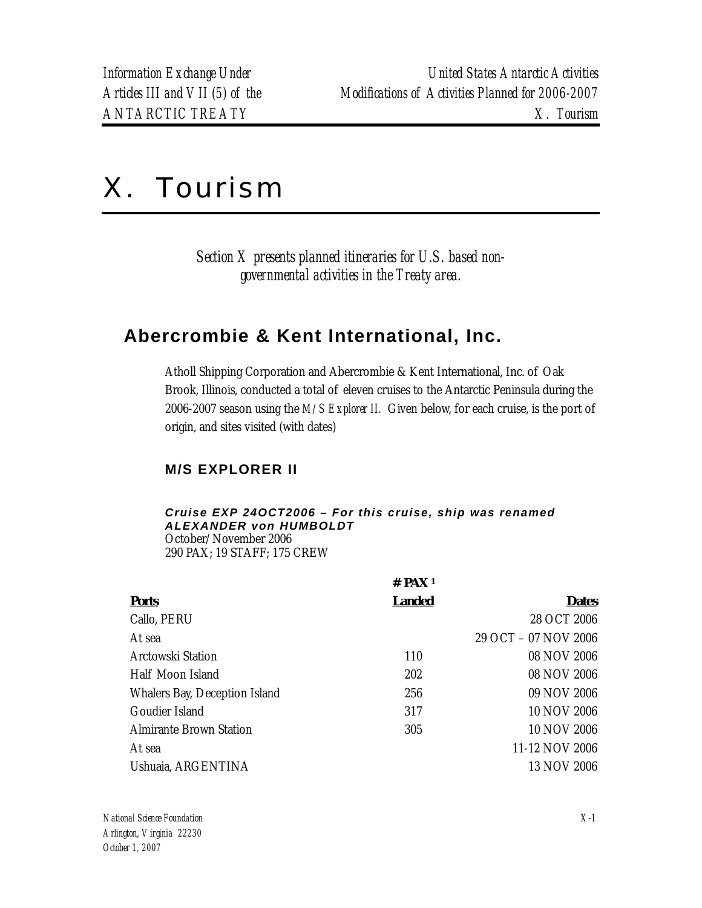# X. Tourism

*Section X presents planned itineraries for U.S. based non-governmental activities in the Treaty area.*

## Abercrombie & Kent International, Inc.

Atholl Shipping Corporation and Abercrombie & Kent International, Inc. of Oak Brook, Illinois, conducted a total of eleven cruises to the Antarctic Peninsula during the 2006-2007 season using the *M/S Explorer II.* Given below, for each cruise, is the port of origin, and sites visited (with dates)

### M/S EXPLORER II

***Cruise EXP 24OCT2006 – For this cruise, ship was renamed ALEXANDER von HUMBOLDT***
October/November 2006
290 PAX; 19 STAFF; 175 CREW

| Ports | # PAX [1] Landed | Dates |
|---|---|---|
| Callo, PERU | | 28 OCT 2006 |
| At sea | | 29 OCT – 07 NOV 2006 |
| Arctowski Station | 110 | 08 NOV 2006 |
| Half Moon Island | 202 | 08 NOV 2006 |
| Whalers Bay, Deception Island | 256 | 09 NOV 2006 |
| Goudier Island | 317 | 10 NOV 2006 |
| Almirante Brown Station | 305 | 10 NOV 2006 |
| At sea | | 11-12 NOV 2006 |
| Ushuaia, ARGENTINA | | 13 NOV 2006 |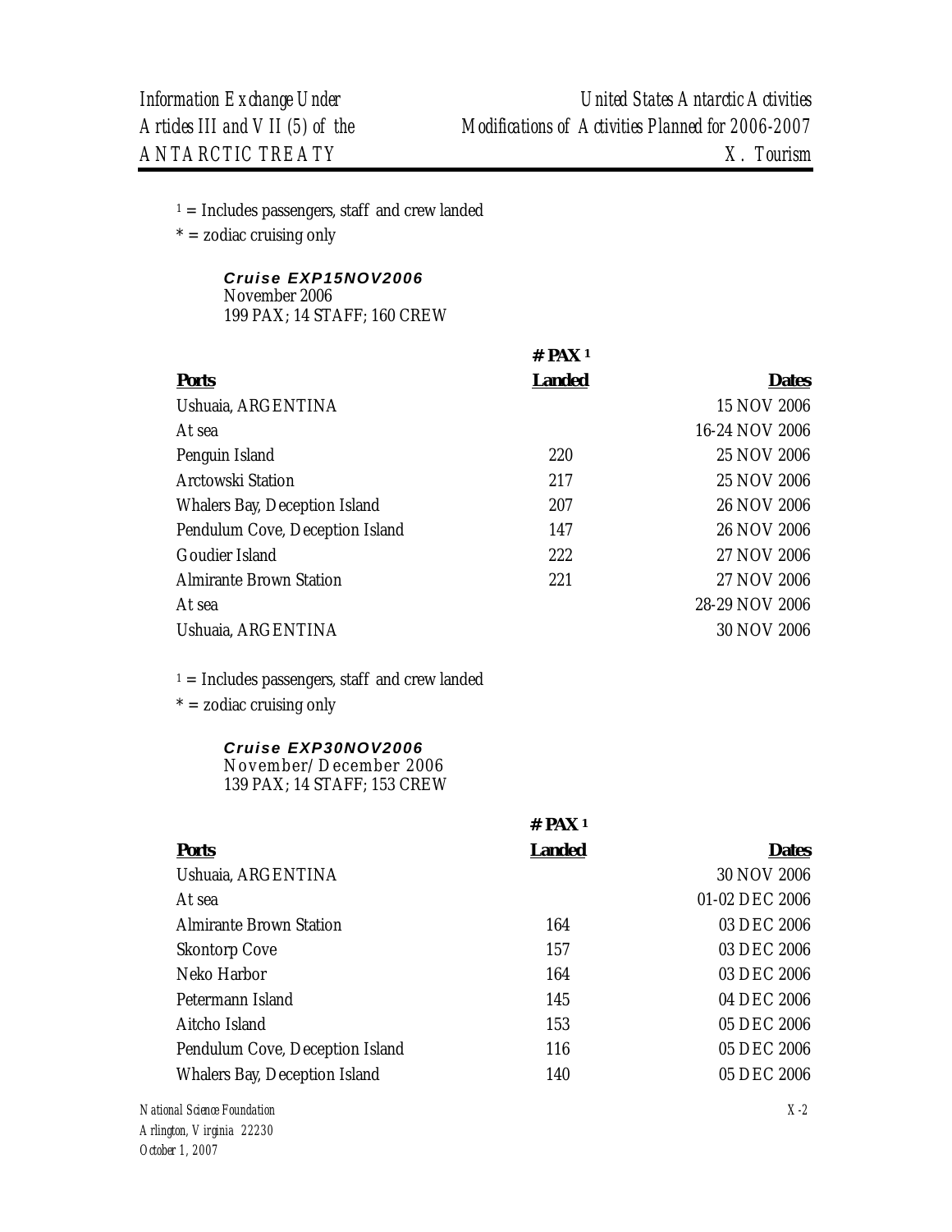[1] = Includes passengers, staff and crew landed
* = zodiac cruising only

### Cruise EXP15NOV2006

November 2006
199 PAX; 14 STAFF; 160 CREW

| Ports | # PAX [1] Landed | Dates |
|---|---|---|
| Ushuaia, ARGENTINA | | 15 NOV 2006 |
| At sea | | 16-24 NOV 2006 |
| Penguin Island | 220 | 25 NOV 2006 |
| Arctowski Station | 217 | 25 NOV 2006 |
| Whalers Bay, Deception Island | 207 | 26 NOV 2006 |
| Pendulum Cove, Deception Island | 147 | 26 NOV 2006 |
| Goudier Island | 222 | 27 NOV 2006 |
| Almirante Brown Station | 221 | 27 NOV 2006 |
| At sea | | 28-29 NOV 2006 |
| Ushuaia, ARGENTINA | | 30 NOV 2006 |

[1] = Includes passengers, staff and crew landed
* = zodiac cruising only

### Cruise EXP30NOV2006

November/December 2006
139 PAX; 14 STAFF; 153 CREW

| Ports | # PAX [1] Landed | Dates |
|---|---|---|
| Ushuaia, ARGENTINA | | 30 NOV 2006 |
| At sea | | 01-02 DEC 2006 |
| Almirante Brown Station | 164 | 03 DEC 2006 |
| Skontorp Cove | 157 | 03 DEC 2006 |
| Neko Harbor | 164 | 03 DEC 2006 |
| Petermann Island | 145 | 04 DEC 2006 |
| Aitcho Island | 153 | 05 DEC 2006 |
| Pendulum Cove, Deception Island | 116 | 05 DEC 2006 |
| Whalers Bay, Deception Island | 140 | 05 DEC 2006 |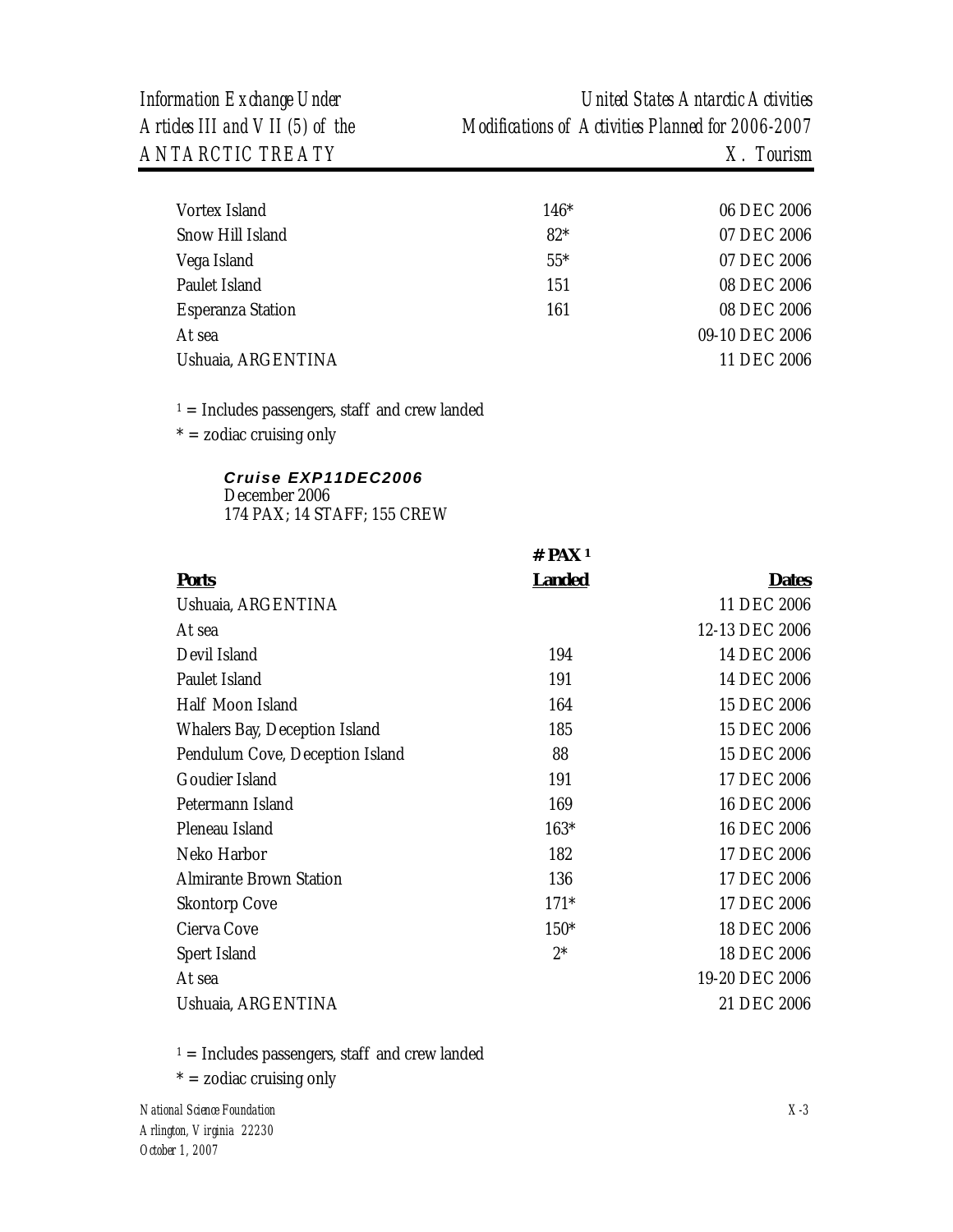| | | |
|---|---|---|
| Vortex Island | 146* | 06 DEC 2006 |
| Snow Hill Island | 82* | 07 DEC 2006 |
| Vega Island | 55* | 07 DEC 2006 |
| Paulet Island | 151 | 08 DEC 2006 |
| Esperanza Station | 161 | 08 DEC 2006 |
| At sea | | 09-10 DEC 2006 |
| Ushuaia, ARGENTINA | | 11 DEC 2006 |

[1] = Includes passengers, staff and crew landed

* = zodiac cruising only

***Cruise EXP11DEC2006***
December 2006
174 PAX; 14 STAFF; 155 CREW

| Ports | # PAX [1] Landed | Dates |
|---|---|---|
| Ushuaia, ARGENTINA | | 11 DEC 2006 |
| At sea | | 12-13 DEC 2006 |
| Devil Island | 194 | 14 DEC 2006 |
| Paulet Island | 191 | 14 DEC 2006 |
| Half Moon Island | 164 | 15 DEC 2006 |
| Whalers Bay, Deception Island | 185 | 15 DEC 2006 |
| Pendulum Cove, Deception Island | 88 | 15 DEC 2006 |
| Goudier Island | 191 | 17 DEC 2006 |
| Petermann Island | 169 | 16 DEC 2006 |
| Pleneau Island | 163* | 16 DEC 2006 |
| Neko Harbor | 182 | 17 DEC 2006 |
| Almirante Brown Station | 136 | 17 DEC 2006 |
| Skontorp Cove | 171* | 17 DEC 2006 |
| Cierva Cove | 150* | 18 DEC 2006 |
| Spert Island | 2* | 18 DEC 2006 |
| At sea | | 19-20 DEC 2006 |
| Ushuaia, ARGENTINA | | 21 DEC 2006 |

[1] = Includes passengers, staff and crew landed

* = zodiac cruising only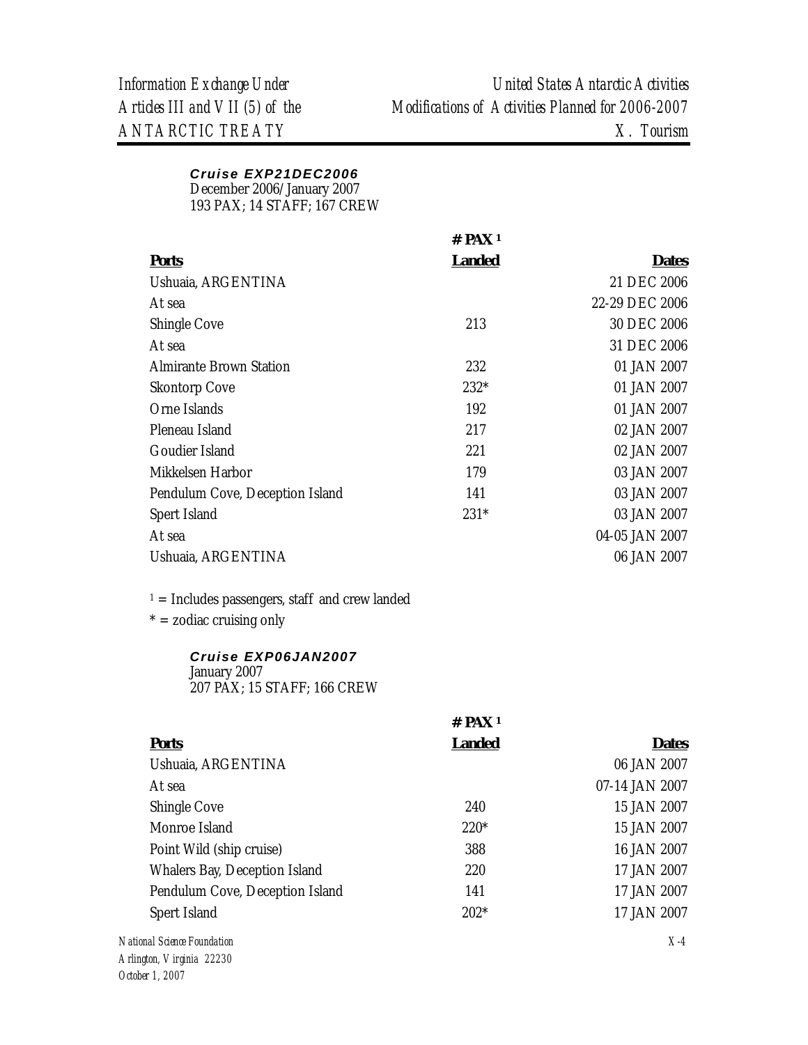***Cruise EXP21DEC2006***
December 2006/January 2007
193 PAX; 14 STAFF; 167 CREW

| Ports | # PAX [1] Landed | Dates |
|---|---|---|
| Ushuaia, ARGENTINA | | 21 DEC 2006 |
| At sea | | 22-29 DEC 2006 |
| Shingle Cove | 213 | 30 DEC 2006 |
| At sea | | 31 DEC 2006 |
| Almirante Brown Station | 232 | 01 JAN 2007 |
| Skontorp Cove | 232* | 01 JAN 2007 |
| Orne Islands | 192 | 01 JAN 2007 |
| Pleneau Island | 217 | 02 JAN 2007 |
| Goudier Island | 221 | 02 JAN 2007 |
| Mikkelsen Harbor | 179 | 03 JAN 2007 |
| Pendulum Cove, Deception Island | 141 | 03 JAN 2007 |
| Spert Island | 231* | 03 JAN 2007 |
| At sea | | 04-05 JAN 2007 |
| Ushuaia, ARGENTINA | | 06 JAN 2007 |

[1] = Includes passengers, staff and crew landed

* = zodiac cruising only

***Cruise EXP06JAN2007***
January 2007
207 PAX; 15 STAFF; 166 CREW

| Ports | # PAX [1] Landed | Dates |
|---|---|---|
| Ushuaia, ARGENTINA | | 06 JAN 2007 |
| At sea | | 07-14 JAN 2007 |
| Shingle Cove | 240 | 15 JAN 2007 |
| Monroe Island | 220* | 15 JAN 2007 |
| Point Wild (ship cruise) | 388 | 16 JAN 2007 |
| Whalers Bay, Deception Island | 220 | 17 JAN 2007 |
| Pendulum Cove, Deception Island | 141 | 17 JAN 2007 |
| Spert Island | 202* | 17 JAN 2007 |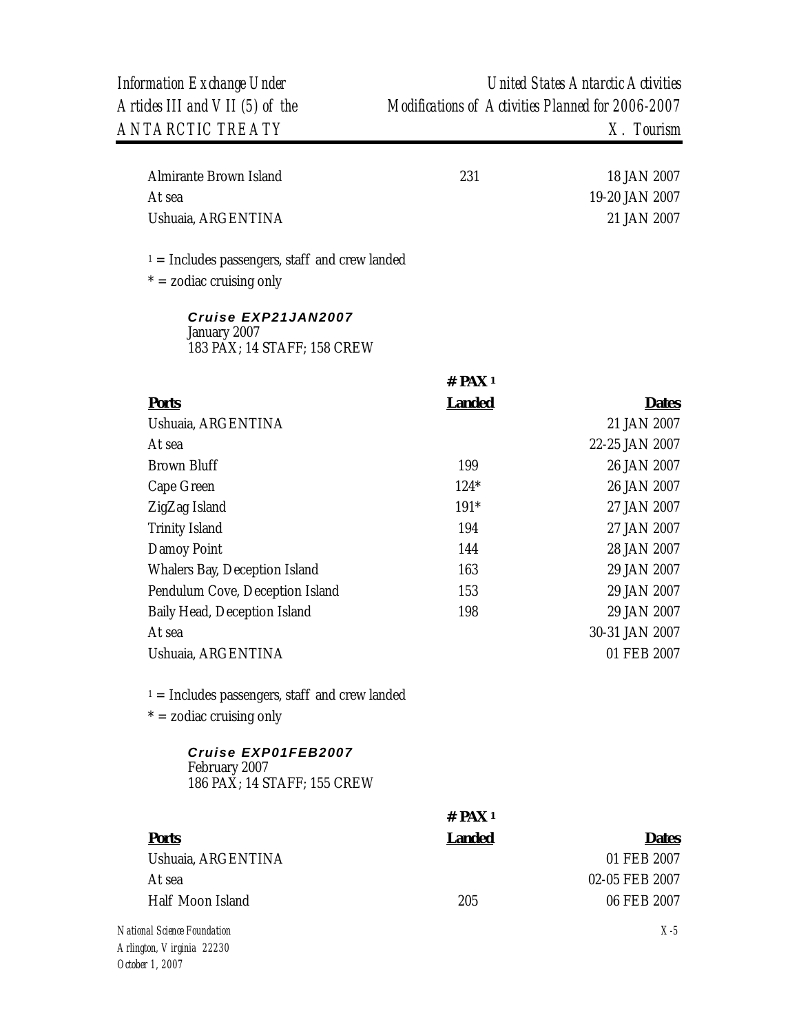| | | |
|---|---|---|
| Almirante Brown Island | 231 | 18 JAN 2007 |
| At sea | | 19-20 JAN 2007 |
| Ushuaia, ARGENTINA | | 21 JAN 2007 |

[1] = Includes passengers, staff and crew landed

* = zodiac cruising only

***Cruise EXP21JAN2007***
January 2007
183 PAX; 14 STAFF; 158 CREW

| **Ports** | **# PAX [1] Landed** | **Dates** |
|---|---|---|
| Ushuaia, ARGENTINA | | 21 JAN 2007 |
| At sea | | 22-25 JAN 2007 |
| Brown Bluff | 199 | 26 JAN 2007 |
| Cape Green | 124* | 26 JAN 2007 |
| ZigZag Island | 191* | 27 JAN 2007 |
| Trinity Island | 194 | 27 JAN 2007 |
| Damoy Point | 144 | 28 JAN 2007 |
| Whalers Bay, Deception Island | 163 | 29 JAN 2007 |
| Pendulum Cove, Deception Island | 153 | 29 JAN 2007 |
| Baily Head, Deception Island | 198 | 29 JAN 2007 |
| At sea | | 30-31 JAN 2007 |
| Ushuaia, ARGENTINA | | 01 FEB 2007 |

[1] = Includes passengers, staff and crew landed

* = zodiac cruising only

***Cruise EXP01FEB2007***
February 2007
186 PAX; 14 STAFF; 155 CREW

| **Ports** | **# PAX [1] Landed** | **Dates** |
|---|---|---|
| Ushuaia, ARGENTINA | | 01 FEB 2007 |
| At sea | | 02-05 FEB 2007 |
| Half Moon Island | 205 | 06 FEB 2007 |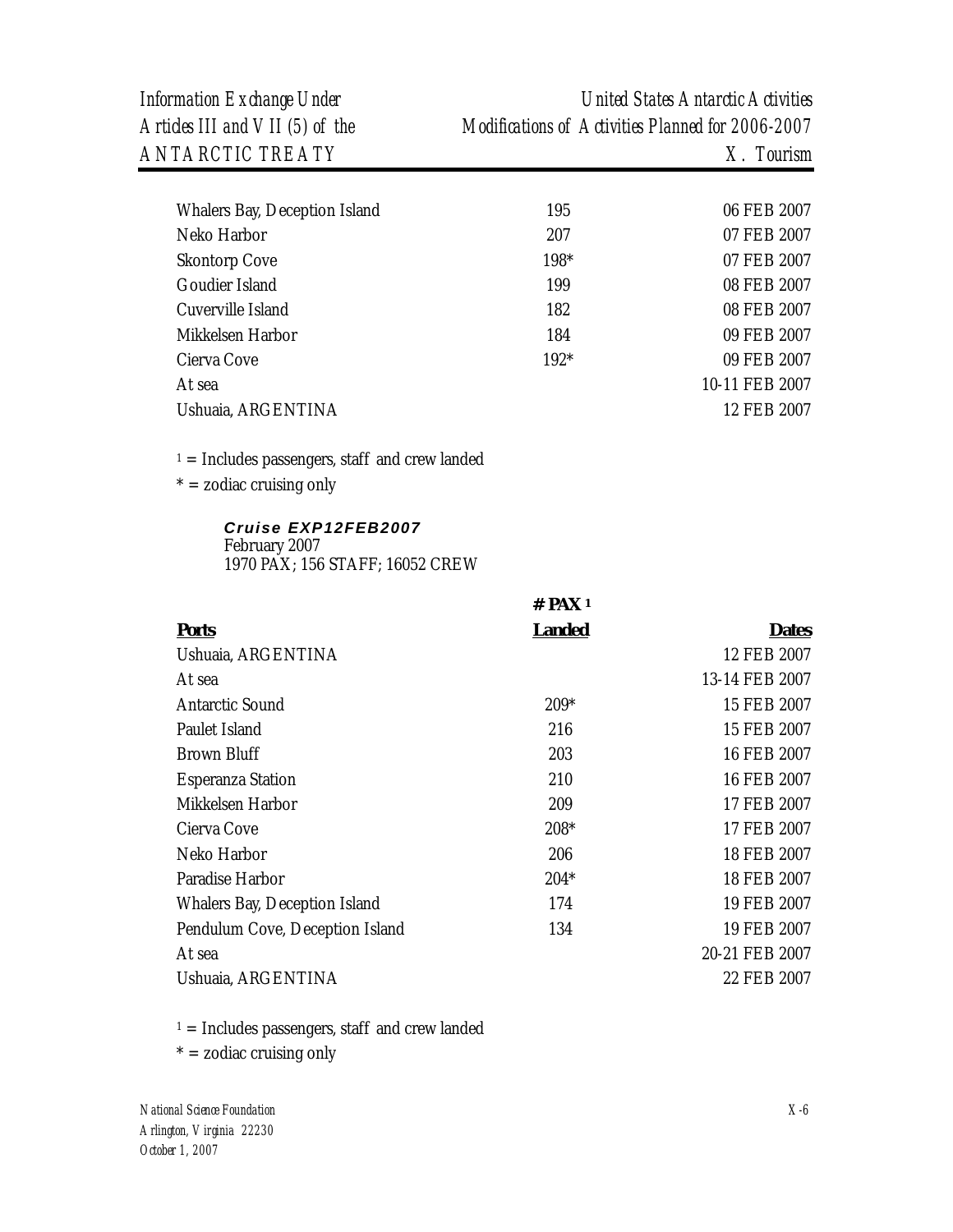| | | |
|---|---|---|
| Whalers Bay, Deception Island | 195 | 06 FEB 2007 |
| Neko Harbor | 207 | 07 FEB 2007 |
| Skontorp Cove | 198* | 07 FEB 2007 |
| Goudier Island | 199 | 08 FEB 2007 |
| Cuverville Island | 182 | 08 FEB 2007 |
| Mikkelsen Harbor | 184 | 09 FEB 2007 |
| Cierva Cove | 192* | 09 FEB 2007 |
| At sea | | 10-11 FEB 2007 |
| Ushuaia, ARGENTINA | | 12 FEB 2007 |

[1] = Includes passengers, staff and crew landed

\* = zodiac cruising only

***Cruise EXP12FEB2007***
February 2007
1970 PAX; 156 STAFF; 16052 CREW

| **Ports** | **# PAX [1] Landed** | **Dates** |
|---|---|---|
| Ushuaia, ARGENTINA | | 12 FEB 2007 |
| At sea | | 13-14 FEB 2007 |
| Antarctic Sound | 209* | 15 FEB 2007 |
| Paulet Island | 216 | 15 FEB 2007 |
| Brown Bluff | 203 | 16 FEB 2007 |
| Esperanza Station | 210 | 16 FEB 2007 |
| Mikkelsen Harbor | 209 | 17 FEB 2007 |
| Cierva Cove | 208* | 17 FEB 2007 |
| Neko Harbor | 206 | 18 FEB 2007 |
| Paradise Harbor | 204* | 18 FEB 2007 |
| Whalers Bay, Deception Island | 174 | 19 FEB 2007 |
| Pendulum Cove, Deception Island | 134 | 19 FEB 2007 |
| At sea | | 20-21 FEB 2007 |
| Ushuaia, ARGENTINA | | 22 FEB 2007 |

[1] = Includes passengers, staff and crew landed

\* = zodiac cruising only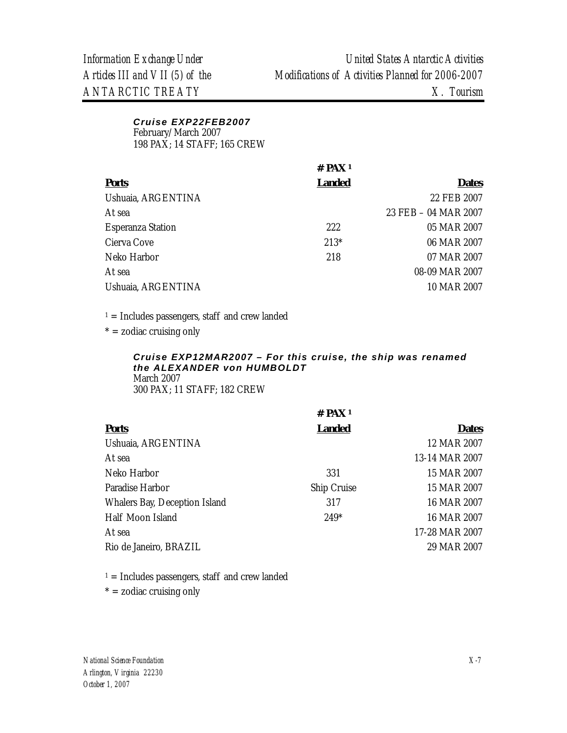***Cruise EXP22FEB2007***
February/March 2007
198 PAX; 14 STAFF; 165 CREW

| **Ports** | **# PAX [1] Landed** | **Dates** |
|---|---|---|
| Ushuaia, ARGENTINA | | 22 FEB 2007 |
| At sea | | 23 FEB – 04 MAR 2007 |
| Esperanza Station | 222 | 05 MAR 2007 |
| Cierva Cove | 213* | 06 MAR 2007 |
| Neko Harbor | 218 | 07 MAR 2007 |
| At sea | | 08-09 MAR 2007 |
| Ushuaia, ARGENTINA | | 10 MAR 2007 |

[1] = Includes passengers, staff and crew landed

* = zodiac cruising only

***Cruise EXP12MAR2007 – For this cruise, the ship was renamed the ALEXANDER von HUMBOLDT***
March 2007
300 PAX; 11 STAFF; 182 CREW

| **Ports** | **# PAX [1] Landed** | **Dates** |
|---|---|---|
| Ushuaia, ARGENTINA | | 12 MAR 2007 |
| At sea | | 13-14 MAR 2007 |
| Neko Harbor | 331 | 15 MAR 2007 |
| Paradise Harbor | Ship Cruise | 15 MAR 2007 |
| Whalers Bay, Deception Island | 317 | 16 MAR 2007 |
| Half Moon Island | 249* | 16 MAR 2007 |
| At sea | | 17-28 MAR 2007 |
| Rio de Janeiro, BRAZIL | | 29 MAR 2007 |

[1] = Includes passengers, staff and crew landed

* = zodiac cruising only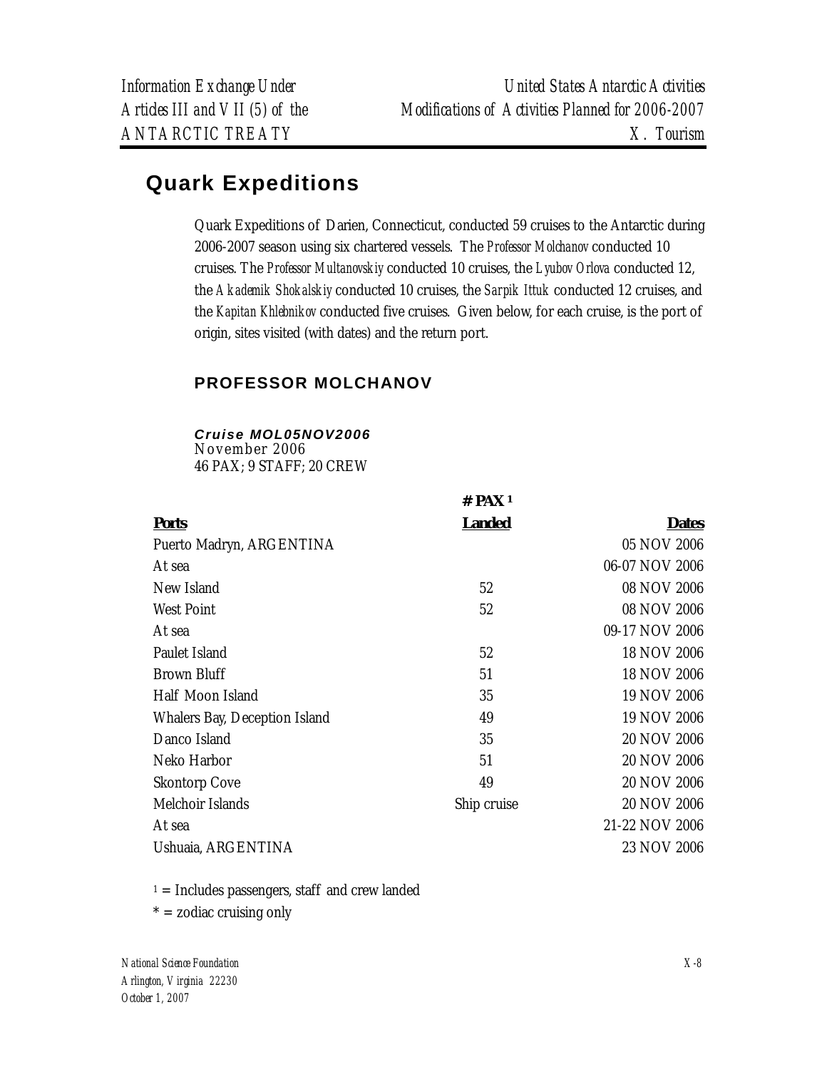## Quark Expeditions

Quark Expeditions of Darien, Connecticut, conducted 59 cruises to the Antarctic during 2006-2007 season using six chartered vessels. The *Professor Molchanov* conducted 10 cruises. The *Professor Multanovskiy* conducted 10 cruises, the *Lyubov Orlova* conducted 12, the *Akademik Shokalskiy* conducted 10 cruises, the *Sarpik Ittuk* conducted 12 cruises, and the *Kapitan Khlebnikov* conducted five cruises. Given below, for each cruise, is the port of origin, sites visited (with dates) and the return port.

### PROFESSOR MOLCHANOV

***Cruise MOL05NOV2006***
November 2006
46 PAX; 9 STAFF; 20 CREW

| Ports | # PAX [1] Landed | Dates |
|---|---|---|
| Puerto Madryn, ARGENTINA | | 05 NOV 2006 |
| At sea | | 06-07 NOV 2006 |
| New Island | 52 | 08 NOV 2006 |
| West Point | 52 | 08 NOV 2006 |
| At sea | | 09-17 NOV 2006 |
| Paulet Island | 52 | 18 NOV 2006 |
| Brown Bluff | 51 | 18 NOV 2006 |
| Half Moon Island | 35 | 19 NOV 2006 |
| Whalers Bay, Deception Island | 49 | 19 NOV 2006 |
| Danco Island | 35 | 20 NOV 2006 |
| Neko Harbor | 51 | 20 NOV 2006 |
| Skontorp Cove | 49 | 20 NOV 2006 |
| Melchoir Islands | Ship cruise | 20 NOV 2006 |
| At sea | | 21-22 NOV 2006 |
| Ushuaia, ARGENTINA | | 23 NOV 2006 |

[1] = Includes passengers, staff and crew landed

* = zodiac cruising only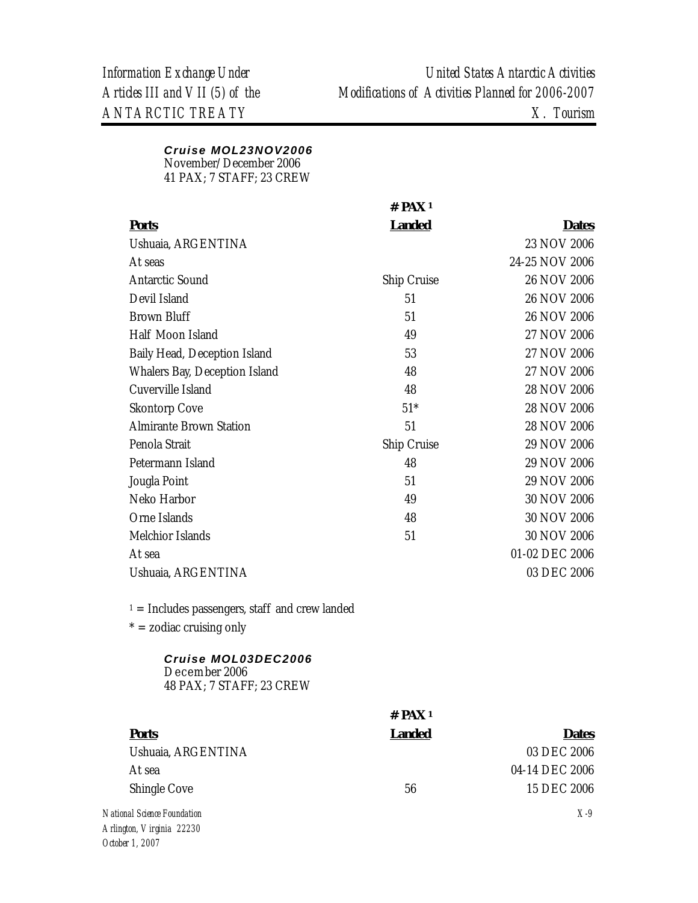***Cruise MOL23NOV2006***
November/December 2006
41 PAX; 7 STAFF; 23 CREW

| **Ports** | **# PAX [1] Landed** | **Dates** |
|---|---|---|
| Ushuaia, ARGENTINA | | 23 NOV 2006 |
| At seas | | 24-25 NOV 2006 |
| Antarctic Sound | Ship Cruise | 26 NOV 2006 |
| Devil Island | 51 | 26 NOV 2006 |
| Brown Bluff | 51 | 26 NOV 2006 |
| Half Moon Island | 49 | 27 NOV 2006 |
| Baily Head, Deception Island | 53 | 27 NOV 2006 |
| Whalers Bay, Deception Island | 48 | 27 NOV 2006 |
| Cuverville Island | 48 | 28 NOV 2006 |
| Skontorp Cove | 51* | 28 NOV 2006 |
| Almirante Brown Station | 51 | 28 NOV 2006 |
| Penola Strait | Ship Cruise | 29 NOV 2006 |
| Petermann Island | 48 | 29 NOV 2006 |
| Jougla Point | 51 | 29 NOV 2006 |
| Neko Harbor | 49 | 30 NOV 2006 |
| Orne Islands | 48 | 30 NOV 2006 |
| Melchior Islands | 51 | 30 NOV 2006 |
| At sea | | 01-02 DEC 2006 |
| Ushuaia, ARGENTINA | | 03 DEC 2006 |

[1] = Includes passengers, staff and crew landed

* = zodiac cruising only

***Cruise MOL03DEC2006***
December 2006
48 PAX; 7 STAFF; 23 CREW

| **Ports** | **# PAX [1] Landed** | **Dates** |
|---|---|---|
| Ushuaia, ARGENTINA | | 03 DEC 2006 |
| At sea | | 04-14 DEC 2006 |
| Shingle Cove | 56 | 15 DEC 2006 |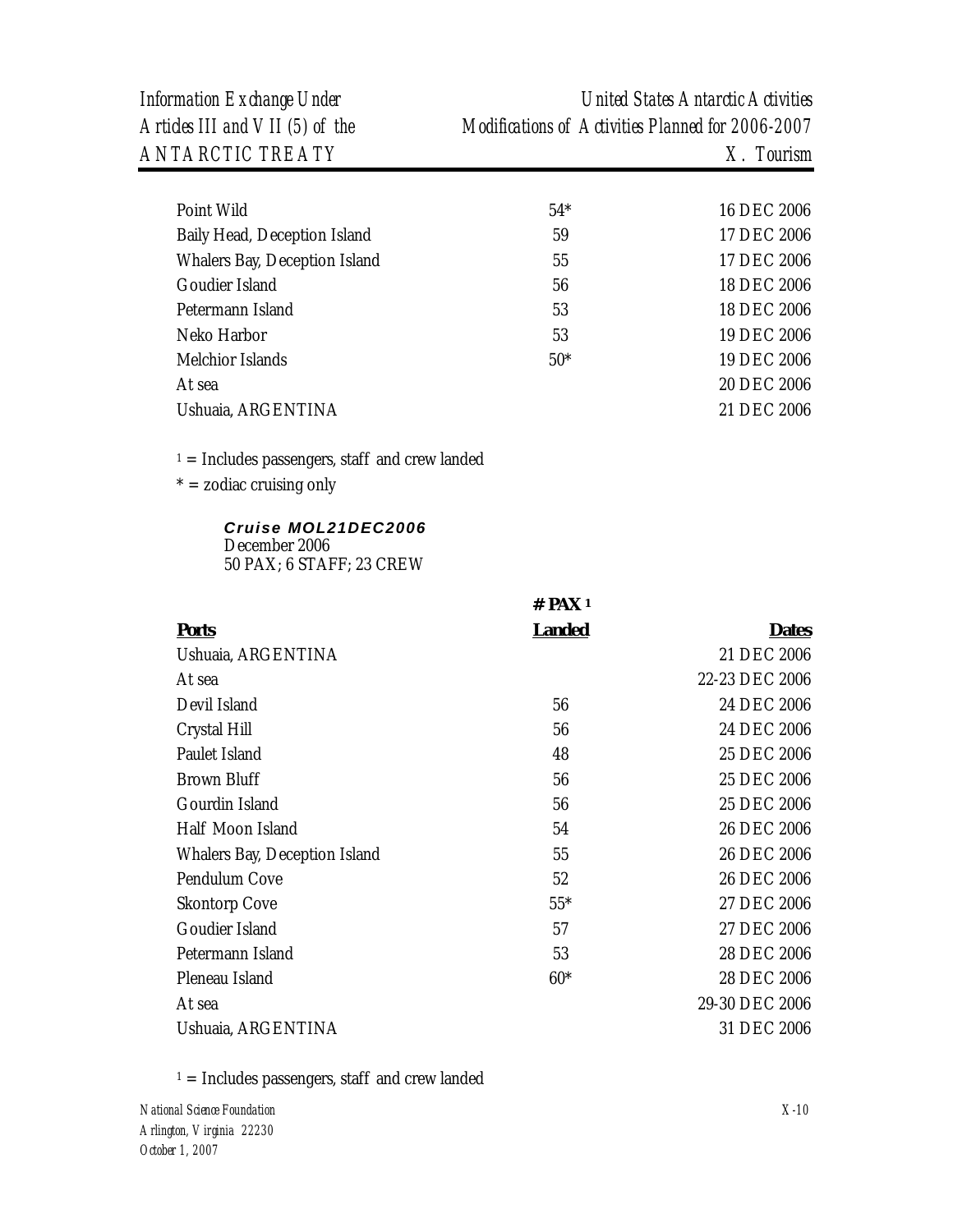| | | |
|---|---|---|
| Point Wild | 54* | 16 DEC 2006 |
| Baily Head, Deception Island | 59 | 17 DEC 2006 |
| Whalers Bay, Deception Island | 55 | 17 DEC 2006 |
| Goudier Island | 56 | 18 DEC 2006 |
| Petermann Island | 53 | 18 DEC 2006 |
| Neko Harbor | 53 | 19 DEC 2006 |
| Melchior Islands | 50* | 19 DEC 2006 |
| At sea | | 20 DEC 2006 |
| Ushuaia, ARGENTINA | | 21 DEC 2006 |

[1] = Includes passengers, staff and crew landed

* = zodiac cruising only

***Cruise MOL21DEC2006***
December 2006
50 PAX; 6 STAFF; 23 CREW

| Ports | # PAX [1] Landed | Dates |
|---|---|---|
| Ushuaia, ARGENTINA | | 21 DEC 2006 |
| At sea | | 22-23 DEC 2006 |
| Devil Island | 56 | 24 DEC 2006 |
| Crystal Hill | 56 | 24 DEC 2006 |
| Paulet Island | 48 | 25 DEC 2006 |
| Brown Bluff | 56 | 25 DEC 2006 |
| Gourdin Island | 56 | 25 DEC 2006 |
| Half Moon Island | 54 | 26 DEC 2006 |
| Whalers Bay, Deception Island | 55 | 26 DEC 2006 |
| Pendulum Cove | 52 | 26 DEC 2006 |
| Skontorp Cove | 55* | 27 DEC 2006 |
| Goudier Island | 57 | 27 DEC 2006 |
| Petermann Island | 53 | 28 DEC 2006 |
| Pleneau Island | 60* | 28 DEC 2006 |
| At sea | | 29-30 DEC 2006 |
| Ushuaia, ARGENTINA | | 31 DEC 2006 |

[1] = Includes passengers, staff and crew landed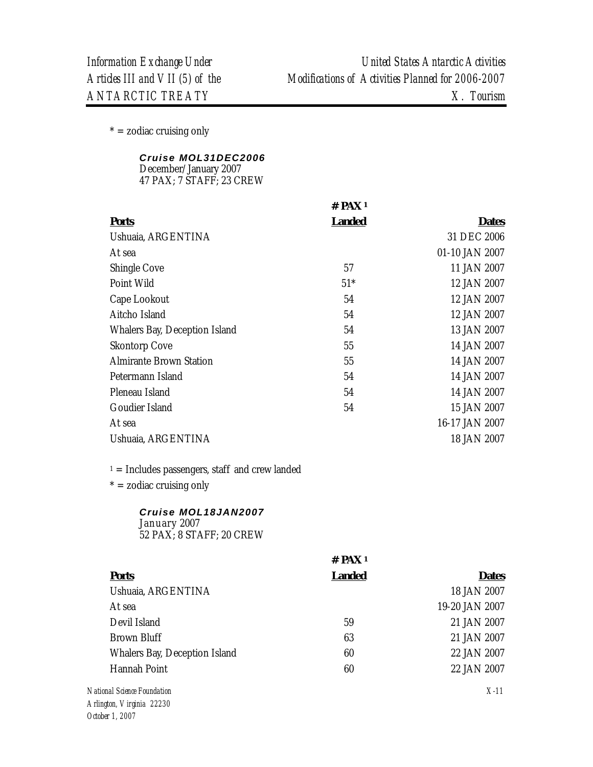\* = zodiac cruising only

***Cruise MOL31DEC2006***
December/January 2007
47 PAX; 7 STAFF; 23 CREW

| Ports | # PAX[1] Landed | Dates |
|---|---|---|
| Ushuaia, ARGENTINA | | 31 DEC 2006 |
| At sea | | 01-10 JAN 2007 |
| Shingle Cove | 57 | 11 JAN 2007 |
| Point Wild | 51* | 12 JAN 2007 |
| Cape Lookout | 54 | 12 JAN 2007 |
| Aitcho Island | 54 | 12 JAN 2007 |
| Whalers Bay, Deception Island | 54 | 13 JAN 2007 |
| Skontorp Cove | 55 | 14 JAN 2007 |
| Almirante Brown Station | 55 | 14 JAN 2007 |
| Petermann Island | 54 | 14 JAN 2007 |
| Pleneau Island | 54 | 14 JAN 2007 |
| Goudier Island | 54 | 15 JAN 2007 |
| At sea | | 16-17 JAN 2007 |
| Ushuaia, ARGENTINA | | 18 JAN 2007 |

[1] = Includes passengers, staff and crew landed

\* = zodiac cruising only

***Cruise MOL18JAN2007***
January 2007
52 PAX; 8 STAFF; 20 CREW

| Ports | # PAX[1] Landed | Dates |
|---|---|---|
| Ushuaia, ARGENTINA | | 18 JAN 2007 |
| At sea | | 19-20 JAN 2007 |
| Devil Island | 59 | 21 JAN 2007 |
| Brown Bluff | 63 | 21 JAN 2007 |
| Whalers Bay, Deception Island | 60 | 22 JAN 2007 |
| Hannah Point | 60 | 22 JAN 2007 |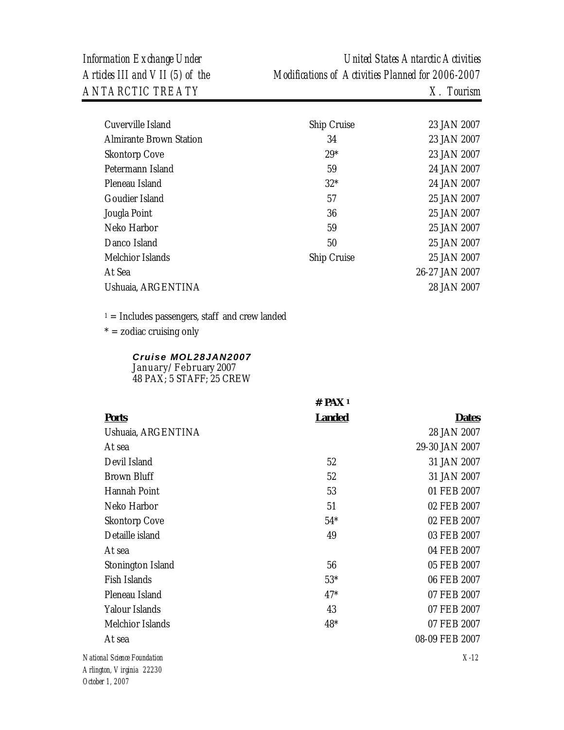| | | |
|---|---|---|
| Cuverville Island | Ship Cruise | 23 JAN 2007 |
| Almirante Brown Station | 34 | 23 JAN 2007 |
| Skontorp Cove | 29* | 23 JAN 2007 |
| Petermann Island | 59 | 24 JAN 2007 |
| Pleneau Island | 32* | 24 JAN 2007 |
| Goudier Island | 57 | 25 JAN 2007 |
| Jougla Point | 36 | 25 JAN 2007 |
| Neko Harbor | 59 | 25 JAN 2007 |
| Danco Island | 50 | 25 JAN 2007 |
| Melchior Islands | Ship Cruise | 25 JAN 2007 |
| At Sea | | 26-27 JAN 2007 |
| Ushuaia, ARGENTINA | | 28 JAN 2007 |

[1] = Includes passengers, staff and crew landed

* = zodiac cruising only

***Cruise MOL28JAN2007***
January/February 2007
48 PAX; 5 STAFF; 25 CREW

| **Ports** | **# PAX [1] Landed** | **Dates** |
|---|---|---|
| Ushuaia, ARGENTINA | | 28 JAN 2007 |
| At sea | | 29-30 JAN 2007 |
| Devil Island | 52 | 31 JAN 2007 |
| Brown Bluff | 52 | 31 JAN 2007 |
| Hannah Point | 53 | 01 FEB 2007 |
| Neko Harbor | 51 | 02 FEB 2007 |
| Skontorp Cove | 54* | 02 FEB 2007 |
| Detaille island | 49 | 03 FEB 2007 |
| At sea | | 04 FEB 2007 |
| Stonington Island | 56 | 05 FEB 2007 |
| Fish Islands | 53* | 06 FEB 2007 |
| Pleneau Island | 47* | 07 FEB 2007 |
| Yalour Islands | 43 | 07 FEB 2007 |
| Melchior Islands | 48* | 07 FEB 2007 |
| At sea | | 08-09 FEB 2007 |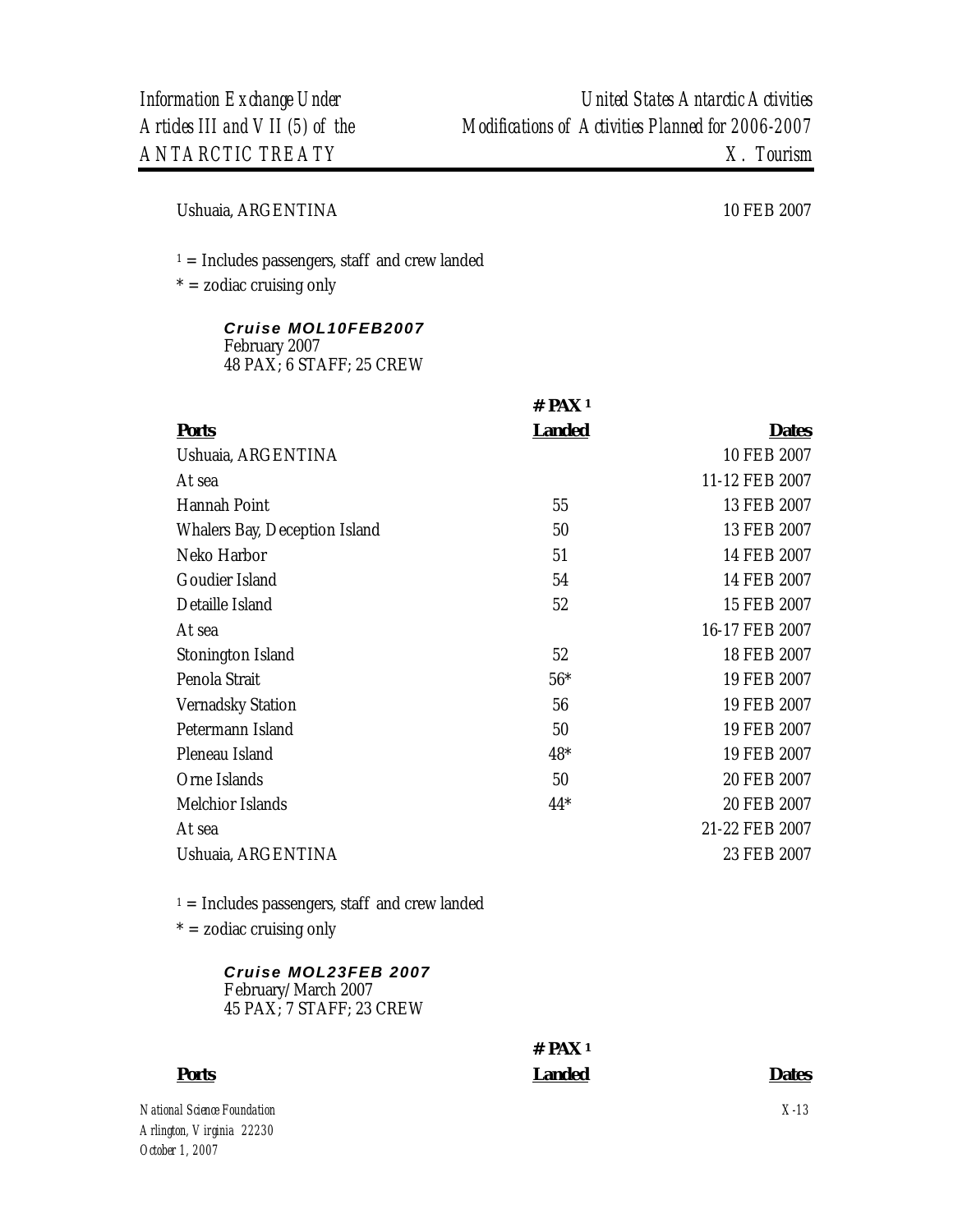| | | |
|---|---|---|
| Ushuaia, ARGENTINA | | 10 FEB 2007 |

[1] = Includes passengers, staff and crew landed
\* = zodiac cruising only

***Cruise MOL10FEB2007***
February 2007
48 PAX; 6 STAFF; 25 CREW

| Ports | # PAX [1] Landed | Dates |
|---|---|---|
| Ushuaia, ARGENTINA | | 10 FEB 2007 |
| At sea | | 11-12 FEB 2007 |
| Hannah Point | 55 | 13 FEB 2007 |
| Whalers Bay, Deception Island | 50 | 13 FEB 2007 |
| Neko Harbor | 51 | 14 FEB 2007 |
| Goudier Island | 54 | 14 FEB 2007 |
| Detaille Island | 52 | 15 FEB 2007 |
| At sea | | 16-17 FEB 2007 |
| Stonington Island | 52 | 18 FEB 2007 |
| Penola Strait | 56* | 19 FEB 2007 |
| Vernadsky Station | 56 | 19 FEB 2007 |
| Petermann Island | 50 | 19 FEB 2007 |
| Pleneau Island | 48* | 19 FEB 2007 |
| Orne Islands | 50 | 20 FEB 2007 |
| Melchior Islands | 44* | 20 FEB 2007 |
| At sea | | 21-22 FEB 2007 |
| Ushuaia, ARGENTINA | | 23 FEB 2007 |

[1] = Includes passengers, staff and crew landed
\* = zodiac cruising only

***Cruise MOL23FEB 2007***
February/March 2007
45 PAX; 7 STAFF; 23 CREW

| Ports | # PAX [1] Landed | Dates |
|---|---|---|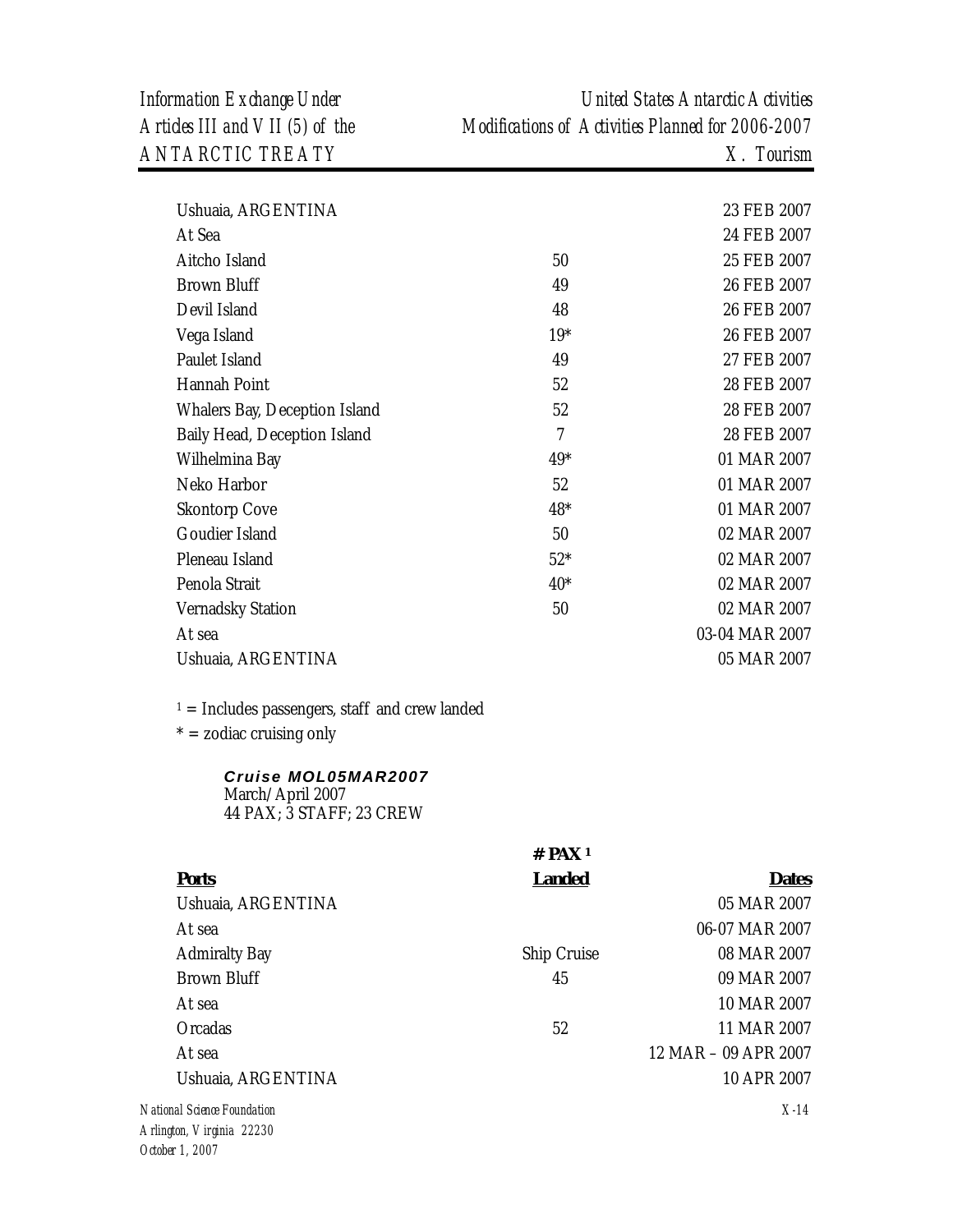| | | |
|---|---|---|
| Ushuaia, ARGENTINA | | 23 FEB 2007 |
| At Sea | | 24 FEB 2007 |
| Aitcho Island | 50 | 25 FEB 2007 |
| Brown Bluff | 49 | 26 FEB 2007 |
| Devil Island | 48 | 26 FEB 2007 |
| Vega Island | 19* | 26 FEB 2007 |
| Paulet Island | 49 | 27 FEB 2007 |
| Hannah Point | 52 | 28 FEB 2007 |
| Whalers Bay, Deception Island | 52 | 28 FEB 2007 |
| Baily Head, Deception Island | 7 | 28 FEB 2007 |
| Wilhelmina Bay | 49* | 01 MAR 2007 |
| Neko Harbor | 52 | 01 MAR 2007 |
| Skontorp Cove | 48* | 01 MAR 2007 |
| Goudier Island | 50 | 02 MAR 2007 |
| Pleneau Island | 52* | 02 MAR 2007 |
| Penola Strait | 40* | 02 MAR 2007 |
| Vernadsky Station | 50 | 02 MAR 2007 |
| At sea | | 03-04 MAR 2007 |
| Ushuaia, ARGENTINA | | 05 MAR 2007 |

[1] = Includes passengers, staff and crew landed

* = zodiac cruising only

***Cruise MOL05MAR2007***
March/April 2007
44 PAX; 3 STAFF; 23 CREW

| **Ports** | **# PAX [1] Landed** | **Dates** |
|---|---|---|
| Ushuaia, ARGENTINA | | 05 MAR 2007 |
| At sea | | 06-07 MAR 2007 |
| Admiralty Bay | Ship Cruise | 08 MAR 2007 |
| Brown Bluff | 45 | 09 MAR 2007 |
| At sea | | 10 MAR 2007 |
| Orcadas | 52 | 11 MAR 2007 |
| At sea | | 12 MAR – 09 APR 2007 |
| Ushuaia, ARGENTINA | | 10 APR 2007 |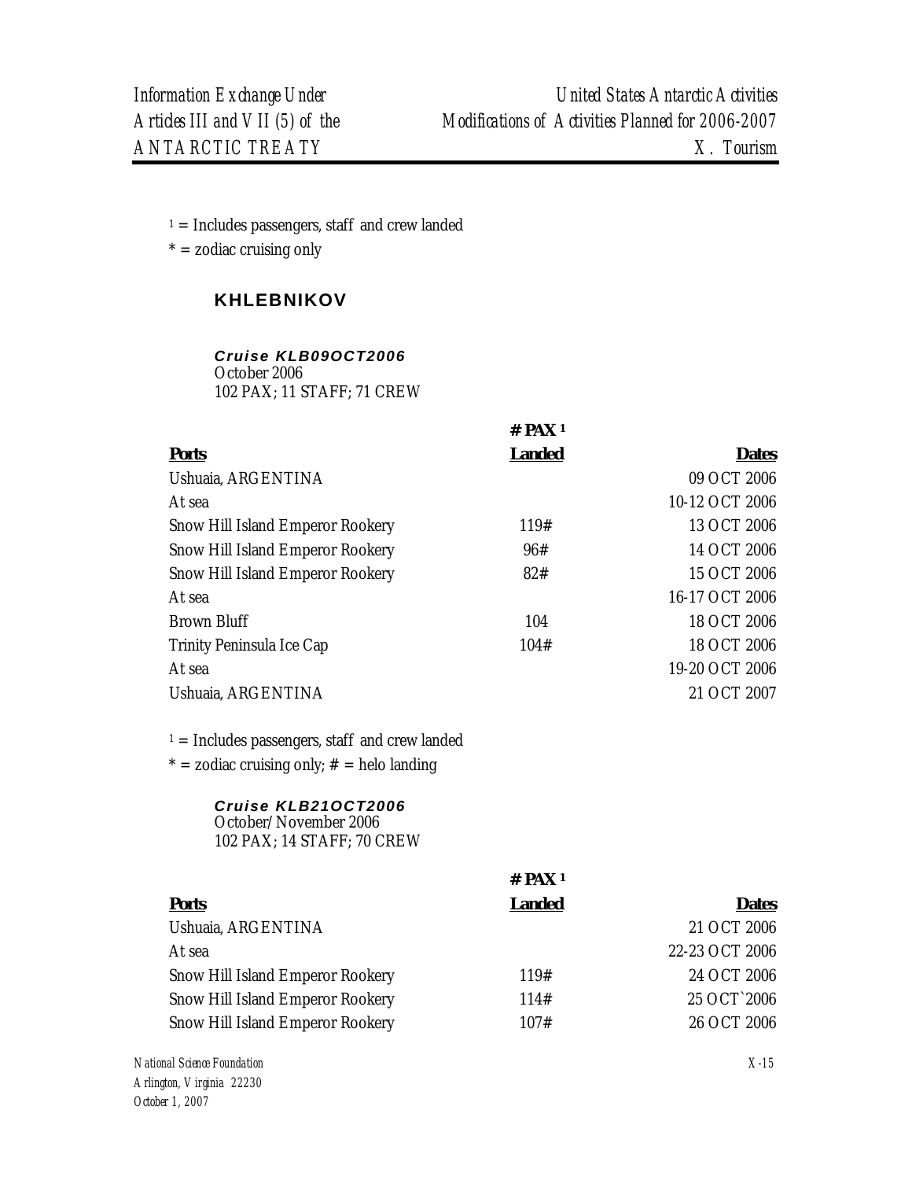[1] = Includes passengers, staff and crew landed

* = zodiac cruising only

## KHLEBNIKOV

### *Cruise KLB09OCT2006*

October 2006
102 PAX; 11 STAFF; 71 CREW

| Ports | # PAX [1] Landed | Dates |
|---|---|---|
| Ushuaia, ARGENTINA | | 09 OCT 2006 |
| At sea | | 10-12 OCT 2006 |
| Snow Hill Island Emperor Rookery | 119# | 13 OCT 2006 |
| Snow Hill Island Emperor Rookery | 96# | 14 OCT 2006 |
| Snow Hill Island Emperor Rookery | 82# | 15 OCT 2006 |
| At sea | | 16-17 OCT 2006 |
| Brown Bluff | 104 | 18 OCT 2006 |
| Trinity Peninsula Ice Cap | 104# | 18 OCT 2006 |
| At sea | | 19-20 OCT 2006 |
| Ushuaia, ARGENTINA | | 21 OCT 2007 |

[1] = Includes passengers, staff and crew landed

* = zodiac cruising only; # = helo landing

### *Cruise KLB21OCT2006*

October/November 2006
102 PAX; 14 STAFF; 70 CREW

| Ports | # PAX [1] Landed | Dates |
|---|---|---|
| Ushuaia, ARGENTINA | | 21 OCT 2006 |
| At sea | | 22-23 OCT 2006 |
| Snow Hill Island Emperor Rookery | 119# | 24 OCT 2006 |
| Snow Hill Island Emperor Rookery | 114# | 25 OCT`2006 |
| Snow Hill Island Emperor Rookery | 107# | 26 OCT 2006 |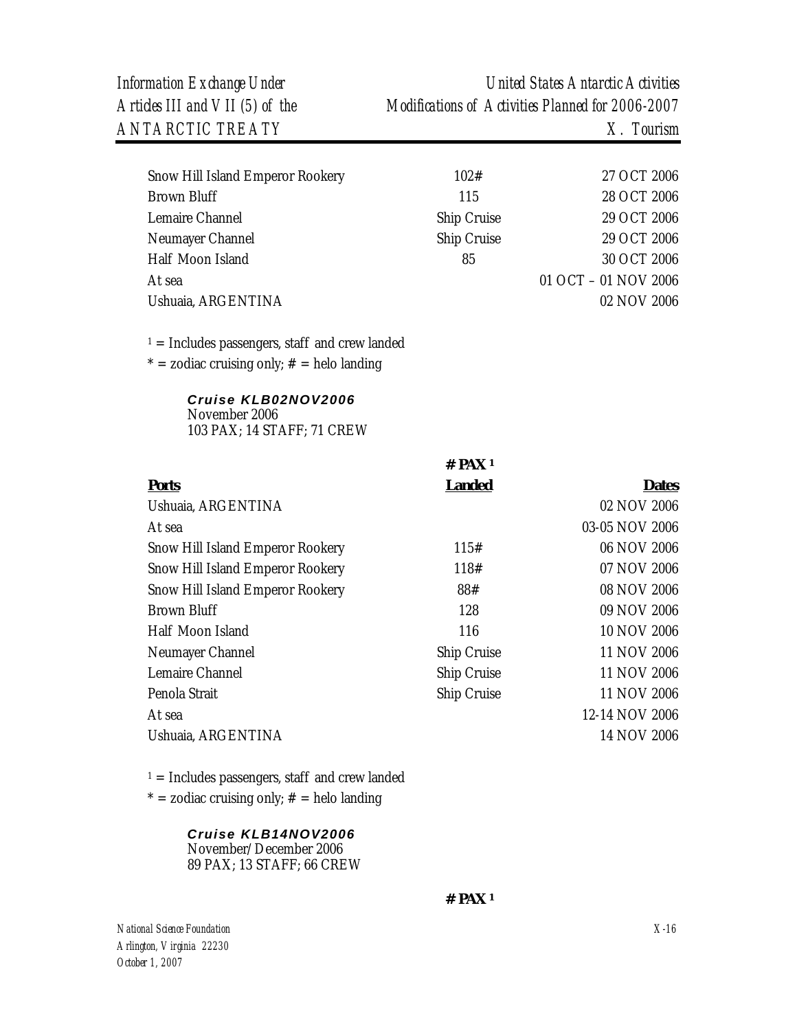| | | |
|---|---|---|
| Snow Hill Island Emperor Rookery | 102# | 27 OCT 2006 |
| Brown Bluff | 115 | 28 OCT 2006 |
| Lemaire Channel | Ship Cruise | 29 OCT 2006 |
| Neumayer Channel | Ship Cruise | 29 OCT 2006 |
| Half Moon Island | 85 | 30 OCT 2006 |
| At sea | | 01 OCT – 01 NOV 2006 |
| Ushuaia, ARGENTINA | | 02 NOV 2006 |

[1] = Includes passengers, staff and crew landed
* = zodiac cruising only; # = helo landing

***Cruise KLB02NOV2006***
November 2006
103 PAX; 14 STAFF; 71 CREW

| **Ports** | **# PAX [1] Landed** | **Dates** |
|---|---|---|
| Ushuaia, ARGENTINA | | 02 NOV 2006 |
| At sea | | 03-05 NOV 2006 |
| Snow Hill Island Emperor Rookery | 115# | 06 NOV 2006 |
| Snow Hill Island Emperor Rookery | 118# | 07 NOV 2006 |
| Snow Hill Island Emperor Rookery | 88# | 08 NOV 2006 |
| Brown Bluff | 128 | 09 NOV 2006 |
| Half Moon Island | 116 | 10 NOV 2006 |
| Neumayer Channel | Ship Cruise | 11 NOV 2006 |
| Lemaire Channel | Ship Cruise | 11 NOV 2006 |
| Penola Strait | Ship Cruise | 11 NOV 2006 |
| At sea | | 12-14 NOV 2006 |
| Ushuaia, ARGENTINA | | 14 NOV 2006 |

[1] = Includes passengers, staff and crew landed
* = zodiac cruising only; # = helo landing

***Cruise KLB14NOV2006***
November/December 2006
89 PAX; 13 STAFF; 66 CREW

**# PAX [1]**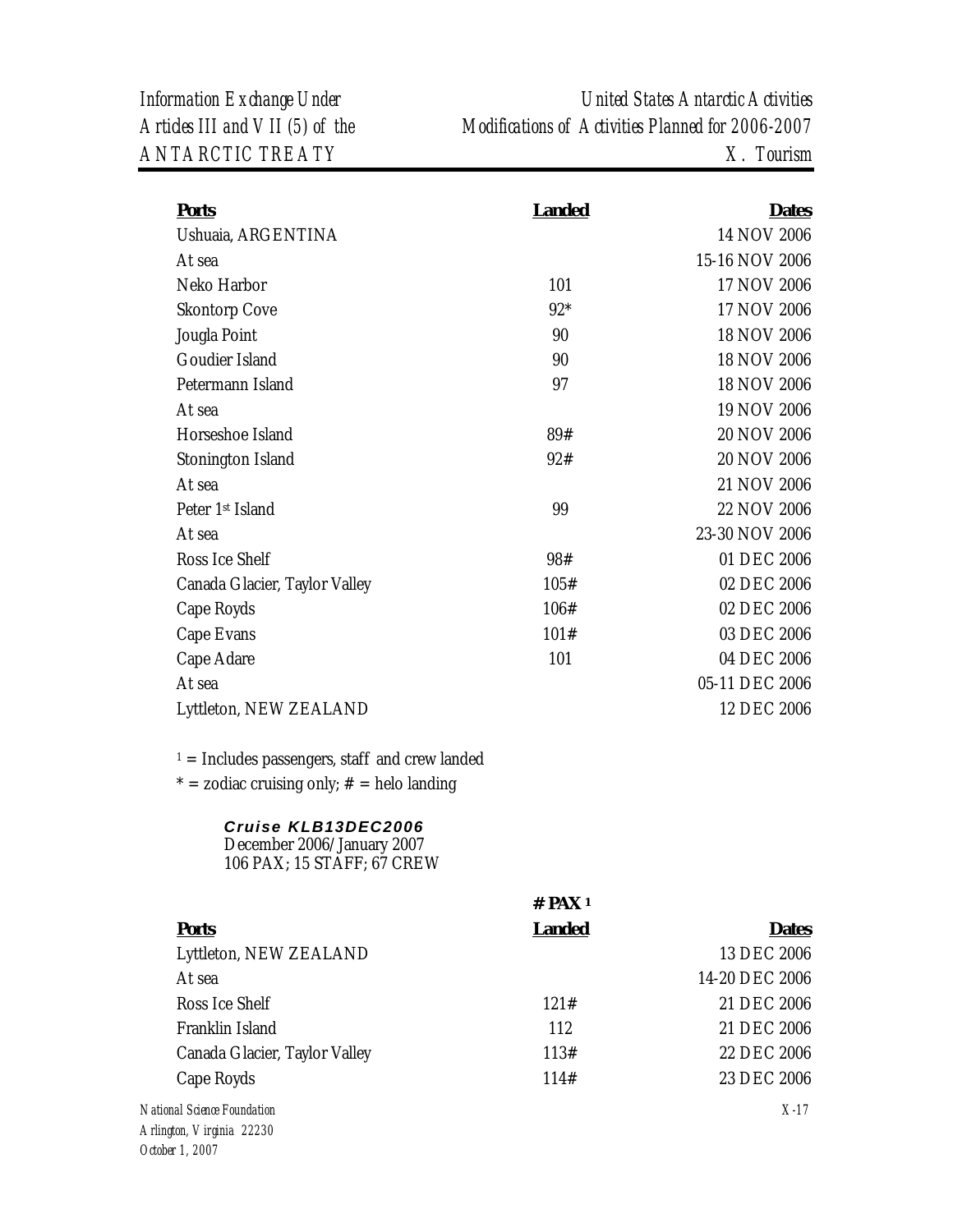| Ports | Landed | Dates |
|---|---|---|
| Ushuaia, ARGENTINA | | 14 NOV 2006 |
| At sea | | 15-16 NOV 2006 |
| Neko Harbor | 101 | 17 NOV 2006 |
| Skontorp Cove | 92* | 17 NOV 2006 |
| Jougla Point | 90 | 18 NOV 2006 |
| Goudier Island | 90 | 18 NOV 2006 |
| Petermann Island | 97 | 18 NOV 2006 |
| At sea | | 19 NOV 2006 |
| Horseshoe Island | 89# | 20 NOV 2006 |
| Stonington Island | 92# | 20 NOV 2006 |
| At sea | | 21 NOV 2006 |
| Peter 1st Island | 99 | 22 NOV 2006 |
| At sea | | 23-30 NOV 2006 |
| Ross Ice Shelf | 98# | 01 DEC 2006 |
| Canada Glacier, Taylor Valley | 105# | 02 DEC 2006 |
| Cape Royds | 106# | 02 DEC 2006 |
| Cape Evans | 101# | 03 DEC 2006 |
| Cape Adare | 101 | 04 DEC 2006 |
| At sea | | 05-11 DEC 2006 |
| Lyttleton, NEW ZEALAND | | 12 DEC 2006 |

[1] = Includes passengers, staff and crew landed

* = zodiac cruising only; # = helo landing

***Cruise KLB13DEC2006***
December 2006/January 2007
106 PAX; 15 STAFF; 67 CREW

| Ports | # PAX [1] Landed | Dates |
|---|---|---|
| Lyttleton, NEW ZEALAND | | 13 DEC 2006 |
| At sea | | 14-20 DEC 2006 |
| Ross Ice Shelf | 121# | 21 DEC 2006 |
| Franklin Island | 112 | 21 DEC 2006 |
| Canada Glacier, Taylor Valley | 113# | 22 DEC 2006 |
| Cape Royds | 114# | 23 DEC 2006 |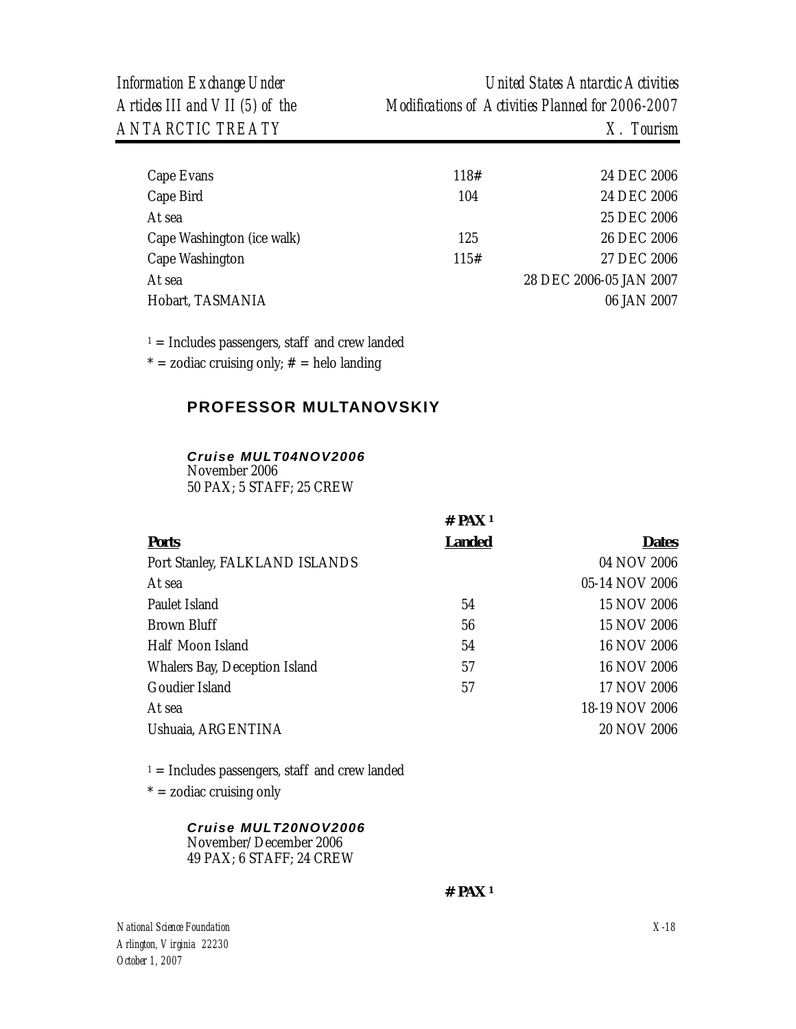| | | |
|---|---|---|
| Cape Evans | 118# | 24 DEC 2006 |
| Cape Bird | 104 | 24 DEC 2006 |
| At sea | | 25 DEC 2006 |
| Cape Washington (ice walk) | 125 | 26 DEC 2006 |
| Cape Washington | 115# | 27 DEC 2006 |
| At sea | | 28 DEC 2006-05 JAN 2007 |
| Hobart, TASMANIA | | 06 JAN 2007 |

[1] = Includes passengers, staff and crew landed

* = zodiac cruising only; # = helo landing

## PROFESSOR MULTANOVSKIY

### *Cruise MULT04NOV2006*

November 2006
50 PAX; 5 STAFF; 25 CREW

| Ports | # PAX [1] Landed | Dates |
|---|---|---|
| Port Stanley, FALKLAND ISLANDS | | 04 NOV 2006 |
| At sea | | 05-14 NOV 2006 |
| Paulet Island | 54 | 15 NOV 2006 |
| Brown Bluff | 56 | 15 NOV 2006 |
| Half Moon Island | 54 | 16 NOV 2006 |
| Whalers Bay, Deception Island | 57 | 16 NOV 2006 |
| Goudier Island | 57 | 17 NOV 2006 |
| At sea | | 18-19 NOV 2006 |
| Ushuaia, ARGENTINA | | 20 NOV 2006 |

[1] = Includes passengers, staff and crew landed

* = zodiac cruising only

### *Cruise MULT20NOV2006*

November/December 2006
49 PAX; 6 STAFF; 24 CREW

**# PAX [1]**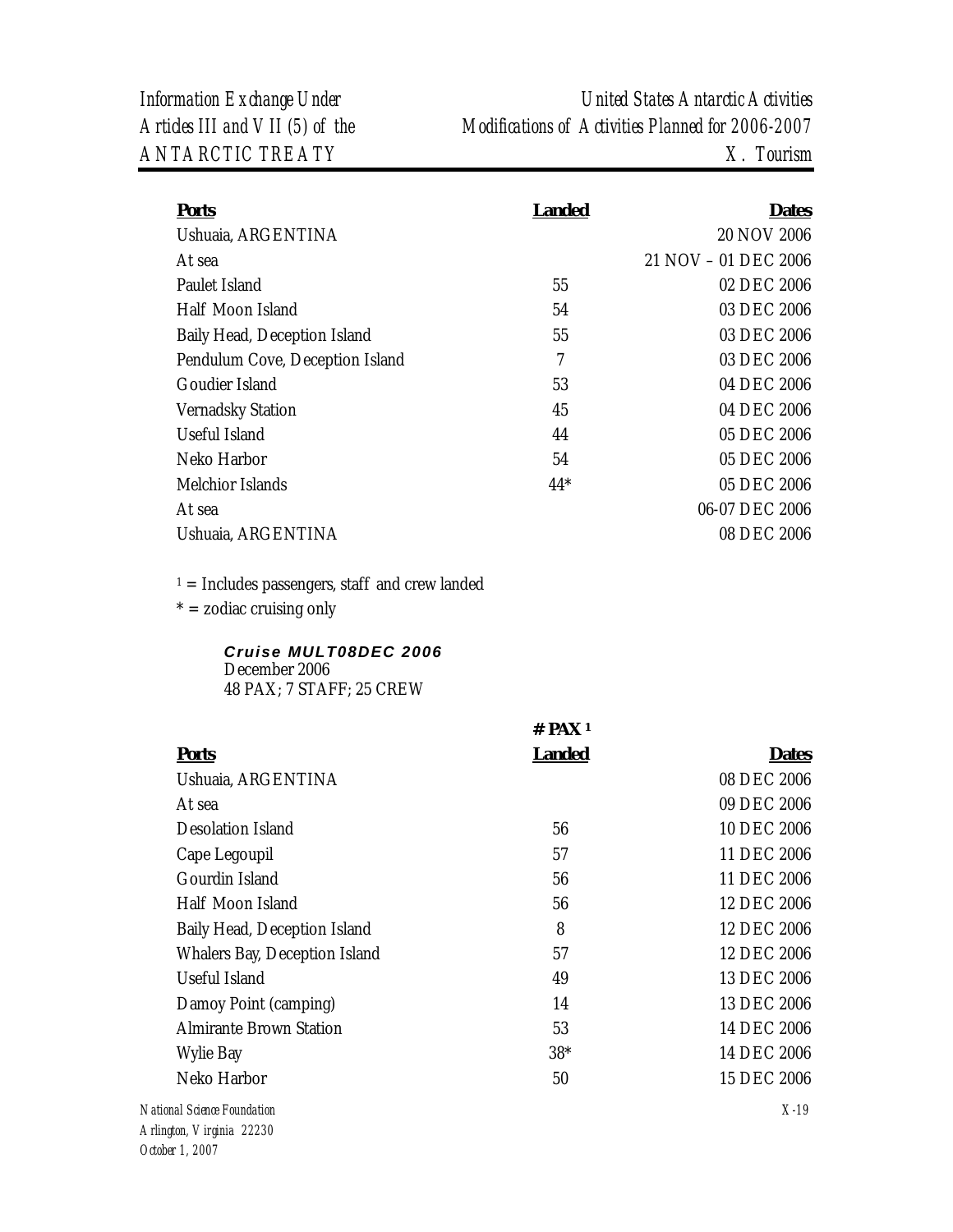| Ports | Landed | Dates |
|---|---|---|
| Ushuaia, ARGENTINA | | 20 NOV 2006 |
| At sea | | 21 NOV – 01 DEC 2006 |
| Paulet Island | 55 | 02 DEC 2006 |
| Half Moon Island | 54 | 03 DEC 2006 |
| Baily Head, Deception Island | 55 | 03 DEC 2006 |
| Pendulum Cove, Deception Island | 7 | 03 DEC 2006 |
| Goudier Island | 53 | 04 DEC 2006 |
| Vernadsky Station | 45 | 04 DEC 2006 |
| Useful Island | 44 | 05 DEC 2006 |
| Neko Harbor | 54 | 05 DEC 2006 |
| Melchior Islands | 44* | 05 DEC 2006 |
| At sea | | 06-07 DEC 2006 |
| Ushuaia, ARGENTINA | | 08 DEC 2006 |

[1] = Includes passengers, staff and crew landed

* = zodiac cruising only

***Cruise MULT08DEC 2006***
December 2006
48 PAX; 7 STAFF; 25 CREW

| Ports | # PAX [1] Landed | Dates |
|---|---|---|
| Ushuaia, ARGENTINA | | 08 DEC 2006 |
| At sea | | 09 DEC 2006 |
| Desolation Island | 56 | 10 DEC 2006 |
| Cape Legoupil | 57 | 11 DEC 2006 |
| Gourdin Island | 56 | 11 DEC 2006 |
| Half Moon Island | 56 | 12 DEC 2006 |
| Baily Head, Deception Island | 8 | 12 DEC 2006 |
| Whalers Bay, Deception Island | 57 | 12 DEC 2006 |
| Useful Island | 49 | 13 DEC 2006 |
| Damoy Point (camping) | 14 | 13 DEC 2006 |
| Almirante Brown Station | 53 | 14 DEC 2006 |
| Wylie Bay | 38* | 14 DEC 2006 |
| Neko Harbor | 50 | 15 DEC 2006 |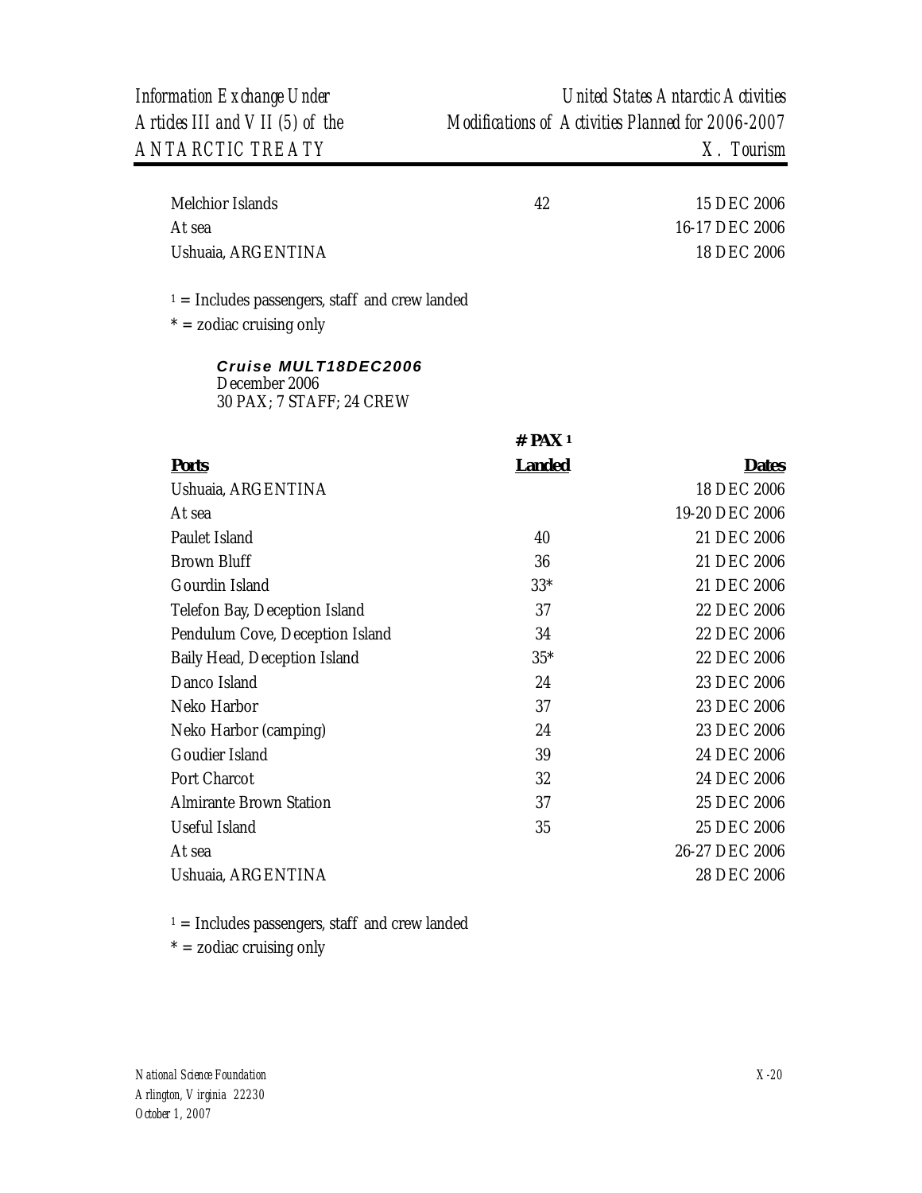| | | |
|---|---|---|
| Melchior Islands | 42 | 15 DEC 2006 |
| At sea | | 16-17 DEC 2006 |
| Ushuaia, ARGENTINA | | 18 DEC 2006 |

[1] = Includes passengers, staff and crew landed

* = zodiac cruising only

***Cruise MULT18DEC2006***
December 2006
30 PAX; 7 STAFF; 24 CREW

| **Ports** | **# PAX [1] Landed** | **Dates** |
|---|---|---|
| Ushuaia, ARGENTINA | | 18 DEC 2006 |
| At sea | | 19-20 DEC 2006 |
| Paulet Island | 40 | 21 DEC 2006 |
| Brown Bluff | 36 | 21 DEC 2006 |
| Gourdin Island | 33* | 21 DEC 2006 |
| Telefon Bay, Deception Island | 37 | 22 DEC 2006 |
| Pendulum Cove, Deception Island | 34 | 22 DEC 2006 |
| Baily Head, Deception Island | 35* | 22 DEC 2006 |
| Danco Island | 24 | 23 DEC 2006 |
| Neko Harbor | 37 | 23 DEC 2006 |
| Neko Harbor (camping) | 24 | 23 DEC 2006 |
| Goudier Island | 39 | 24 DEC 2006 |
| Port Charcot | 32 | 24 DEC 2006 |
| Almirante Brown Station | 37 | 25 DEC 2006 |
| Useful Island | 35 | 25 DEC 2006 |
| At sea | | 26-27 DEC 2006 |
| Ushuaia, ARGENTINA | | 28 DEC 2006 |

[1] = Includes passengers, staff and crew landed

* = zodiac cruising only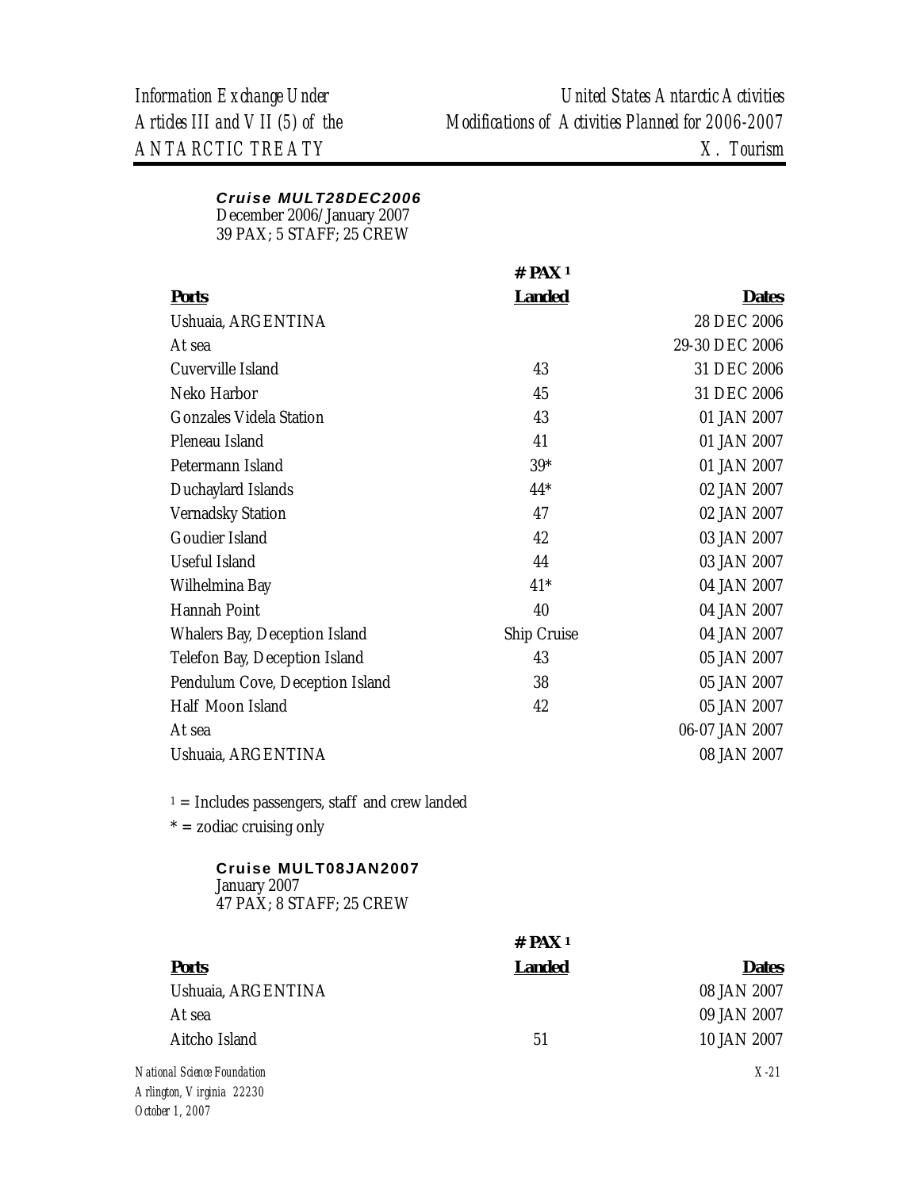**Cruise MULT28DEC2006**
December 2006/January 2007
39 PAX; 5 STAFF; 25 CREW

| Ports | # PAX [1] Landed | Dates |
|---|---|---|
| Ushuaia, ARGENTINA | | 28 DEC 2006 |
| At sea | | 29-30 DEC 2006 |
| Cuverville Island | 43 | 31 DEC 2006 |
| Neko Harbor | 45 | 31 DEC 2006 |
| Gonzales Videla Station | 43 | 01 JAN 2007 |
| Pleneau Island | 41 | 01 JAN 2007 |
| Petermann Island | 39* | 01 JAN 2007 |
| Duchaylard Islands | 44* | 02 JAN 2007 |
| Vernadsky Station | 47 | 02 JAN 2007 |
| Goudier Island | 42 | 03 JAN 2007 |
| Useful Island | 44 | 03 JAN 2007 |
| Wilhelmina Bay | 41* | 04 JAN 2007 |
| Hannah Point | 40 | 04 JAN 2007 |
| Whalers Bay, Deception Island | Ship Cruise | 04 JAN 2007 |
| Telefon Bay, Deception Island | 43 | 05 JAN 2007 |
| Pendulum Cove, Deception Island | 38 | 05 JAN 2007 |
| Half Moon Island | 42 | 05 JAN 2007 |
| At sea | | 06-07 JAN 2007 |
| Ushuaia, ARGENTINA | | 08 JAN 2007 |

[1] = Includes passengers, staff and crew landed

* = zodiac cruising only

**Cruise MULT08JAN2007**
January 2007
47 PAX; 8 STAFF; 25 CREW

| Ports | # PAX [1] Landed | Dates |
|---|---|---|
| Ushuaia, ARGENTINA | | 08 JAN 2007 |
| At sea | | 09 JAN 2007 |
| Aitcho Island | 51 | 10 JAN 2007 |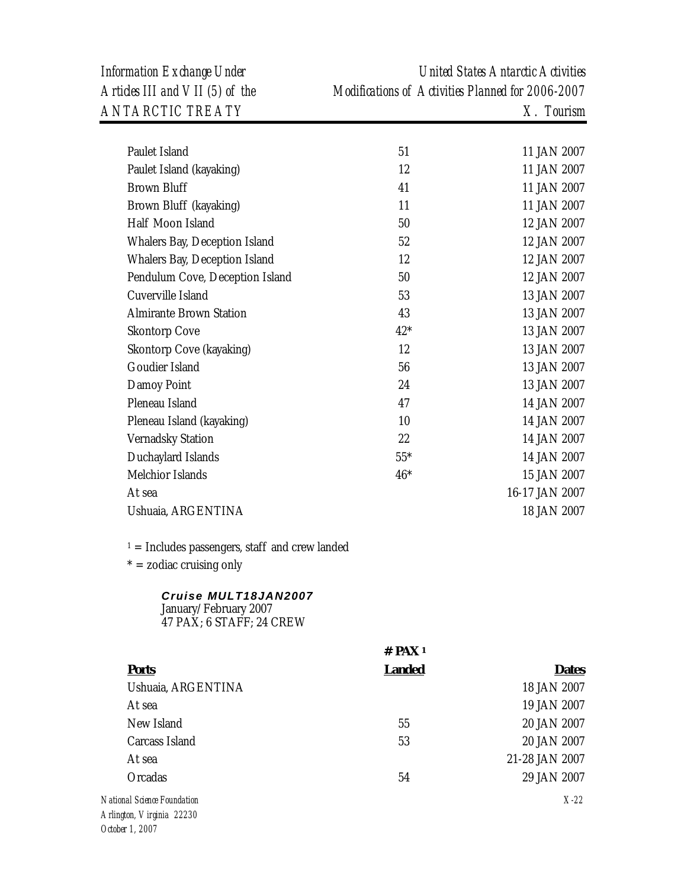| | | |
|---|---|---|
| Paulet Island | 51 | 11 JAN 2007 |
| Paulet Island (kayaking) | 12 | 11 JAN 2007 |
| Brown Bluff | 41 | 11 JAN 2007 |
| Brown Bluff (kayaking) | 11 | 11 JAN 2007 |
| Half Moon Island | 50 | 12 JAN 2007 |
| Whalers Bay, Deception Island | 52 | 12 JAN 2007 |
| Whalers Bay, Deception Island | 12 | 12 JAN 2007 |
| Pendulum Cove, Deception Island | 50 | 12 JAN 2007 |
| Cuverville Island | 53 | 13 JAN 2007 |
| Almirante Brown Station | 43 | 13 JAN 2007 |
| Skontorp Cove | 42* | 13 JAN 2007 |
| Skontorp Cove (kayaking) | 12 | 13 JAN 2007 |
| Goudier Island | 56 | 13 JAN 2007 |
| Damoy Point | 24 | 13 JAN 2007 |
| Pleneau Island | 47 | 14 JAN 2007 |
| Pleneau Island (kayaking) | 10 | 14 JAN 2007 |
| Vernadsky Station | 22 | 14 JAN 2007 |
| Duchaylard Islands | 55* | 14 JAN 2007 |
| Melchior Islands | 46* | 15 JAN 2007 |
| At sea | | 16-17 JAN 2007 |
| Ushuaia, ARGENTINA | | 18 JAN 2007 |

[1] = Includes passengers, staff and crew landed

* = zodiac cruising only

***Cruise MULT18JAN2007***
January/February 2007
47 PAX; 6 STAFF; 24 CREW

| Ports | # PAX [1] Landed | Dates |
|---|---|---|
| Ushuaia, ARGENTINA | | 18 JAN 2007 |
| At sea | | 19 JAN 2007 |
| New Island | 55 | 20 JAN 2007 |
| Carcass Island | 53 | 20 JAN 2007 |
| At sea | | 21-28 JAN 2007 |
| Orcadas | 54 | 29 JAN 2007 |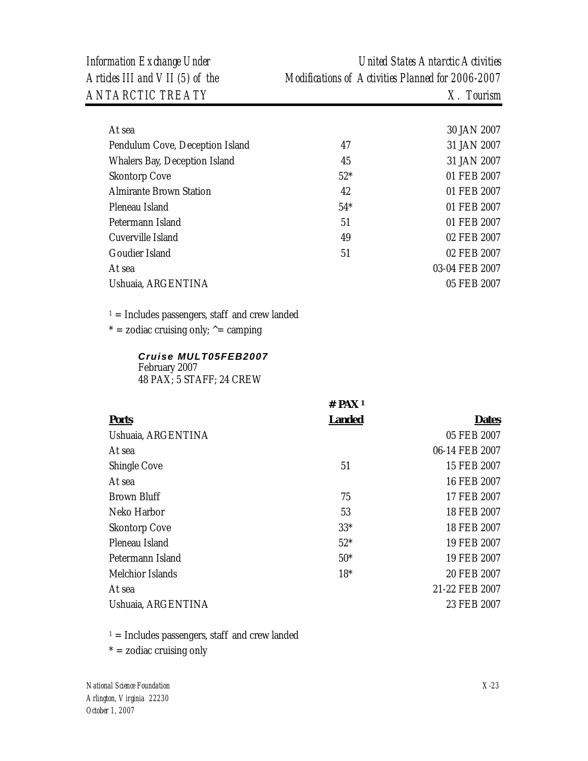| | | |
|---|---|---|
| At sea | | 30 JAN 2007 |
| Pendulum Cove, Deception Island | 47 | 31 JAN 2007 |
| Whalers Bay, Deception Island | 45 | 31 JAN 2007 |
| Skontorp Cove | 52* | 01 FEB 2007 |
| Almirante Brown Station | 42 | 01 FEB 2007 |
| Pleneau Island | 54* | 01 FEB 2007 |
| Petermann Island | 51 | 01 FEB 2007 |
| Cuverville Island | 49 | 02 FEB 2007 |
| Goudier Island | 51 | 02 FEB 2007 |
| At sea | | 03-04 FEB 2007 |
| Ushuaia, ARGENTINA | | 05 FEB 2007 |

[1] = Includes passengers, staff and crew landed
* = zodiac cruising only; ^= camping

***Cruise MULT05FEB2007***
February 2007
48 PAX; 5 STAFF; 24 CREW

| **Ports** | **# PAX [1] Landed** | **Dates** |
|---|---|---|
| Ushuaia, ARGENTINA | | 05 FEB 2007 |
| At sea | | 06-14 FEB 2007 |
| Shingle Cove | 51 | 15 FEB 2007 |
| At sea | | 16 FEB 2007 |
| Brown Bluff | 75 | 17 FEB 2007 |
| Neko Harbor | 53 | 18 FEB 2007 |
| Skontorp Cove | 33* | 18 FEB 2007 |
| Pleneau Island | 52* | 19 FEB 2007 |
| Petermann Island | 50* | 19 FEB 2007 |
| Melchior Islands | 18* | 20 FEB 2007 |
| At sea | | 21-22 FEB 2007 |
| Ushuaia, ARGENTINA | | 23 FEB 2007 |

[1] = Includes passengers, staff and crew landed
* = zodiac cruising only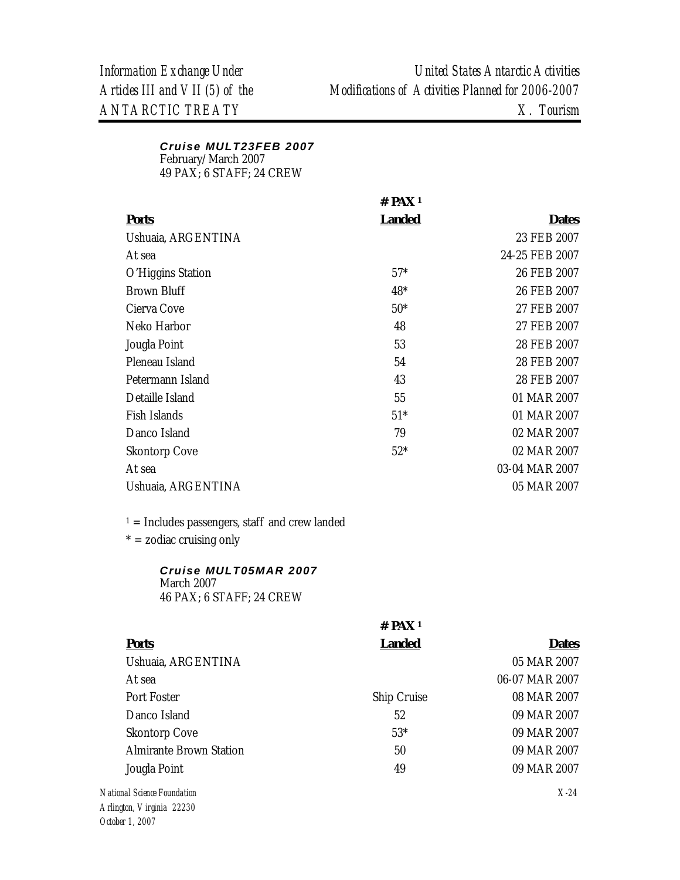***Cruise MULT23FEB 2007***
February/March 2007
49 PAX; 6 STAFF; 24 CREW

| Ports | # PAX [1] Landed | Dates |
|---|---|---|
| Ushuaia, ARGENTINA | | 23 FEB 2007 |
| At sea | | 24-25 FEB 2007 |
| O'Higgins Station | 57* | 26 FEB 2007 |
| Brown Bluff | 48* | 26 FEB 2007 |
| Cierva Cove | 50* | 27 FEB 2007 |
| Neko Harbor | 48 | 27 FEB 2007 |
| Jougla Point | 53 | 28 FEB 2007 |
| Pleneau Island | 54 | 28 FEB 2007 |
| Petermann Island | 43 | 28 FEB 2007 |
| Detaille Island | 55 | 01 MAR 2007 |
| Fish Islands | 51* | 01 MAR 2007 |
| Danco Island | 79 | 02 MAR 2007 |
| Skontorp Cove | 52* | 02 MAR 2007 |
| At sea | | 03-04 MAR 2007 |
| Ushuaia, ARGENTINA | | 05 MAR 2007 |

[1] = Includes passengers, staff and crew landed

* = zodiac cruising only

***Cruise MULT05MAR 2007***
March 2007
46 PAX; 6 STAFF; 24 CREW

| Ports | # PAX [1] Landed | Dates |
|---|---|---|
| Ushuaia, ARGENTINA | | 05 MAR 2007 |
| At sea | | 06-07 MAR 2007 |
| Port Foster | Ship Cruise | 08 MAR 2007 |
| Danco Island | 52 | 09 MAR 2007 |
| Skontorp Cove | 53* | 09 MAR 2007 |
| Almirante Brown Station | 50 | 09 MAR 2007 |
| Jougla Point | 49 | 09 MAR 2007 |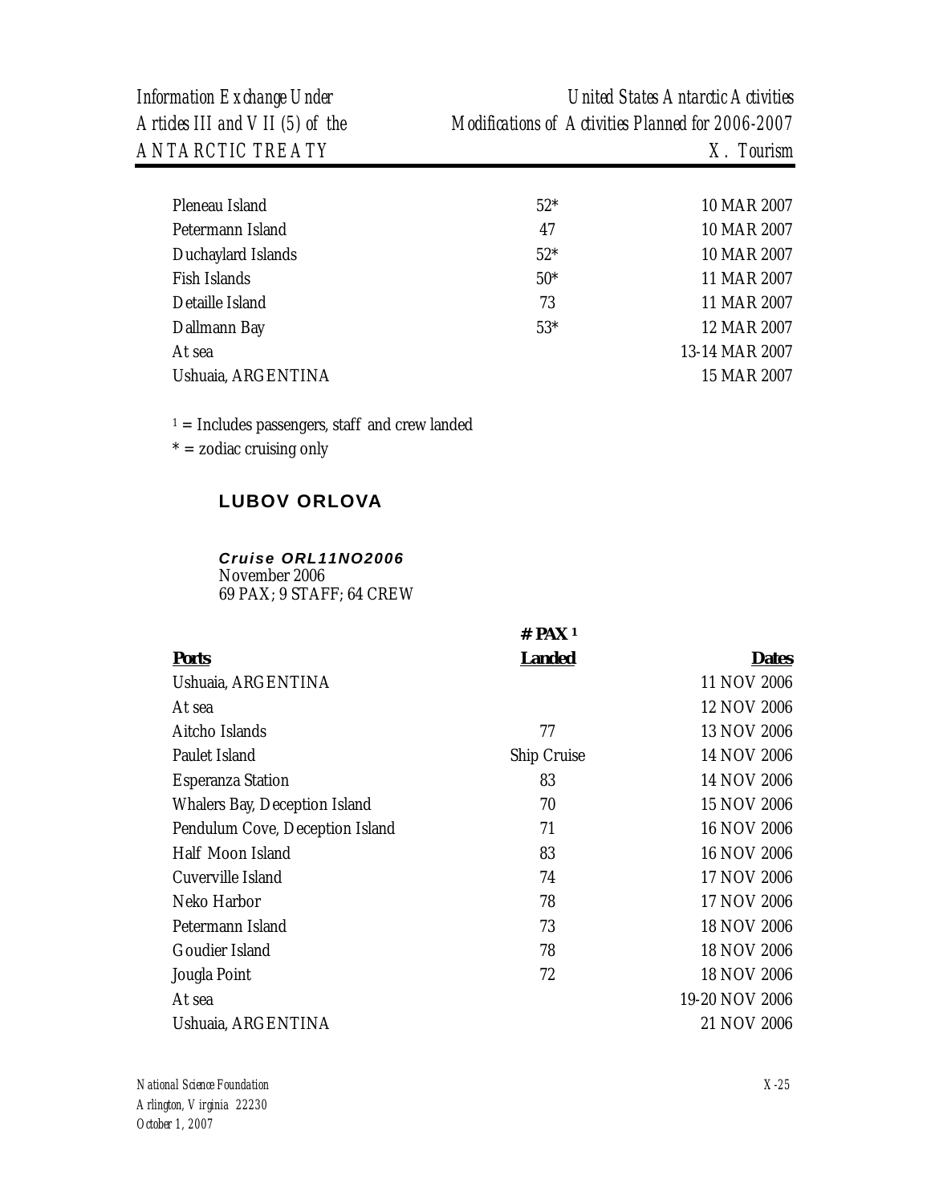| | | |
|---|---|---|
| Pleneau Island | 52* | 10 MAR 2007 |
| Petermann Island | 47 | 10 MAR 2007 |
| Duchaylard Islands | 52* | 10 MAR 2007 |
| Fish Islands | 50* | 11 MAR 2007 |
| Detaille Island | 73 | 11 MAR 2007 |
| Dallmann Bay | 53* | 12 MAR 2007 |
| At sea | | 13-14 MAR 2007 |
| Ushuaia, ARGENTINA | | 15 MAR 2007 |

[1] = Includes passengers, staff and crew landed

* = zodiac cruising only

## LUBOV ORLOVA

***Cruise ORL11NO2006***
November 2006
69 PAX; 9 STAFF; 64 CREW

| **Ports** | **# PAX [1] Landed** | **Dates** |
|---|---|---|
| Ushuaia, ARGENTINA | | 11 NOV 2006 |
| At sea | | 12 NOV 2006 |
| Aitcho Islands | 77 | 13 NOV 2006 |
| Paulet Island | Ship Cruise | 14 NOV 2006 |
| Esperanza Station | 83 | 14 NOV 2006 |
| Whalers Bay, Deception Island | 70 | 15 NOV 2006 |
| Pendulum Cove, Deception Island | 71 | 16 NOV 2006 |
| Half Moon Island | 83 | 16 NOV 2006 |
| Cuverville Island | 74 | 17 NOV 2006 |
| Neko Harbor | 78 | 17 NOV 2006 |
| Petermann Island | 73 | 18 NOV 2006 |
| Goudier Island | 78 | 18 NOV 2006 |
| Jougla Point | 72 | 18 NOV 2006 |
| At sea | | 19-20 NOV 2006 |
| Ushuaia, ARGENTINA | | 21 NOV 2006 |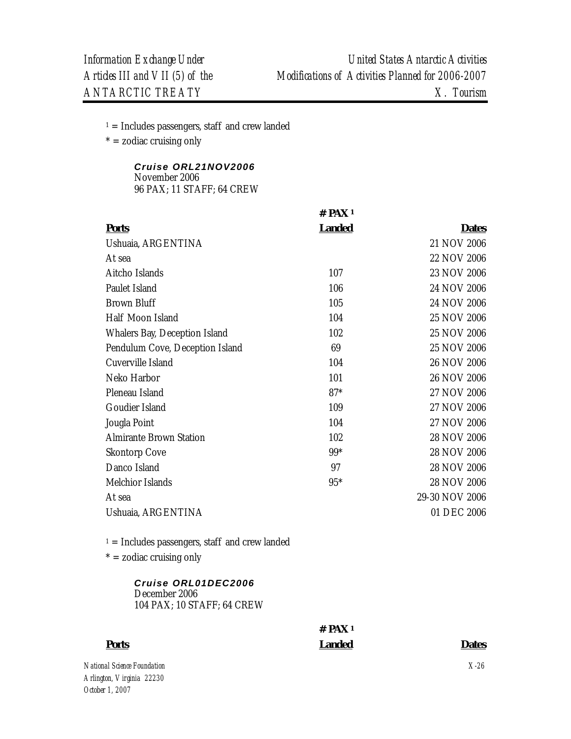[1] = Includes passengers, staff and crew landed
* = zodiac cruising only

***Cruise ORL21NOV2006***
November 2006
96 PAX; 11 STAFF; 64 CREW

| Ports | # PAX [1] Landed | Dates |
|---|---|---|
| Ushuaia, ARGENTINA | | 21 NOV 2006 |
| At sea | | 22 NOV 2006 |
| Aitcho Islands | 107 | 23 NOV 2006 |
| Paulet Island | 106 | 24 NOV 2006 |
| Brown Bluff | 105 | 24 NOV 2006 |
| Half Moon Island | 104 | 25 NOV 2006 |
| Whalers Bay, Deception Island | 102 | 25 NOV 2006 |
| Pendulum Cove, Deception Island | 69 | 25 NOV 2006 |
| Cuverville Island | 104 | 26 NOV 2006 |
| Neko Harbor | 101 | 26 NOV 2006 |
| Pleneau Island | 87* | 27 NOV 2006 |
| Goudier Island | 109 | 27 NOV 2006 |
| Jougla Point | 104 | 27 NOV 2006 |
| Almirante Brown Station | 102 | 28 NOV 2006 |
| Skontorp Cove | 99* | 28 NOV 2006 |
| Danco Island | 97 | 28 NOV 2006 |
| Melchior Islands | 95* | 28 NOV 2006 |
| At sea | | 29-30 NOV 2006 |
| Ushuaia, ARGENTINA | | 01 DEC 2006 |

[1] = Includes passengers, staff and crew landed
* = zodiac cruising only

***Cruise ORL01DEC2006***
December 2006
104 PAX; 10 STAFF; 64 CREW

| Ports | # PAX [1] Landed | Dates |
|---|---|---|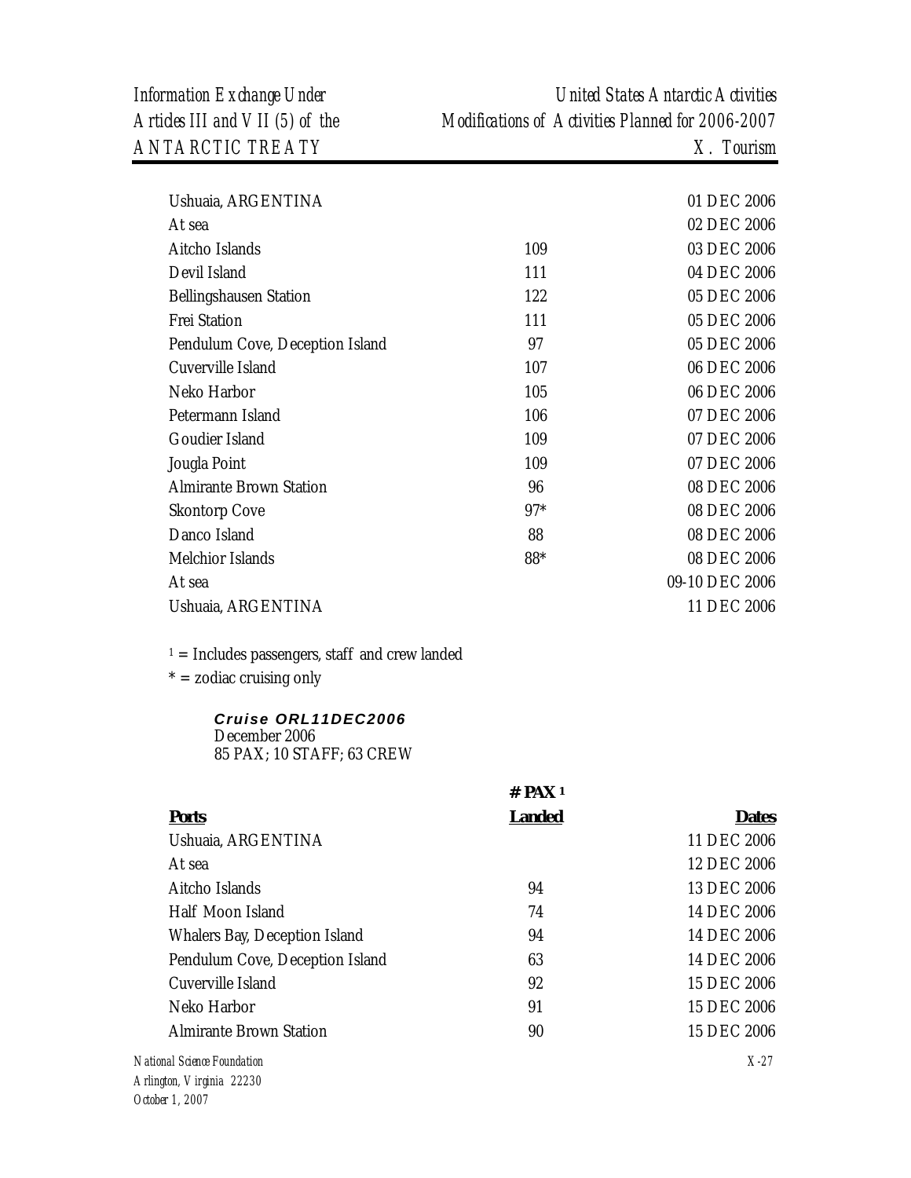| Ports | # PAX [1] Landed | Dates |
|---|---|---|
| Ushuaia, ARGENTINA | | 01 DEC 2006 |
| At sea | | 02 DEC 2006 |
| Aitcho Islands | 109 | 03 DEC 2006 |
| Devil Island | 111 | 04 DEC 2006 |
| Bellingshausen Station | 122 | 05 DEC 2006 |
| Frei Station | 111 | 05 DEC 2006 |
| Pendulum Cove, Deception Island | 97 | 05 DEC 2006 |
| Cuverville Island | 107 | 06 DEC 2006 |
| Neko Harbor | 105 | 06 DEC 2006 |
| Petermann Island | 106 | 07 DEC 2006 |
| Goudier Island | 109 | 07 DEC 2006 |
| Jougla Point | 109 | 07 DEC 2006 |
| Almirante Brown Station | 96 | 08 DEC 2006 |
| Skontorp Cove | 97* | 08 DEC 2006 |
| Danco Island | 88 | 08 DEC 2006 |
| Melchior Islands | 88* | 08 DEC 2006 |
| At sea | | 09-10 DEC 2006 |
| Ushuaia, ARGENTINA | | 11 DEC 2006 |

[1] = Includes passengers, staff and crew landed

* = zodiac cruising only

***Cruise ORL11DEC2006***
December 2006
85 PAX; 10 STAFF; 63 CREW

| **Ports** | **# PAX [1] Landed** | **Dates** |
|---|---|---|
| Ushuaia, ARGENTINA | | 11 DEC 2006 |
| At sea | | 12 DEC 2006 |
| Aitcho Islands | 94 | 13 DEC 2006 |
| Half Moon Island | 74 | 14 DEC 2006 |
| Whalers Bay, Deception Island | 94 | 14 DEC 2006 |
| Pendulum Cove, Deception Island | 63 | 14 DEC 2006 |
| Cuverville Island | 92 | 15 DEC 2006 |
| Neko Harbor | 91 | 15 DEC 2006 |
| Almirante Brown Station | 90 | 15 DEC 2006 |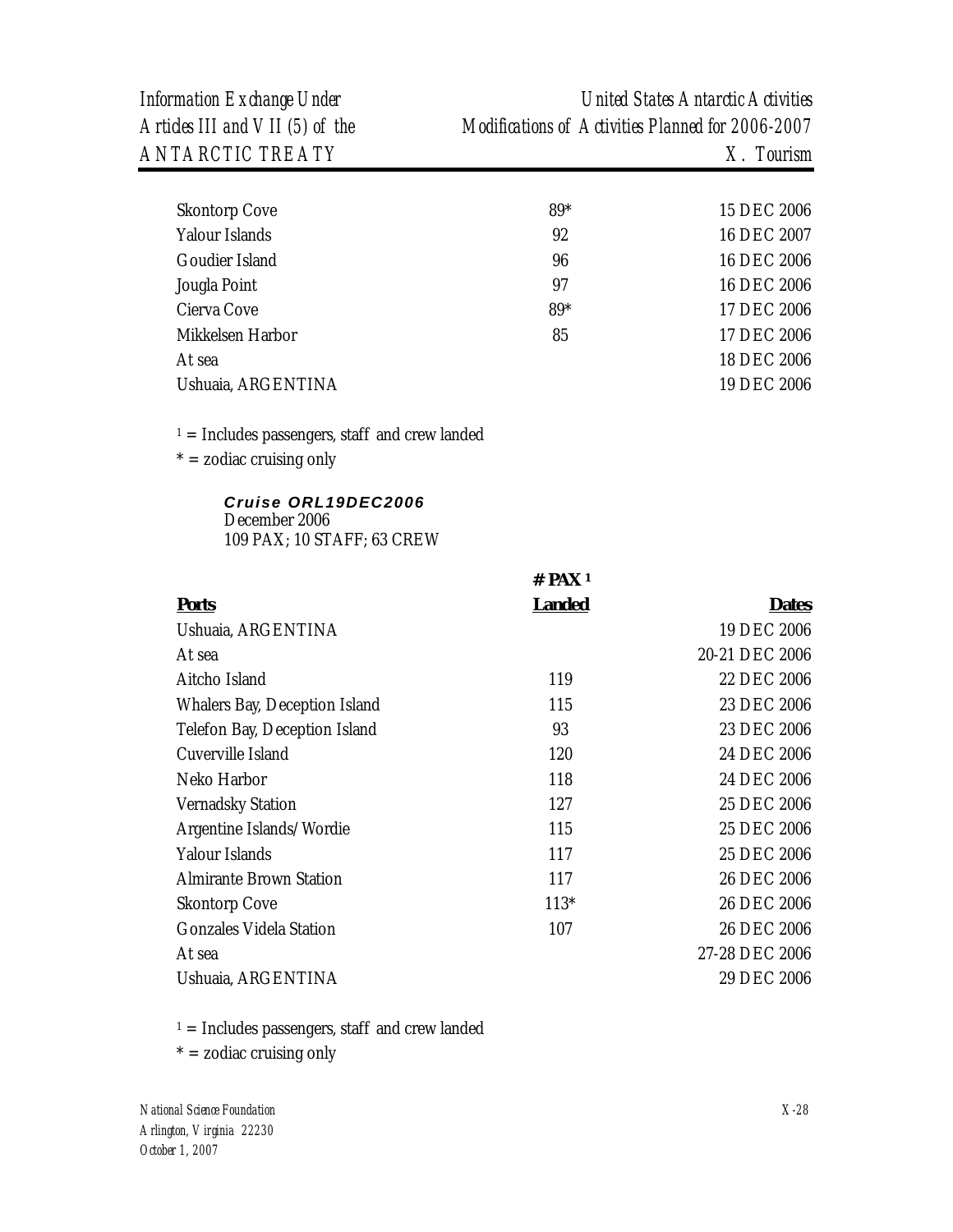| | | |
|---|---|---|
| Skontorp Cove | 89* | 15 DEC 2006 |
| Yalour Islands | 92 | 16 DEC 2007 |
| Goudier Island | 96 | 16 DEC 2006 |
| Jougla Point | 97 | 16 DEC 2006 |
| Cierva Cove | 89* | 17 DEC 2006 |
| Mikkelsen Harbor | 85 | 17 DEC 2006 |
| At sea | | 18 DEC 2006 |
| Ushuaia, ARGENTINA | | 19 DEC 2006 |

[1] = Includes passengers, staff and crew landed
* = zodiac cruising only

***Cruise ORL19DEC2006***
December 2006
109 PAX; 10 STAFF; 63 CREW

| **Ports** | **# PAX [1] Landed** | **Dates** |
|---|---|---|
| Ushuaia, ARGENTINA | | 19 DEC 2006 |
| At sea | | 20-21 DEC 2006 |
| Aitcho Island | 119 | 22 DEC 2006 |
| Whalers Bay, Deception Island | 115 | 23 DEC 2006 |
| Telefon Bay, Deception Island | 93 | 23 DEC 2006 |
| Cuverville Island | 120 | 24 DEC 2006 |
| Neko Harbor | 118 | 24 DEC 2006 |
| Vernadsky Station | 127 | 25 DEC 2006 |
| Argentine Islands/Wordie | 115 | 25 DEC 2006 |
| Yalour Islands | 117 | 25 DEC 2006 |
| Almirante Brown Station | 117 | 26 DEC 2006 |
| Skontorp Cove | 113* | 26 DEC 2006 |
| Gonzales Videla Station | 107 | 26 DEC 2006 |
| At sea | | 27-28 DEC 2006 |
| Ushuaia, ARGENTINA | | 29 DEC 2006 |

[1] = Includes passengers, staff and crew landed
* = zodiac cruising only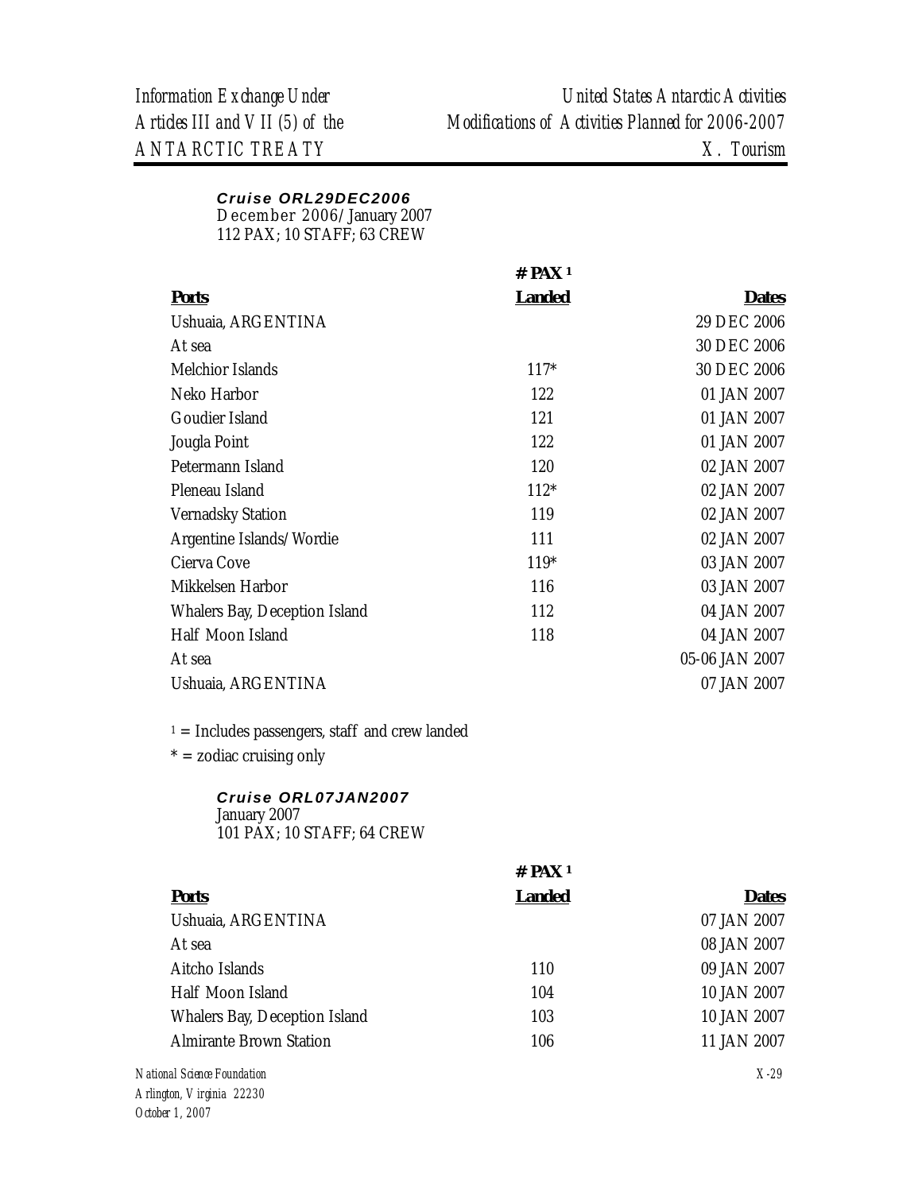***Cruise ORL29DEC2006***
December 2006/January 2007
112 PAX; 10 STAFF; 63 CREW

| Ports | # PAX [1] Landed | Dates |
|---|---|---|
| Ushuaia, ARGENTINA | | 29 DEC 2006 |
| At sea | | 30 DEC 2006 |
| Melchior Islands | 117* | 30 DEC 2006 |
| Neko Harbor | 122 | 01 JAN 2007 |
| Goudier Island | 121 | 01 JAN 2007 |
| Jougla Point | 122 | 01 JAN 2007 |
| Petermann Island | 120 | 02 JAN 2007 |
| Pleneau Island | 112* | 02 JAN 2007 |
| Vernadsky Station | 119 | 02 JAN 2007 |
| Argentine Islands/Wordie | 111 | 02 JAN 2007 |
| Cierva Cove | 119* | 03 JAN 2007 |
| Mikkelsen Harbor | 116 | 03 JAN 2007 |
| Whalers Bay, Deception Island | 112 | 04 JAN 2007 |
| Half Moon Island | 118 | 04 JAN 2007 |
| At sea | | 05-06 JAN 2007 |
| Ushuaia, ARGENTINA | | 07 JAN 2007 |

[1] = Includes passengers, staff and crew landed

* = zodiac cruising only

***Cruise ORL07JAN2007***
January 2007
101 PAX; 10 STAFF; 64 CREW

| Ports | # PAX [1] Landed | Dates |
|---|---|---|
| Ushuaia, ARGENTINA | | 07 JAN 2007 |
| At sea | | 08 JAN 2007 |
| Aitcho Islands | 110 | 09 JAN 2007 |
| Half Moon Island | 104 | 10 JAN 2007 |
| Whalers Bay, Deception Island | 103 | 10 JAN 2007 |
| Almirante Brown Station | 106 | 11 JAN 2007 |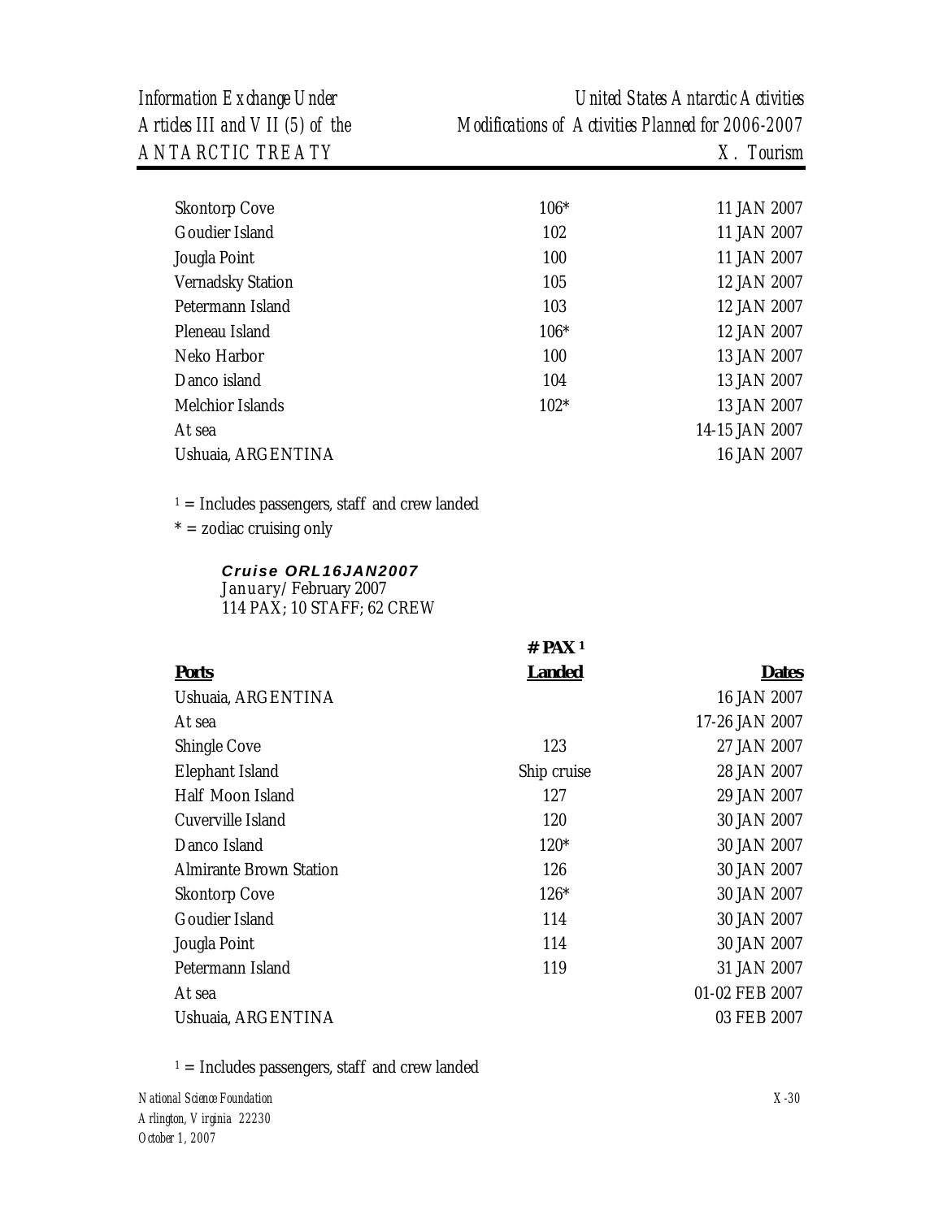| | | |
|---|---|---|
| Skontorp Cove | 106* | 11 JAN 2007 |
| Goudier Island | 102 | 11 JAN 2007 |
| Jougla Point | 100 | 11 JAN 2007 |
| Vernadsky Station | 105 | 12 JAN 2007 |
| Petermann Island | 103 | 12 JAN 2007 |
| Pleneau Island | 106* | 12 JAN 2007 |
| Neko Harbor | 100 | 13 JAN 2007 |
| Danco island | 104 | 13 JAN 2007 |
| Melchior Islands | 102* | 13 JAN 2007 |
| At sea | | 14-15 JAN 2007 |
| Ushuaia, ARGENTINA | | 16 JAN 2007 |

[1] = Includes passengers, staff and crew landed

* = zodiac cruising only

***Cruise ORL16JAN2007***
*January/February 2007*
114 PAX; 10 STAFF; 62 CREW

| **Ports** | **# PAX [1] Landed** | **Dates** |
|---|---|---|
| Ushuaia, ARGENTINA | | 16 JAN 2007 |
| At sea | | 17-26 JAN 2007 |
| Shingle Cove | 123 | 27 JAN 2007 |
| Elephant Island | Ship cruise | 28 JAN 2007 |
| Half Moon Island | 127 | 29 JAN 2007 |
| Cuverville Island | 120 | 30 JAN 2007 |
| Danco Island | 120* | 30 JAN 2007 |
| Almirante Brown Station | 126 | 30 JAN 2007 |
| Skontorp Cove | 126* | 30 JAN 2007 |
| Goudier Island | 114 | 30 JAN 2007 |
| Jougla Point | 114 | 30 JAN 2007 |
| Petermann Island | 119 | 31 JAN 2007 |
| At sea | | 01-02 FEB 2007 |
| Ushuaia, ARGENTINA | | 03 FEB 2007 |

[1] = Includes passengers, staff and crew landed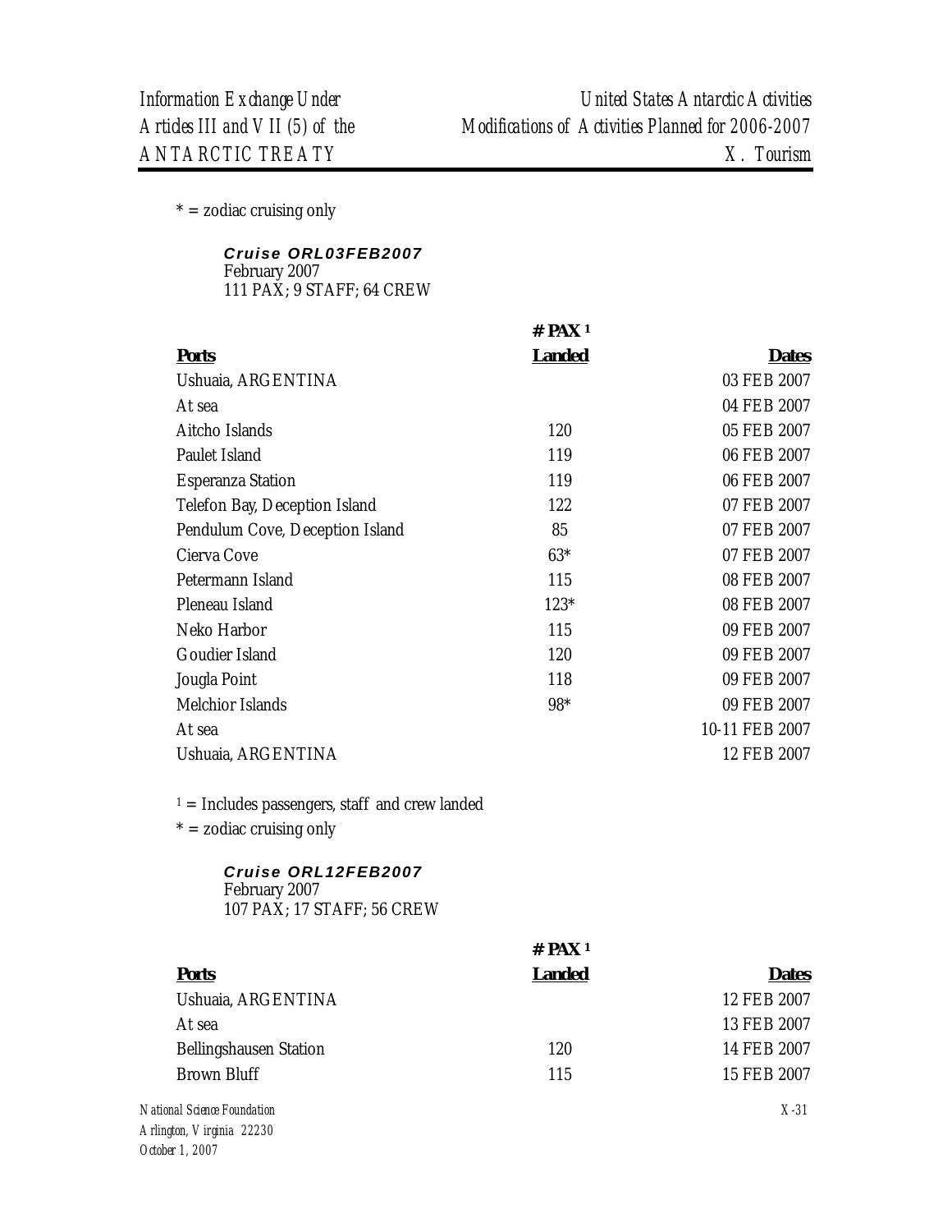\* = zodiac cruising only

***Cruise ORL03FEB2007***
February 2007
111 PAX; 9 STAFF; 64 CREW

| Ports | # PAX [1] Landed | Dates |
|---|---|---|
| Ushuaia, ARGENTINA | | 03 FEB 2007 |
| At sea | | 04 FEB 2007 |
| Aitcho Islands | 120 | 05 FEB 2007 |
| Paulet Island | 119 | 06 FEB 2007 |
| Esperanza Station | 119 | 06 FEB 2007 |
| Telefon Bay, Deception Island | 122 | 07 FEB 2007 |
| Pendulum Cove, Deception Island | 85 | 07 FEB 2007 |
| Cierva Cove | 63* | 07 FEB 2007 |
| Petermann Island | 115 | 08 FEB 2007 |
| Pleneau Island | 123* | 08 FEB 2007 |
| Neko Harbor | 115 | 09 FEB 2007 |
| Goudier Island | 120 | 09 FEB 2007 |
| Jougla Point | 118 | 09 FEB 2007 |
| Melchior Islands | 98* | 09 FEB 2007 |
| At sea | | 10-11 FEB 2007 |
| Ushuaia, ARGENTINA | | 12 FEB 2007 |

[1] = Includes passengers, staff and crew landed

\* = zodiac cruising only

***Cruise ORL12FEB2007***
February 2007
107 PAX; 17 STAFF; 56 CREW

| Ports | # PAX [1] Landed | Dates |
|---|---|---|
| Ushuaia, ARGENTINA | | 12 FEB 2007 |
| At sea | | 13 FEB 2007 |
| Bellingshausen Station | 120 | 14 FEB 2007 |
| Brown Bluff | 115 | 15 FEB 2007 |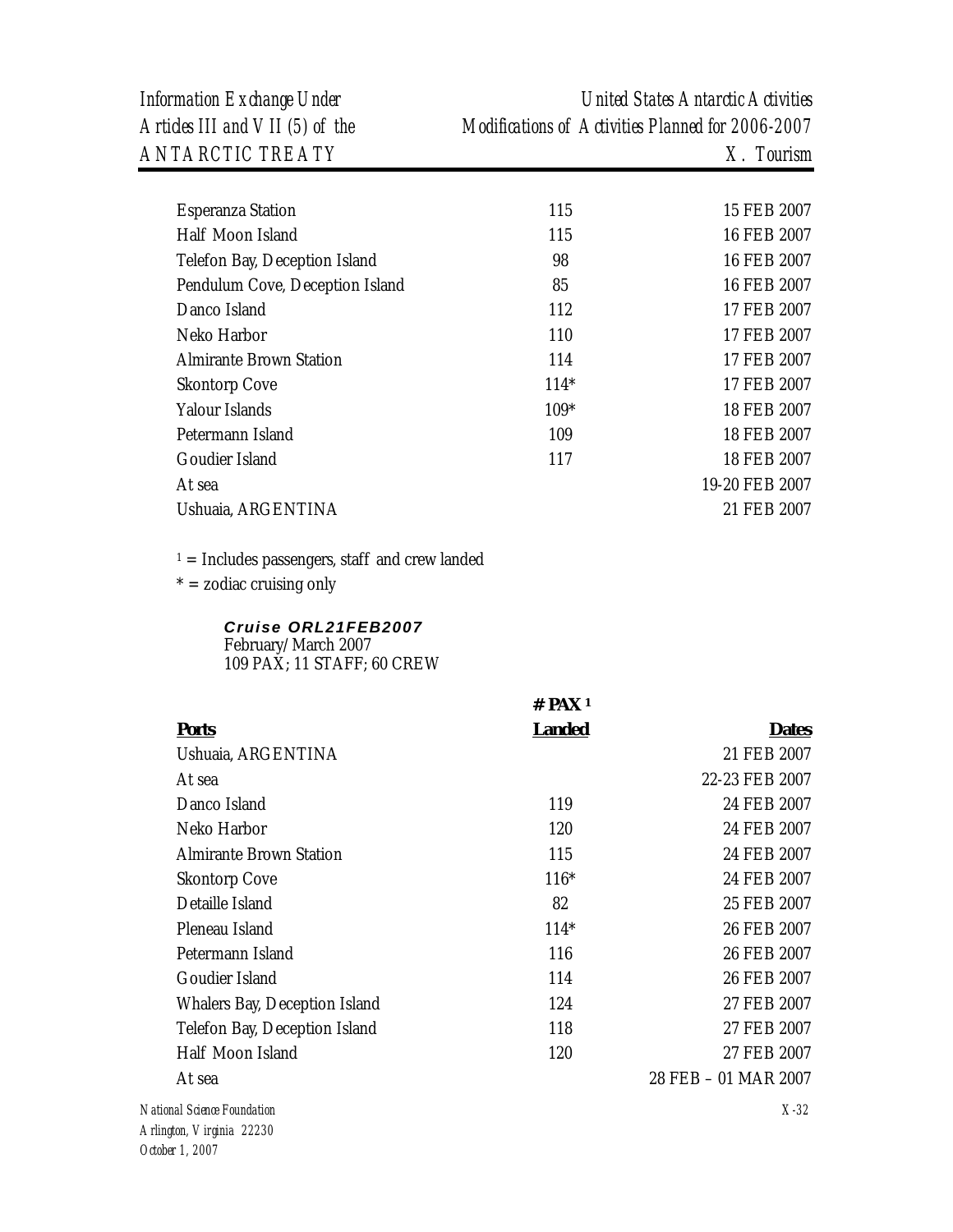| | | |
|---|---|---|
| Esperanza Station | 115 | 15 FEB 2007 |
| Half Moon Island | 115 | 16 FEB 2007 |
| Telefon Bay, Deception Island | 98 | 16 FEB 2007 |
| Pendulum Cove, Deception Island | 85 | 16 FEB 2007 |
| Danco Island | 112 | 17 FEB 2007 |
| Neko Harbor | 110 | 17 FEB 2007 |
| Almirante Brown Station | 114 | 17 FEB 2007 |
| Skontorp Cove | 114* | 17 FEB 2007 |
| Yalour Islands | 109* | 18 FEB 2007 |
| Petermann Island | 109 | 18 FEB 2007 |
| Goudier Island | 117 | 18 FEB 2007 |
| At sea | | 19-20 FEB 2007 |
| Ushuaia, ARGENTINA | | 21 FEB 2007 |

[1] = Includes passengers, staff and crew landed

* = zodiac cruising only

***Cruise ORL21FEB2007***
February/March 2007
109 PAX; 11 STAFF; 60 CREW

| **Ports** | **# PAX [1] Landed** | **Dates** |
|---|---|---|
| Ushuaia, ARGENTINA | | 21 FEB 2007 |
| At sea | | 22-23 FEB 2007 |
| Danco Island | 119 | 24 FEB 2007 |
| Neko Harbor | 120 | 24 FEB 2007 |
| Almirante Brown Station | 115 | 24 FEB 2007 |
| Skontorp Cove | 116* | 24 FEB 2007 |
| Detaille Island | 82 | 25 FEB 2007 |
| Pleneau Island | 114* | 26 FEB 2007 |
| Petermann Island | 116 | 26 FEB 2007 |
| Goudier Island | 114 | 26 FEB 2007 |
| Whalers Bay, Deception Island | 124 | 27 FEB 2007 |
| Telefon Bay, Deception Island | 118 | 27 FEB 2007 |
| Half Moon Island | 120 | 27 FEB 2007 |
| At sea | | 28 FEB – 01 MAR 2007 |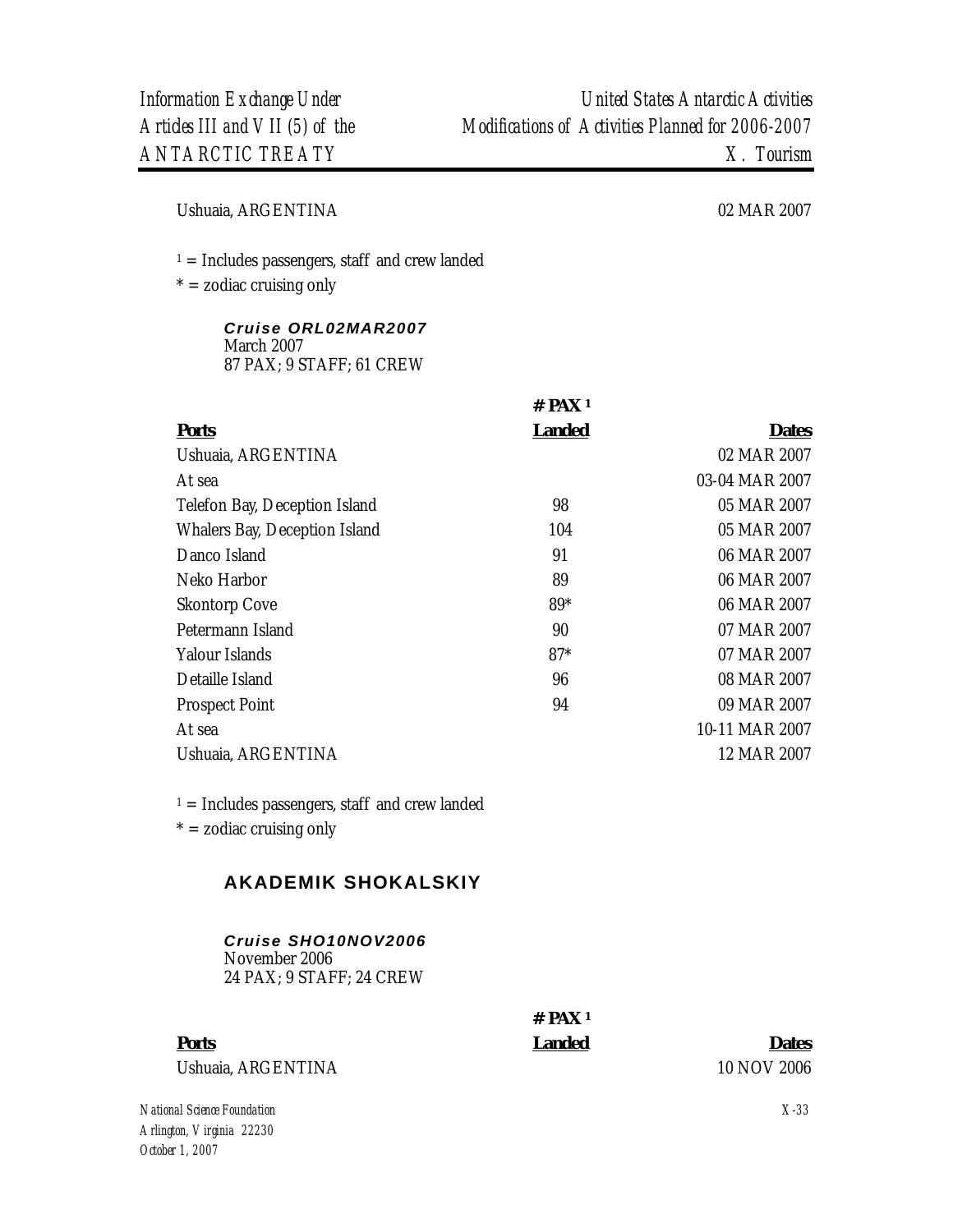| Ports | # PAX [1] Landed | Dates |
|---|---|---|
| Ushuaia, ARGENTINA | | 02 MAR 2007 |

[1] = Includes passengers, staff and crew landed

* = zodiac cruising only

***Cruise ORL02MAR2007***
March 2007
87 PAX; 9 STAFF; 61 CREW

| Ports | # PAX [1] Landed | Dates |
|---|---|---|
| Ushuaia, ARGENTINA | | 02 MAR 2007 |
| At sea | | 03-04 MAR 2007 |
| Telefon Bay, Deception Island | 98 | 05 MAR 2007 |
| Whalers Bay, Deception Island | 104 | 05 MAR 2007 |
| Danco Island | 91 | 06 MAR 2007 |
| Neko Harbor | 89 | 06 MAR 2007 |
| Skontorp Cove | 89* | 06 MAR 2007 |
| Petermann Island | 90 | 07 MAR 2007 |
| Yalour Islands | 87* | 07 MAR 2007 |
| Detaille Island | 96 | 08 MAR 2007 |
| Prospect Point | 94 | 09 MAR 2007 |
| At sea | | 10-11 MAR 2007 |
| Ushuaia, ARGENTINA | | 12 MAR 2007 |

[1] = Includes passengers, staff and crew landed

* = zodiac cruising only

## AKADEMIK SHOKALSKIY

***Cruise SHO10NOV2006***
November 2006
24 PAX; 9 STAFF; 24 CREW

| Ports | # PAX [1] Landed | Dates |
|---|---|---|
| Ushuaia, ARGENTINA | | 10 NOV 2006 |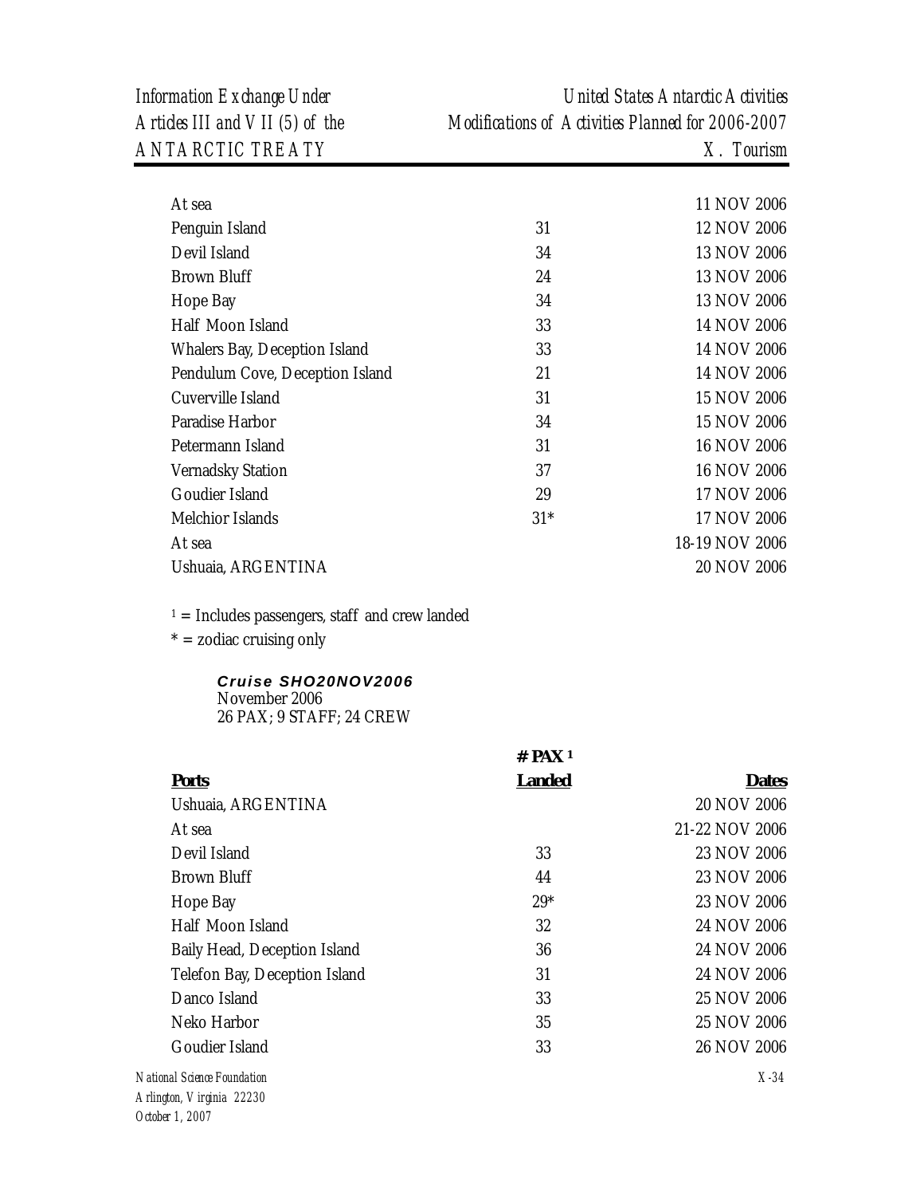| | | |
|---|---|---|
| At sea | | 11 NOV 2006 |
| Penguin Island | 31 | 12 NOV 2006 |
| Devil Island | 34 | 13 NOV 2006 |
| Brown Bluff | 24 | 13 NOV 2006 |
| Hope Bay | 34 | 13 NOV 2006 |
| Half Moon Island | 33 | 14 NOV 2006 |
| Whalers Bay, Deception Island | 33 | 14 NOV 2006 |
| Pendulum Cove, Deception Island | 21 | 14 NOV 2006 |
| Cuverville Island | 31 | 15 NOV 2006 |
| Paradise Harbor | 34 | 15 NOV 2006 |
| Petermann Island | 31 | 16 NOV 2006 |
| Vernadsky Station | 37 | 16 NOV 2006 |
| Goudier Island | 29 | 17 NOV 2006 |
| Melchior Islands | 31* | 17 NOV 2006 |
| At sea | | 18-19 NOV 2006 |
| Ushuaia, ARGENTINA | | 20 NOV 2006 |

[1] = Includes passengers, staff and crew landed

* = zodiac cruising only

***Cruise SHO20NOV2006***
November 2006
26 PAX; 9 STAFF; 24 CREW

| Ports | # PAX [1] Landed | Dates |
|---|---|---|
| Ushuaia, ARGENTINA | | 20 NOV 2006 |
| At sea | | 21-22 NOV 2006 |
| Devil Island | 33 | 23 NOV 2006 |
| Brown Bluff | 44 | 23 NOV 2006 |
| Hope Bay | 29* | 23 NOV 2006 |
| Half Moon Island | 32 | 24 NOV 2006 |
| Baily Head, Deception Island | 36 | 24 NOV 2006 |
| Telefon Bay, Deception Island | 31 | 24 NOV 2006 |
| Danco Island | 33 | 25 NOV 2006 |
| Neko Harbor | 35 | 25 NOV 2006 |
| Goudier Island | 33 | 26 NOV 2006 |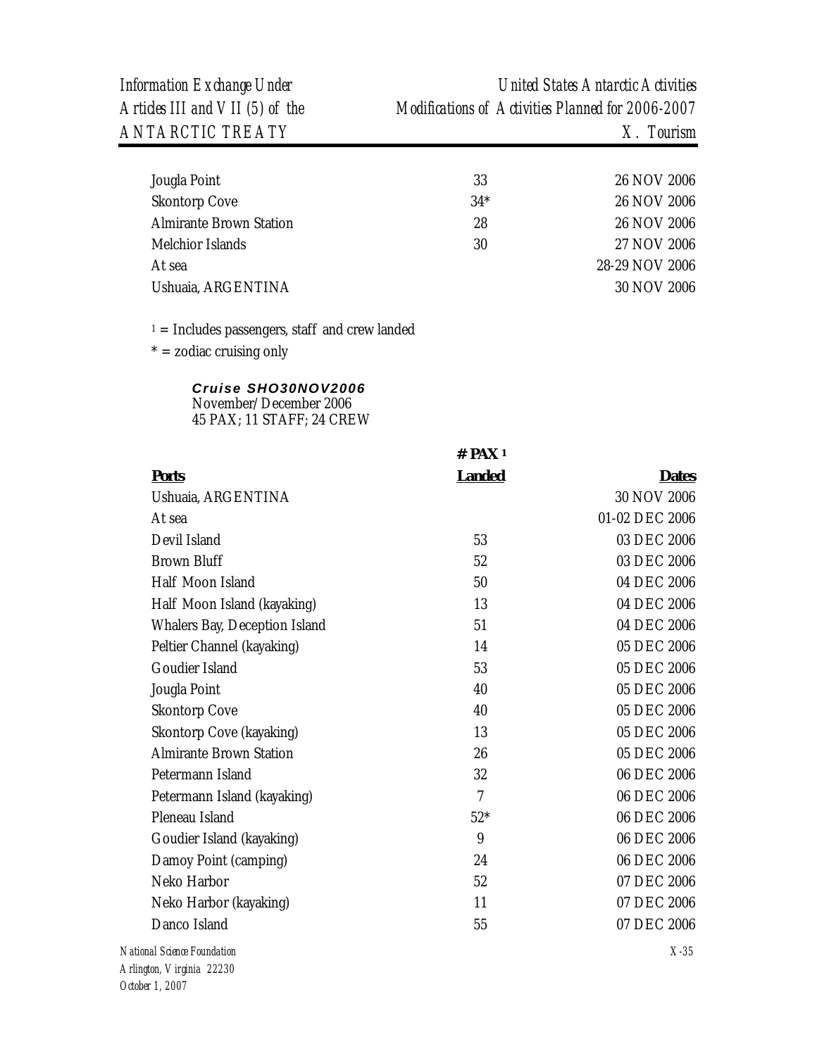| | | |
|---|---|---|
| Jougla Point | 33 | 26 NOV 2006 |
| Skontorp Cove | 34* | 26 NOV 2006 |
| Almirante Brown Station | 28 | 26 NOV 2006 |
| Melchior Islands | 30 | 27 NOV 2006 |
| At sea | | 28-29 NOV 2006 |
| Ushuaia, ARGENTINA | | 30 NOV 2006 |

[1] = Includes passengers, staff and crew landed

* = zodiac cruising only

***Cruise SHO30NOV2006***
November/December 2006
45 PAX; 11 STAFF; 24 CREW

| **Ports** | **# PAX [1] Landed** | **Dates** |
|---|---|---|
| Ushuaia, ARGENTINA | | 30 NOV 2006 |
| At sea | | 01-02 DEC 2006 |
| Devil Island | 53 | 03 DEC 2006 |
| Brown Bluff | 52 | 03 DEC 2006 |
| Half Moon Island | 50 | 04 DEC 2006 |
| Half Moon Island (kayaking) | 13 | 04 DEC 2006 |
| Whalers Bay, Deception Island | 51 | 04 DEC 2006 |
| Peltier Channel (kayaking) | 14 | 05 DEC 2006 |
| Goudier Island | 53 | 05 DEC 2006 |
| Jougla Point | 40 | 05 DEC 2006 |
| Skontorp Cove | 40 | 05 DEC 2006 |
| Skontorp Cove (kayaking) | 13 | 05 DEC 2006 |
| Almirante Brown Station | 26 | 05 DEC 2006 |
| Petermann Island | 32 | 06 DEC 2006 |
| Petermann Island (kayaking) | 7 | 06 DEC 2006 |
| Pleneau Island | 52* | 06 DEC 2006 |
| Goudier Island (kayaking) | 9 | 06 DEC 2006 |
| Damoy Point (camping) | 24 | 06 DEC 2006 |
| Neko Harbor | 52 | 07 DEC 2006 |
| Neko Harbor (kayaking) | 11 | 07 DEC 2006 |
| Danco Island | 55 | 07 DEC 2006 |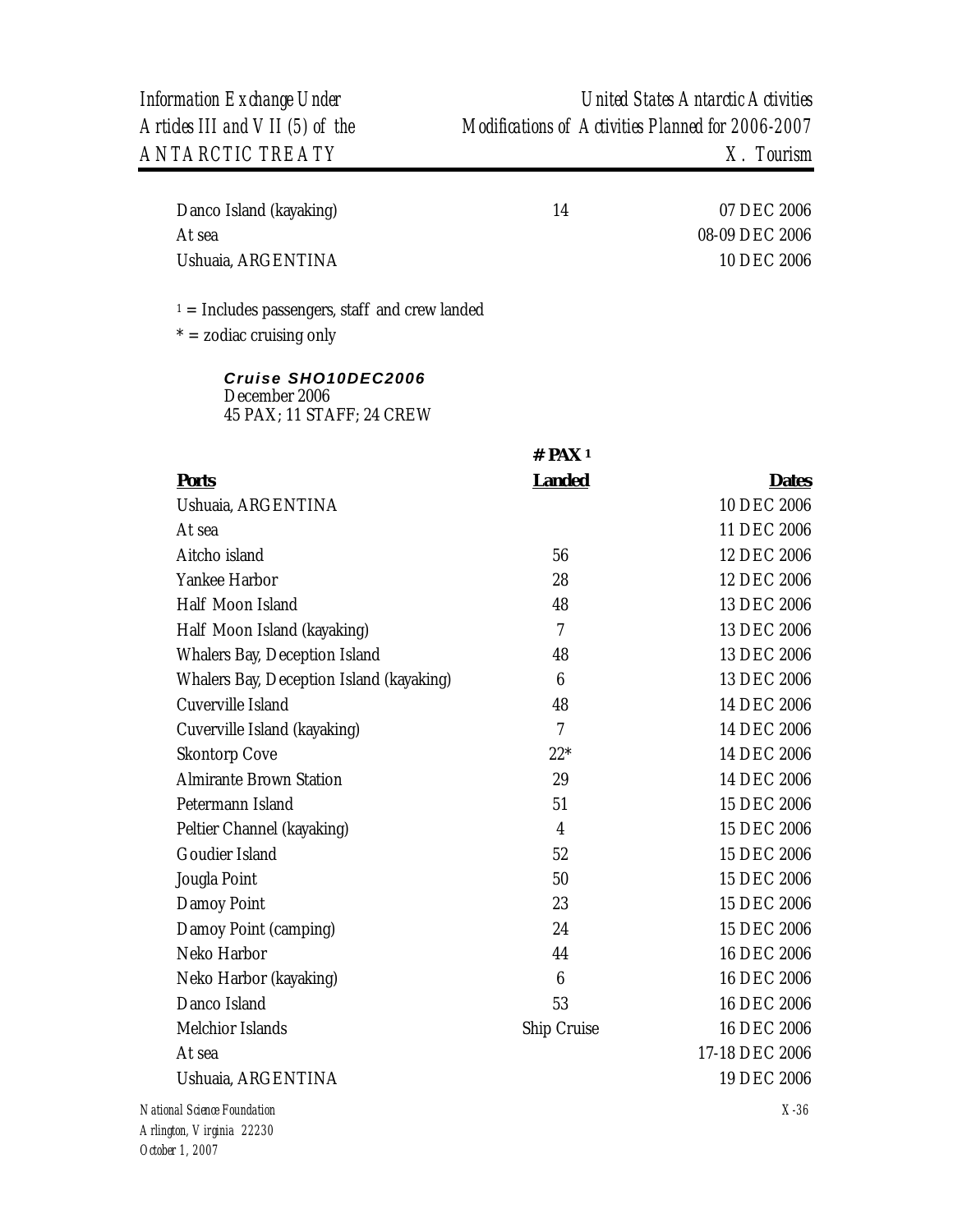| | | |
|---|---|---|
| Danco Island (kayaking) | 14 | 07 DEC 2006 |
| At sea | | 08-09 DEC 2006 |
| Ushuaia, ARGENTINA | | 10 DEC 2006 |

[1] = Includes passengers, staff and crew landed

* = zodiac cruising only

### Cruise SHO10DEC2006

December 2006
45 PAX; 11 STAFF; 24 CREW

| Ports | # PAX [1] Landed | Dates |
|---|---|---|
| Ushuaia, ARGENTINA | | 10 DEC 2006 |
| At sea | | 11 DEC 2006 |
| Aitcho island | 56 | 12 DEC 2006 |
| Yankee Harbor | 28 | 12 DEC 2006 |
| Half Moon Island | 48 | 13 DEC 2006 |
| Half Moon Island (kayaking) | 7 | 13 DEC 2006 |
| Whalers Bay, Deception Island | 48 | 13 DEC 2006 |
| Whalers Bay, Deception Island (kayaking) | 6 | 13 DEC 2006 |
| Cuverville Island | 48 | 14 DEC 2006 |
| Cuverville Island (kayaking) | 7 | 14 DEC 2006 |
| Skontorp Cove | 22* | 14 DEC 2006 |
| Almirante Brown Station | 29 | 14 DEC 2006 |
| Petermann Island | 51 | 15 DEC 2006 |
| Peltier Channel (kayaking) | 4 | 15 DEC 2006 |
| Goudier Island | 52 | 15 DEC 2006 |
| Jougla Point | 50 | 15 DEC 2006 |
| Damoy Point | 23 | 15 DEC 2006 |
| Damoy Point (camping) | 24 | 15 DEC 2006 |
| Neko Harbor | 44 | 16 DEC 2006 |
| Neko Harbor (kayaking) | 6 | 16 DEC 2006 |
| Danco Island | 53 | 16 DEC 2006 |
| Melchior Islands | Ship Cruise | 16 DEC 2006 |
| At sea | | 17-18 DEC 2006 |
| Ushuaia, ARGENTINA | | 19 DEC 2006 |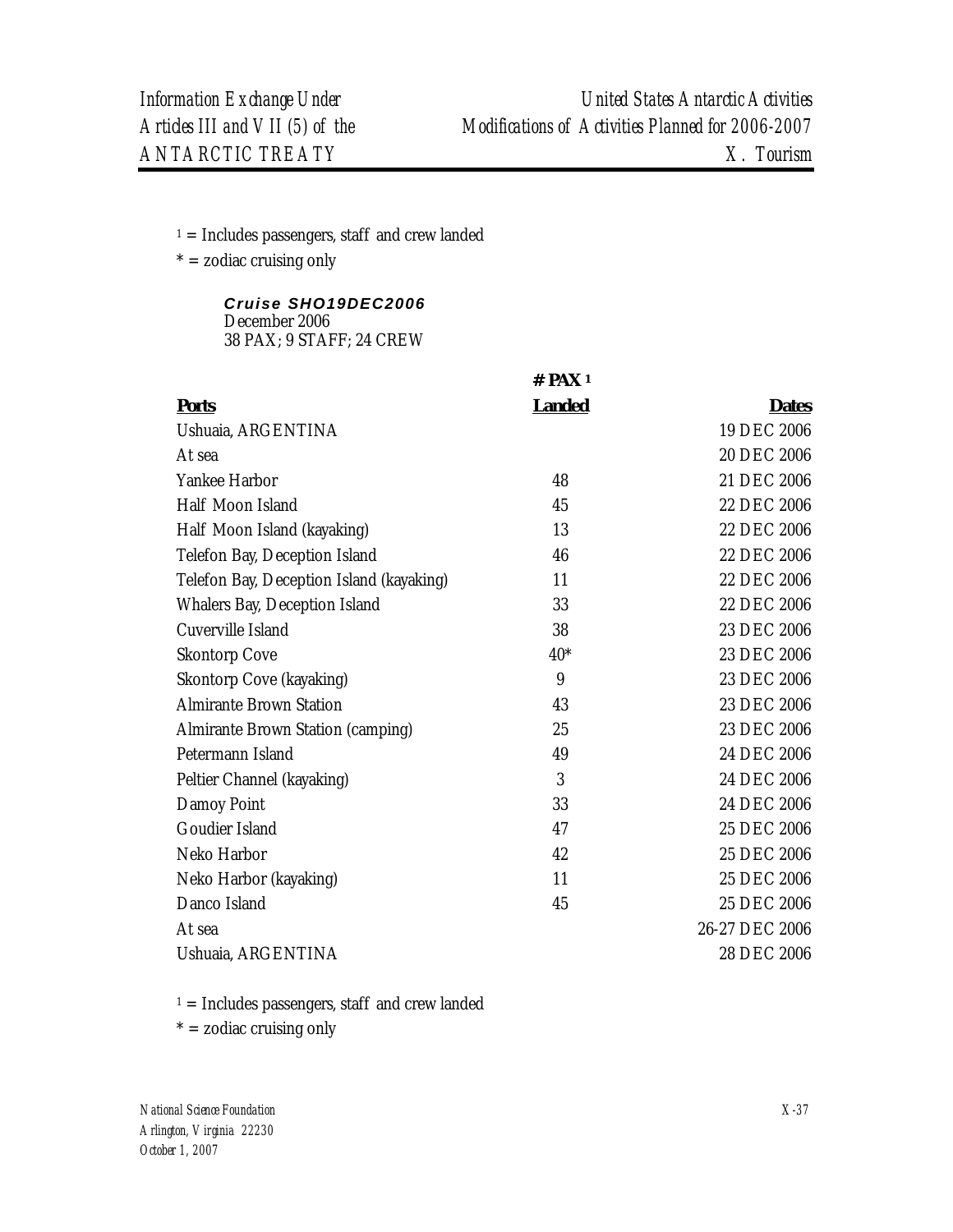[1] = Includes passengers, staff and crew landed

\* = zodiac cruising only

***Cruise SHO19DEC2006***
December 2006
38 PAX; 9 STAFF; 24 CREW

| Ports | # PAX [1] Landed | Dates |
|---|---|---|
| Ushuaia, ARGENTINA | | 19 DEC 2006 |
| At sea | | 20 DEC 2006 |
| Yankee Harbor | 48 | 21 DEC 2006 |
| Half Moon Island | 45 | 22 DEC 2006 |
| Half Moon Island (kayaking) | 13 | 22 DEC 2006 |
| Telefon Bay, Deception Island | 46 | 22 DEC 2006 |
| Telefon Bay, Deception Island (kayaking) | 11 | 22 DEC 2006 |
| Whalers Bay, Deception Island | 33 | 22 DEC 2006 |
| Cuverville Island | 38 | 23 DEC 2006 |
| Skontorp Cove | 40* | 23 DEC 2006 |
| Skontorp Cove (kayaking) | 9 | 23 DEC 2006 |
| Almirante Brown Station | 43 | 23 DEC 2006 |
| Almirante Brown Station (camping) | 25 | 23 DEC 2006 |
| Petermann Island | 49 | 24 DEC 2006 |
| Peltier Channel (kayaking) | 3 | 24 DEC 2006 |
| Damoy Point | 33 | 24 DEC 2006 |
| Goudier Island | 47 | 25 DEC 2006 |
| Neko Harbor | 42 | 25 DEC 2006 |
| Neko Harbor (kayaking) | 11 | 25 DEC 2006 |
| Danco Island | 45 | 25 DEC 2006 |
| At sea | | 26-27 DEC 2006 |
| Ushuaia, ARGENTINA | | 28 DEC 2006 |

[1] = Includes passengers, staff and crew landed

\* = zodiac cruising only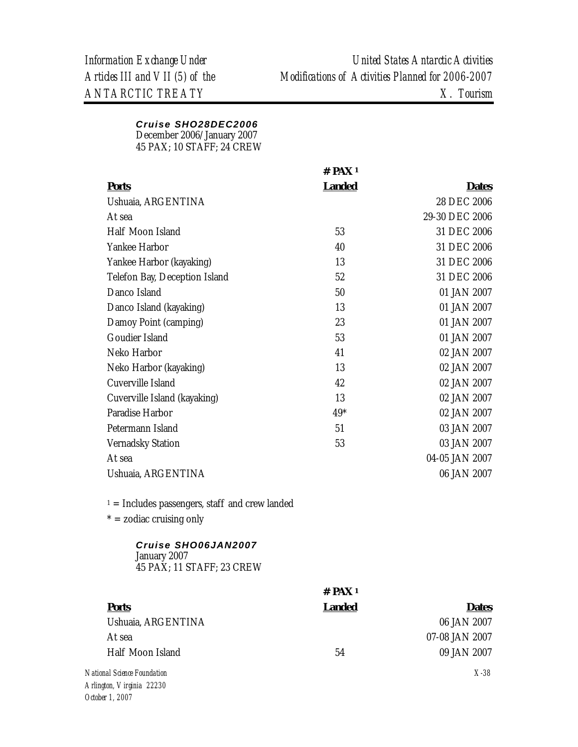**_Cruise SHO28DEC2006_**
December 2006/January 2007
45 PAX; 10 STAFF; 24 CREW

| Ports | # PAX [1] Landed | Dates |
|---|---|---|
| Ushuaia, ARGENTINA | | 28 DEC 2006 |
| At sea | | 29-30 DEC 2006 |
| Half Moon Island | 53 | 31 DEC 2006 |
| Yankee Harbor | 40 | 31 DEC 2006 |
| Yankee Harbor (kayaking) | 13 | 31 DEC 2006 |
| Telefon Bay, Deception Island | 52 | 31 DEC 2006 |
| Danco Island | 50 | 01 JAN 2007 |
| Danco Island (kayaking) | 13 | 01 JAN 2007 |
| Damoy Point (camping) | 23 | 01 JAN 2007 |
| Goudier Island | 53 | 01 JAN 2007 |
| Neko Harbor | 41 | 02 JAN 2007 |
| Neko Harbor (kayaking) | 13 | 02 JAN 2007 |
| Cuverville Island | 42 | 02 JAN 2007 |
| Cuverville Island (kayaking) | 13 | 02 JAN 2007 |
| Paradise Harbor | 49* | 02 JAN 2007 |
| Petermann Island | 51 | 03 JAN 2007 |
| Vernadsky Station | 53 | 03 JAN 2007 |
| At sea | | 04-05 JAN 2007 |
| Ushuaia, ARGENTINA | | 06 JAN 2007 |

[1] = Includes passengers, staff and crew landed

* = zodiac cruising only

**_Cruise SHO06JAN2007_**
January 2007
45 PAX; 11 STAFF; 23 CREW

| Ports | # PAX [1] Landed | Dates |
|---|---|---|
| Ushuaia, ARGENTINA | | 06 JAN 2007 |
| At sea | | 07-08 JAN 2007 |
| Half Moon Island | 54 | 09 JAN 2007 |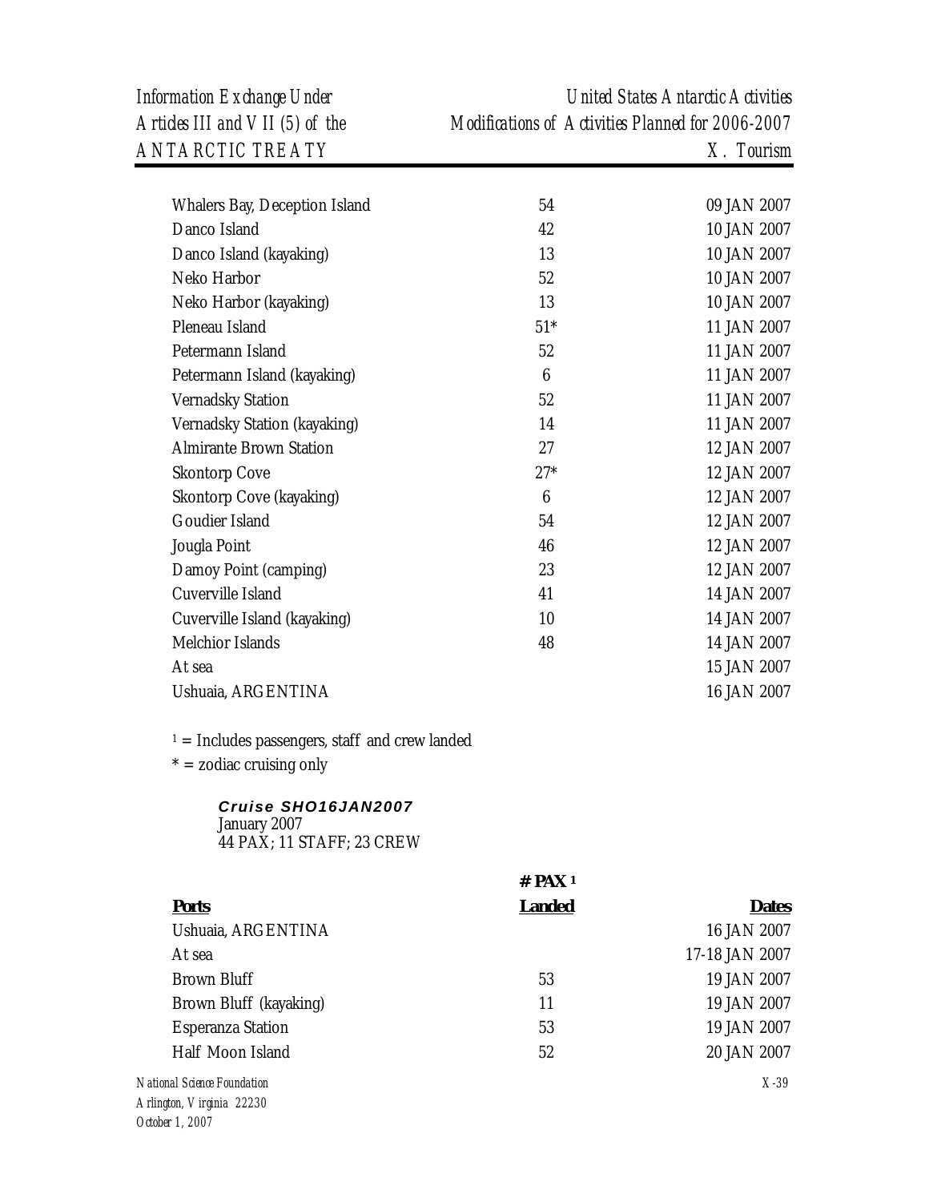| | | |
|---|---|---|
| Whalers Bay, Deception Island | 54 | 09 JAN 2007 |
| Danco Island | 42 | 10 JAN 2007 |
| Danco Island (kayaking) | 13 | 10 JAN 2007 |
| Neko Harbor | 52 | 10 JAN 2007 |
| Neko Harbor (kayaking) | 13 | 10 JAN 2007 |
| Pleneau Island | 51* | 11 JAN 2007 |
| Petermann Island | 52 | 11 JAN 2007 |
| Petermann Island (kayaking) | 6 | 11 JAN 2007 |
| Vernadsky Station | 52 | 11 JAN 2007 |
| Vernadsky Station (kayaking) | 14 | 11 JAN 2007 |
| Almirante Brown Station | 27 | 12 JAN 2007 |
| Skontorp Cove | 27* | 12 JAN 2007 |
| Skontorp Cove (kayaking) | 6 | 12 JAN 2007 |
| Goudier Island | 54 | 12 JAN 2007 |
| Jougla Point | 46 | 12 JAN 2007 |
| Damoy Point (camping) | 23 | 12 JAN 2007 |
| Cuverville Island | 41 | 14 JAN 2007 |
| Cuverville Island (kayaking) | 10 | 14 JAN 2007 |
| Melchior Islands | 48 | 14 JAN 2007 |
| At sea | | 15 JAN 2007 |
| Ushuaia, ARGENTINA | | 16 JAN 2007 |

[1] = Includes passengers, staff and crew landed

\* = zodiac cruising only

***Cruise SHO16JAN2007***
January 2007
44 PAX; 11 STAFF; 23 CREW

| Ports | # PAX [1] Landed | Dates |
|---|---|---|
| Ushuaia, ARGENTINA | | 16 JAN 2007 |
| At sea | | 17-18 JAN 2007 |
| Brown Bluff | 53 | 19 JAN 2007 |
| Brown Bluff (kayaking) | 11 | 19 JAN 2007 |
| Esperanza Station | 53 | 19 JAN 2007 |
| Half Moon Island | 52 | 20 JAN 2007 |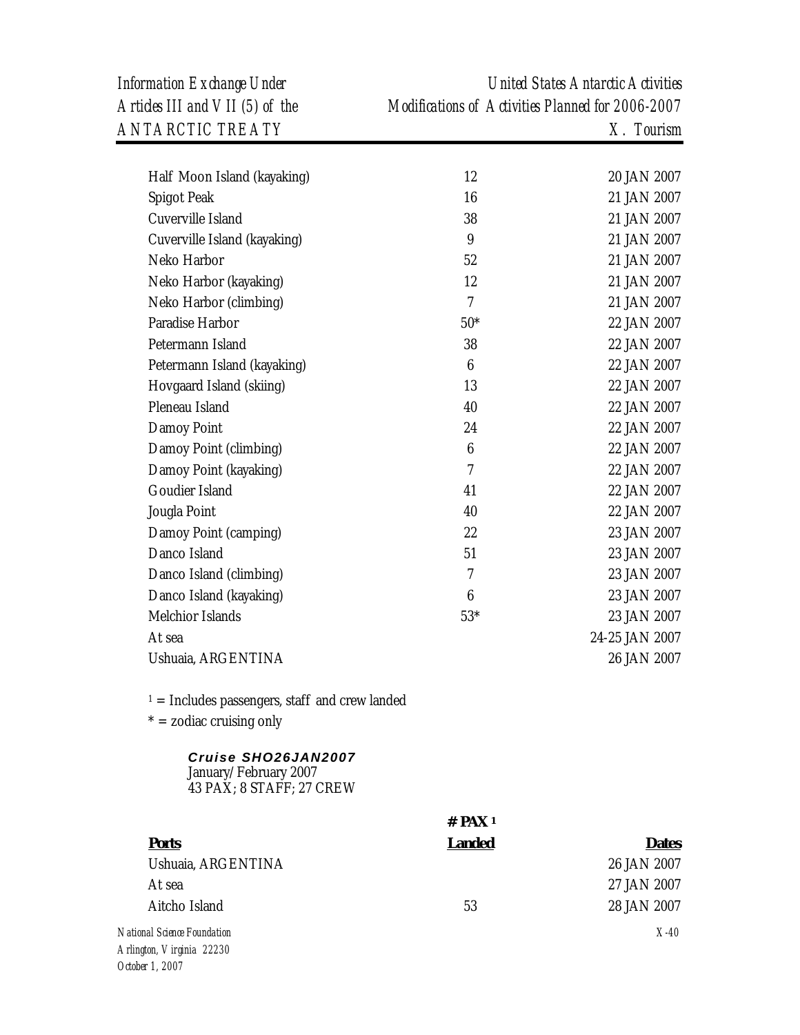| | | |
|---|---|---|
| Half Moon Island (kayaking) | 12 | 20 JAN 2007 |
| Spigot Peak | 16 | 21 JAN 2007 |
| Cuverville Island | 38 | 21 JAN 2007 |
| Cuverville Island (kayaking) | 9 | 21 JAN 2007 |
| Neko Harbor | 52 | 21 JAN 2007 |
| Neko Harbor (kayaking) | 12 | 21 JAN 2007 |
| Neko Harbor (climbing) | 7 | 21 JAN 2007 |
| Paradise Harbor | 50* | 22 JAN 2007 |
| Petermann Island | 38 | 22 JAN 2007 |
| Petermann Island (kayaking) | 6 | 22 JAN 2007 |
| Hovgaard Island (skiing) | 13 | 22 JAN 2007 |
| Pleneau Island | 40 | 22 JAN 2007 |
| Damoy Point | 24 | 22 JAN 2007 |
| Damoy Point (climbing) | 6 | 22 JAN 2007 |
| Damoy Point (kayaking) | 7 | 22 JAN 2007 |
| Goudier Island | 41 | 22 JAN 2007 |
| Jougla Point | 40 | 22 JAN 2007 |
| Damoy Point (camping) | 22 | 23 JAN 2007 |
| Danco Island | 51 | 23 JAN 2007 |
| Danco Island (climbing) | 7 | 23 JAN 2007 |
| Danco Island (kayaking) | 6 | 23 JAN 2007 |
| Melchior Islands | 53* | 23 JAN 2007 |
| At sea | | 24-25 JAN 2007 |
| Ushuaia, ARGENTINA | | 26 JAN 2007 |

[1] = Includes passengers, staff and crew landed
* = zodiac cruising only

***Cruise SHO26JAN2007***
January/February 2007
43 PAX; 8 STAFF; 27 CREW

| **Ports** | **# PAX [1] Landed** | **Dates** |
|---|---|---|
| Ushuaia, ARGENTINA | | 26 JAN 2007 |
| At sea | | 27 JAN 2007 |
| Aitcho Island | 53 | 28 JAN 2007 |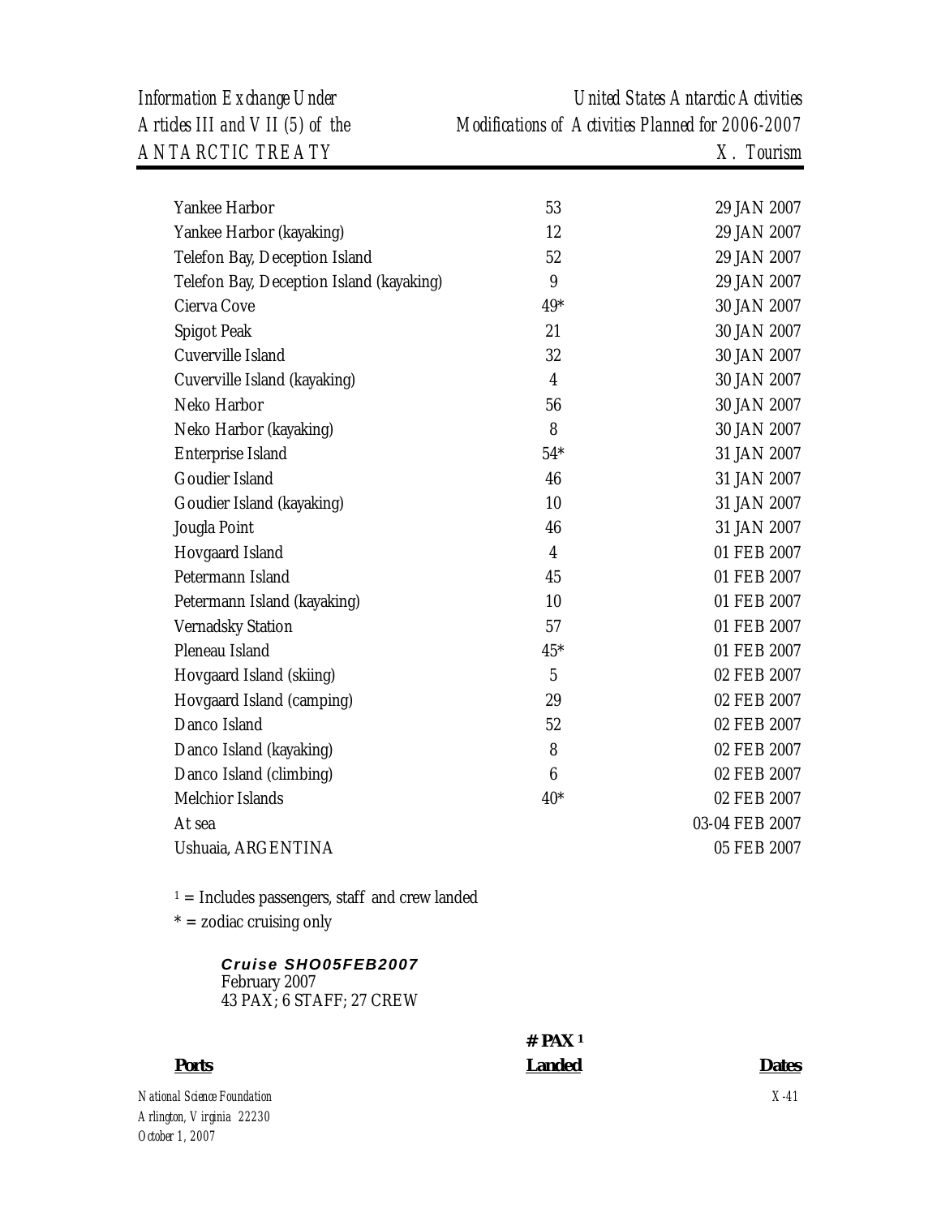| | | |
|---|---|---|
| Yankee Harbor | 53 | 29 JAN 2007 |
| Yankee Harbor (kayaking) | 12 | 29 JAN 2007 |
| Telefon Bay, Deception Island | 52 | 29 JAN 2007 |
| Telefon Bay, Deception Island (kayaking) | 9 | 29 JAN 2007 |
| Cierva Cove | 49* | 30 JAN 2007 |
| Spigot Peak | 21 | 30 JAN 2007 |
| Cuverville Island | 32 | 30 JAN 2007 |
| Cuverville Island (kayaking) | 4 | 30 JAN 2007 |
| Neko Harbor | 56 | 30 JAN 2007 |
| Neko Harbor (kayaking) | 8 | 30 JAN 2007 |
| Enterprise Island | 54* | 31 JAN 2007 |
| Goudier Island | 46 | 31 JAN 2007 |
| Goudier Island (kayaking) | 10 | 31 JAN 2007 |
| Jougla Point | 46 | 31 JAN 2007 |
| Hovgaard Island | 4 | 01 FEB 2007 |
| Petermann Island | 45 | 01 FEB 2007 |
| Petermann Island (kayaking) | 10 | 01 FEB 2007 |
| Vernadsky Station | 57 | 01 FEB 2007 |
| Pleneau Island | 45* | 01 FEB 2007 |
| Hovgaard Island (skiing) | 5 | 02 FEB 2007 |
| Hovgaard Island (camping) | 29 | 02 FEB 2007 |
| Danco Island | 52 | 02 FEB 2007 |
| Danco Island (kayaking) | 8 | 02 FEB 2007 |
| Danco Island (climbing) | 6 | 02 FEB 2007 |
| Melchior Islands | 40* | 02 FEB 2007 |
| At sea | | 03-04 FEB 2007 |
| Ushuaia, ARGENTINA | | 05 FEB 2007 |

[1] = Includes passengers, staff and crew landed

* = zodiac cruising only

***Cruise SHO05FEB2007***
February 2007
43 PAX; 6 STAFF; 27 CREW

| Ports | # PAX [1] Landed | Dates |
|---|---|---|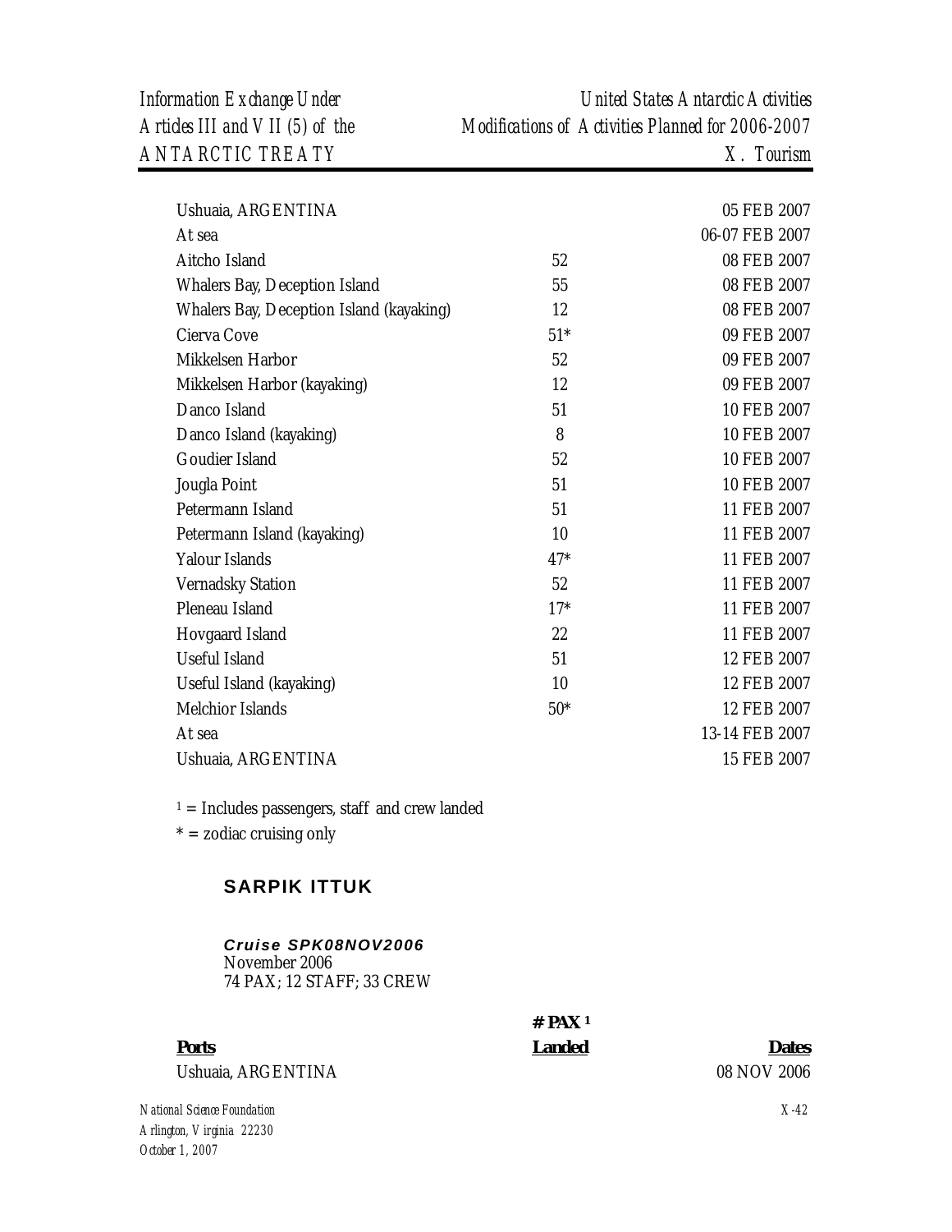| | | |
|---|---|---|
| Ushuaia, ARGENTINA | | 05 FEB 2007 |
| At sea | | 06-07 FEB 2007 |
| Aitcho Island | 52 | 08 FEB 2007 |
| Whalers Bay, Deception Island | 55 | 08 FEB 2007 |
| Whalers Bay, Deception Island (kayaking) | 12 | 08 FEB 2007 |
| Cierva Cove | 51* | 09 FEB 2007 |
| Mikkelsen Harbor | 52 | 09 FEB 2007 |
| Mikkelsen Harbor (kayaking) | 12 | 09 FEB 2007 |
| Danco Island | 51 | 10 FEB 2007 |
| Danco Island (kayaking) | 8 | 10 FEB 2007 |
| Goudier Island | 52 | 10 FEB 2007 |
| Jougla Point | 51 | 10 FEB 2007 |
| Petermann Island | 51 | 11 FEB 2007 |
| Petermann Island (kayaking) | 10 | 11 FEB 2007 |
| Yalour Islands | 47* | 11 FEB 2007 |
| Vernadsky Station | 52 | 11 FEB 2007 |
| Pleneau Island | 17* | 11 FEB 2007 |
| Hovgaard Island | 22 | 11 FEB 2007 |
| Useful Island | 51 | 12 FEB 2007 |
| Useful Island (kayaking) | 10 | 12 FEB 2007 |
| Melchior Islands | 50* | 12 FEB 2007 |
| At sea | | 13-14 FEB 2007 |
| Ushuaia, ARGENTINA | | 15 FEB 2007 |

[1] = Includes passengers, staff and crew landed

* = zodiac cruising only

## SARPIK ITTUK

***Cruise SPK08NOV2006***
November 2006
74 PAX; 12 STAFF; 33 CREW

| **Ports** | **# PAX [1] Landed** | **Dates** |
|---|---|---|
| Ushuaia, ARGENTINA | | 08 NOV 2006 |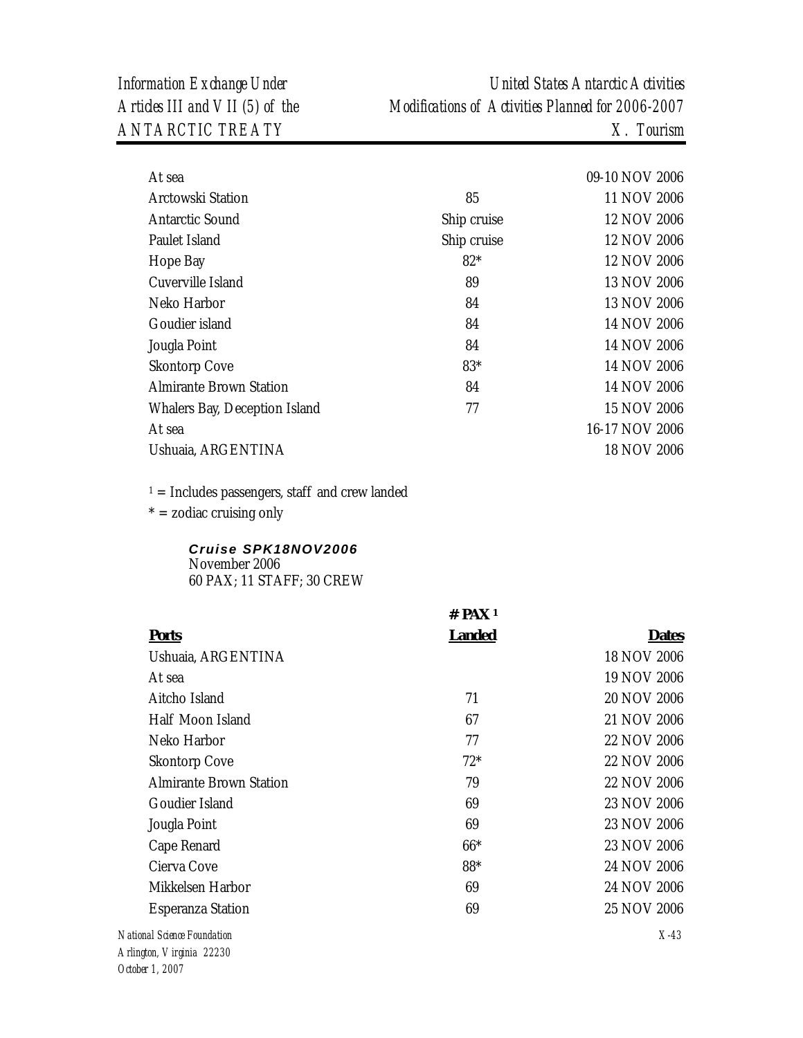| | | |
|---|---|---|
| At sea | | 09-10 NOV 2006 |
| Arctowski Station | 85 | 11 NOV 2006 |
| Antarctic Sound | Ship cruise | 12 NOV 2006 |
| Paulet Island | Ship cruise | 12 NOV 2006 |
| Hope Bay | 82* | 12 NOV 2006 |
| Cuverville Island | 89 | 13 NOV 2006 |
| Neko Harbor | 84 | 13 NOV 2006 |
| Goudier island | 84 | 14 NOV 2006 |
| Jougla Point | 84 | 14 NOV 2006 |
| Skontorp Cove | 83* | 14 NOV 2006 |
| Almirante Brown Station | 84 | 14 NOV 2006 |
| Whalers Bay, Deception Island | 77 | 15 NOV 2006 |
| At sea | | 16-17 NOV 2006 |
| Ushuaia, ARGENTINA | | 18 NOV 2006 |

[1] = Includes passengers, staff and crew landed

\* = zodiac cruising only

***Cruise SPK18NOV2006***
November 2006
60 PAX; 11 STAFF; 30 CREW

| **Ports** | **# PAX [1] Landed** | **Dates** |
|---|---|---|
| Ushuaia, ARGENTINA | | 18 NOV 2006 |
| At sea | | 19 NOV 2006 |
| Aitcho Island | 71 | 20 NOV 2006 |
| Half Moon Island | 67 | 21 NOV 2006 |
| Neko Harbor | 77 | 22 NOV 2006 |
| Skontorp Cove | 72* | 22 NOV 2006 |
| Almirante Brown Station | 79 | 22 NOV 2006 |
| Goudier Island | 69 | 23 NOV 2006 |
| Jougla Point | 69 | 23 NOV 2006 |
| Cape Renard | 66* | 23 NOV 2006 |
| Cierva Cove | 88* | 24 NOV 2006 |
| Mikkelsen Harbor | 69 | 24 NOV 2006 |
| Esperanza Station | 69 | 25 NOV 2006 |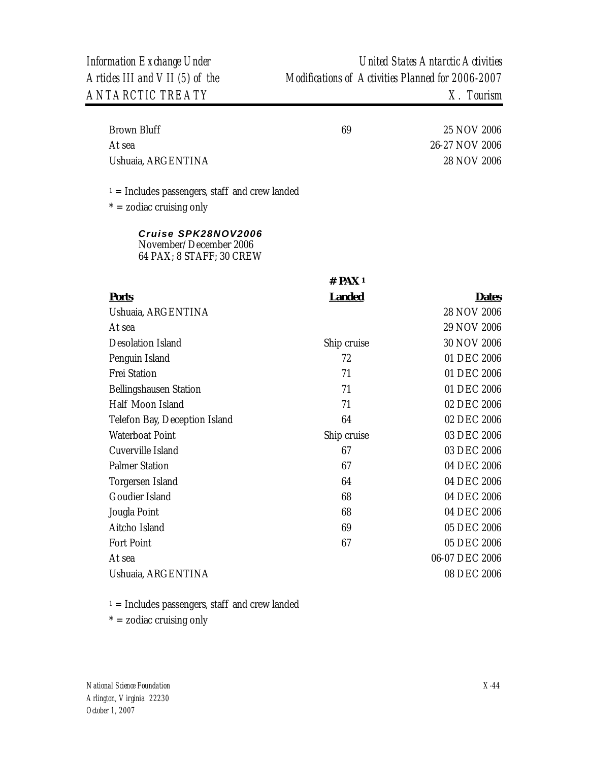| | | |
|---|---|---|
| Brown Bluff | 69 | 25 NOV 2006 |
| At sea | | 26-27 NOV 2006 |
| Ushuaia, ARGENTINA | | 28 NOV 2006 |

1 = Includes passengers, staff and crew landed

* = zodiac cruising only

***Cruise SPK28NOV2006***
November/December 2006
64 PAX; 8 STAFF; 30 CREW

| Ports | # PAX 1 Landed | Dates |
|---|---|---|
| Ushuaia, ARGENTINA | | 28 NOV 2006 |
| At sea | | 29 NOV 2006 |
| Desolation Island | Ship cruise | 30 NOV 2006 |
| Penguin Island | 72 | 01 DEC 2006 |
| Frei Station | 71 | 01 DEC 2006 |
| Bellingshausen Station | 71 | 01 DEC 2006 |
| Half Moon Island | 71 | 02 DEC 2006 |
| Telefon Bay, Deception Island | 64 | 02 DEC 2006 |
| Waterboat Point | Ship cruise | 03 DEC 2006 |
| Cuverville Island | 67 | 03 DEC 2006 |
| Palmer Station | 67 | 04 DEC 2006 |
| Torgersen Island | 64 | 04 DEC 2006 |
| Goudier Island | 68 | 04 DEC 2006 |
| Jougla Point | 68 | 04 DEC 2006 |
| Aitcho Island | 69 | 05 DEC 2006 |
| Fort Point | 67 | 05 DEC 2006 |
| At sea | | 06-07 DEC 2006 |
| Ushuaia, ARGENTINA | | 08 DEC 2006 |

1 = Includes passengers, staff and crew landed

* = zodiac cruising only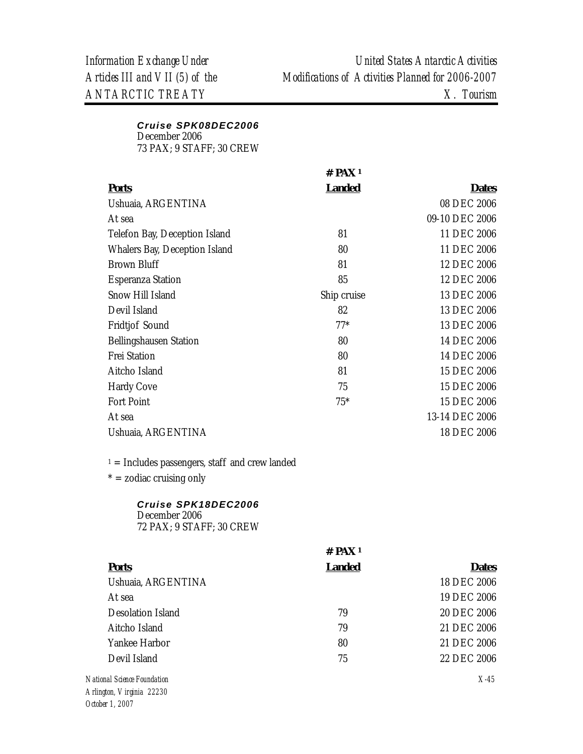***Cruise SPK08DEC2006***
December 2006
73 PAX; 9 STAFF; 30 CREW

| Ports | # PAX [1] Landed | Dates |
|---|---|---|
| Ushuaia, ARGENTINA | | 08 DEC 2006 |
| At sea | | 09-10 DEC 2006 |
| Telefon Bay, Deception Island | 81 | 11 DEC 2006 |
| Whalers Bay, Deception Island | 80 | 11 DEC 2006 |
| Brown Bluff | 81 | 12 DEC 2006 |
| Esperanza Station | 85 | 12 DEC 2006 |
| Snow Hill Island | Ship cruise | 13 DEC 2006 |
| Devil Island | 82 | 13 DEC 2006 |
| Fridtjof Sound | 77* | 13 DEC 2006 |
| Bellingshausen Station | 80 | 14 DEC 2006 |
| Frei Station | 80 | 14 DEC 2006 |
| Aitcho Island | 81 | 15 DEC 2006 |
| Hardy Cove | 75 | 15 DEC 2006 |
| Fort Point | 75* | 15 DEC 2006 |
| At sea | | 13-14 DEC 2006 |
| Ushuaia, ARGENTINA | | 18 DEC 2006 |

[1] = Includes passengers, staff and crew landed

* = zodiac cruising only

***Cruise SPK18DEC2006***
December 2006
72 PAX; 9 STAFF; 30 CREW

| Ports | # PAX [1] Landed | Dates |
|---|---|---|
| Ushuaia, ARGENTINA | | 18 DEC 2006 |
| At sea | | 19 DEC 2006 |
| Desolation Island | 79 | 20 DEC 2006 |
| Aitcho Island | 79 | 21 DEC 2006 |
| Yankee Harbor | 80 | 21 DEC 2006 |
| Devil Island | 75 | 22 DEC 2006 |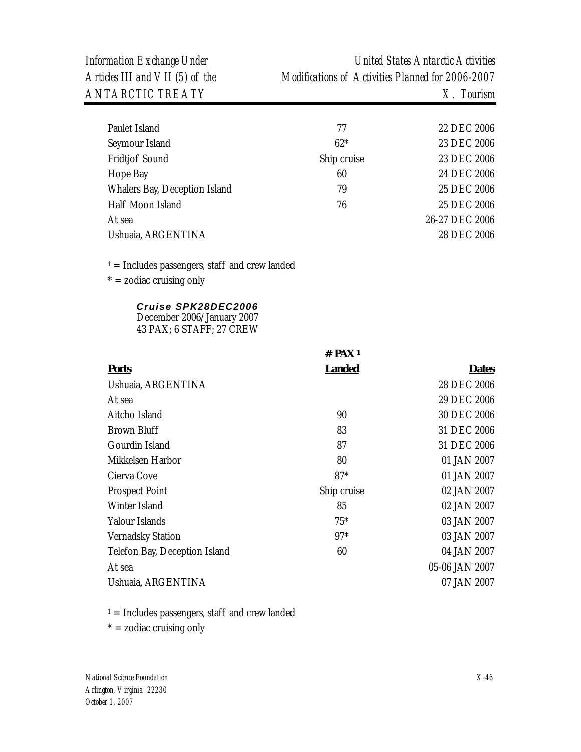| | | |
|---|---|---|
| Paulet Island | 77 | 22 DEC 2006 |
| Seymour Island | 62* | 23 DEC 2006 |
| Fridtjof Sound | Ship cruise | 23 DEC 2006 |
| Hope Bay | 60 | 24 DEC 2006 |
| Whalers Bay, Deception Island | 79 | 25 DEC 2006 |
| Half Moon Island | 76 | 25 DEC 2006 |
| At sea | | 26-27 DEC 2006 |
| Ushuaia, ARGENTINA | | 28 DEC 2006 |

[1] = Includes passengers, staff and crew landed

\* = zodiac cruising only

***Cruise SPK28DEC2006***
December 2006/January 2007
43 PAX; 6 STAFF; 27 CREW

| **Ports** | **# PAX [1] Landed** | **Dates** |
|---|---|---|
| Ushuaia, ARGENTINA | | 28 DEC 2006 |
| At sea | | 29 DEC 2006 |
| Aitcho Island | 90 | 30 DEC 2006 |
| Brown Bluff | 83 | 31 DEC 2006 |
| Gourdin Island | 87 | 31 DEC 2006 |
| Mikkelsen Harbor | 80 | 01 JAN 2007 |
| Cierva Cove | 87* | 01 JAN 2007 |
| Prospect Point | Ship cruise | 02 JAN 2007 |
| Winter Island | 85 | 02 JAN 2007 |
| Yalour Islands | 75* | 03 JAN 2007 |
| Vernadsky Station | 97* | 03 JAN 2007 |
| Telefon Bay, Deception Island | 60 | 04 JAN 2007 |
| At sea | | 05-06 JAN 2007 |
| Ushuaia, ARGENTINA | | 07 JAN 2007 |

[1] = Includes passengers, staff and crew landed

\* = zodiac cruising only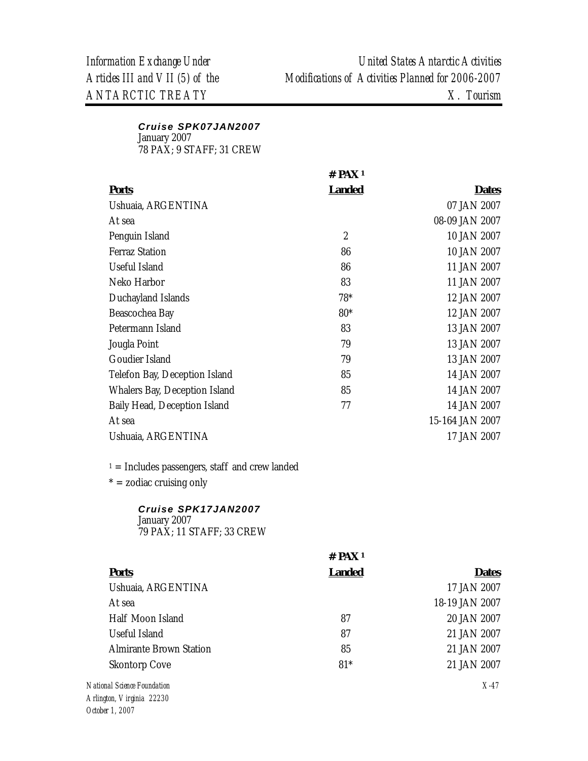### *Cruise SPK07JAN2007*

January 2007
78 PAX; 9 STAFF; 31 CREW

| Ports | # PAX [1] Landed | Dates |
|---|---|---|
| Ushuaia, ARGENTINA | | 07 JAN 2007 |
| At sea | | 08-09 JAN 2007 |
| Penguin Island | 2 | 10 JAN 2007 |
| Ferraz Station | 86 | 10 JAN 2007 |
| Useful Island | 86 | 11 JAN 2007 |
| Neko Harbor | 83 | 11 JAN 2007 |
| Duchayland Islands | 78* | 12 JAN 2007 |
| Beascochea Bay | 80* | 12 JAN 2007 |
| Petermann Island | 83 | 13 JAN 2007 |
| Jougla Point | 79 | 13 JAN 2007 |
| Goudier Island | 79 | 13 JAN 2007 |
| Telefon Bay, Deception Island | 85 | 14 JAN 2007 |
| Whalers Bay, Deception Island | 85 | 14 JAN 2007 |
| Baily Head, Deception Island | 77 | 14 JAN 2007 |
| At sea | | 15-164 JAN 2007 |
| Ushuaia, ARGENTINA | | 17 JAN 2007 |

[1] = Includes passengers, staff and crew landed

* = zodiac cruising only

### *Cruise SPK17JAN2007*

January 2007
79 PAX; 11 STAFF; 33 CREW

| Ports | # PAX [1] Landed | Dates |
|---|---|---|
| Ushuaia, ARGENTINA | | 17 JAN 2007 |
| At sea | | 18-19 JAN 2007 |
| Half Moon Island | 87 | 20 JAN 2007 |
| Useful Island | 87 | 21 JAN 2007 |
| Almirante Brown Station | 85 | 21 JAN 2007 |
| Skontorp Cove | 81* | 21 JAN 2007 |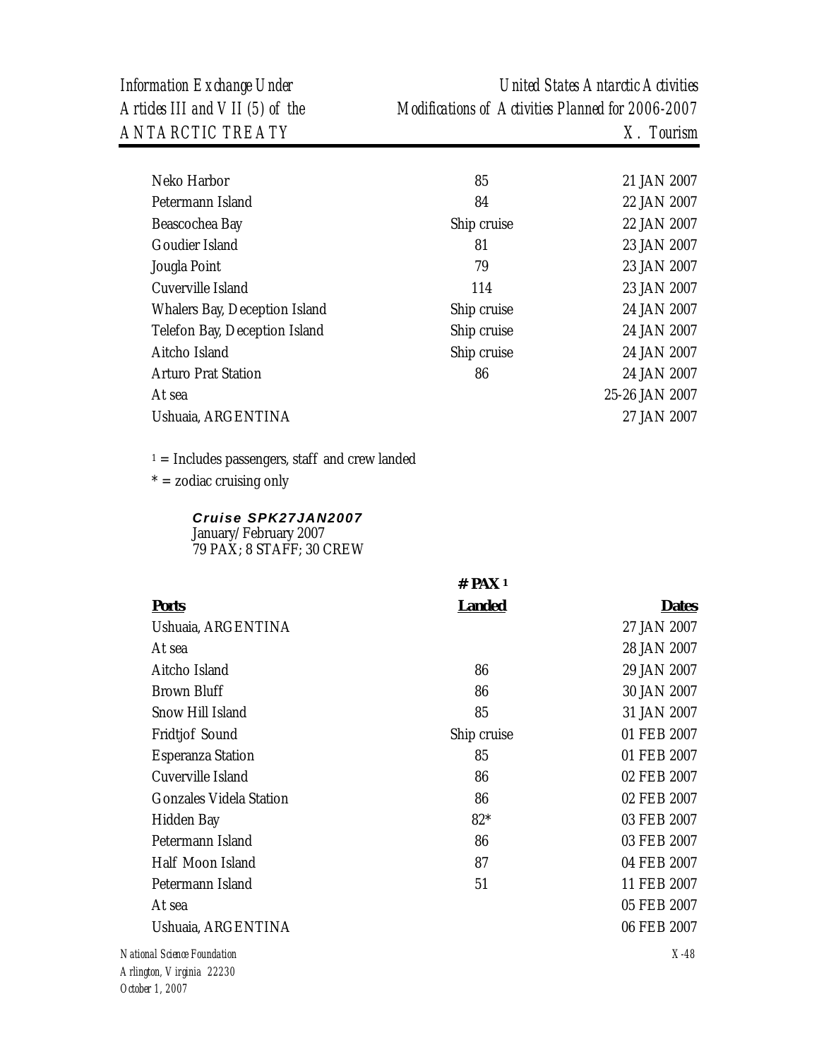| | | |
|---|---|---|
| Neko Harbor | 85 | 21 JAN 2007 |
| Petermann Island | 84 | 22 JAN 2007 |
| Beascochea Bay | Ship cruise | 22 JAN 2007 |
| Goudier Island | 81 | 23 JAN 2007 |
| Jougla Point | 79 | 23 JAN 2007 |
| Cuverville Island | 114 | 23 JAN 2007 |
| Whalers Bay, Deception Island | Ship cruise | 24 JAN 2007 |
| Telefon Bay, Deception Island | Ship cruise | 24 JAN 2007 |
| Aitcho Island | Ship cruise | 24 JAN 2007 |
| Arturo Prat Station | 86 | 24 JAN 2007 |
| At sea | | 25-26 JAN 2007 |
| Ushuaia, ARGENTINA | | 27 JAN 2007 |

1 = Includes passengers, staff and crew landed

* = zodiac cruising only

***Cruise SPK27JAN2007***
January/February 2007
79 PAX; 8 STAFF; 30 CREW

| Ports | # PAX [1] Landed | Dates |
|---|---|---|
| Ushuaia, ARGENTINA | | 27 JAN 2007 |
| At sea | | 28 JAN 2007 |
| Aitcho Island | 86 | 29 JAN 2007 |
| Brown Bluff | 86 | 30 JAN 2007 |
| Snow Hill Island | 85 | 31 JAN 2007 |
| Fridtjof Sound | Ship cruise | 01 FEB 2007 |
| Esperanza Station | 85 | 01 FEB 2007 |
| Cuverville Island | 86 | 02 FEB 2007 |
| Gonzales Videla Station | 86 | 02 FEB 2007 |
| Hidden Bay | 82* | 03 FEB 2007 |
| Petermann Island | 86 | 03 FEB 2007 |
| Half Moon Island | 87 | 04 FEB 2007 |
| Petermann Island | 51 | 11 FEB 2007 |
| At sea | | 05 FEB 2007 |
| Ushuaia, ARGENTINA | | 06 FEB 2007 |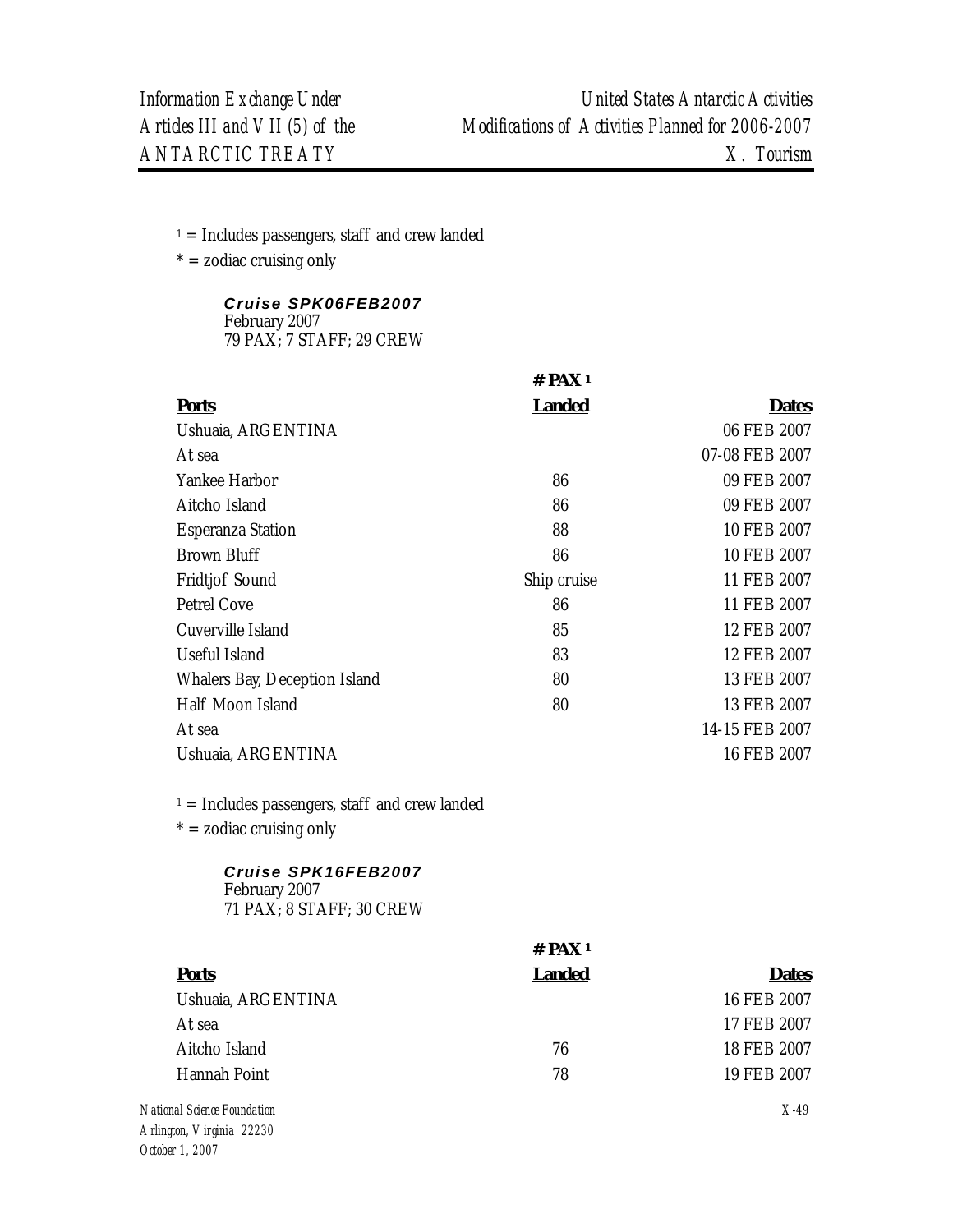[1] = Includes passengers, staff and crew landed

\* = zodiac cruising only

***Cruise SPK06FEB2007***
February 2007
79 PAX; 7 STAFF; 29 CREW

| **Ports** | **# PAX [1] Landed** | **Dates** |
|---|---|---|
| Ushuaia, ARGENTINA | | 06 FEB 2007 |
| At sea | | 07-08 FEB 2007 |
| Yankee Harbor | 86 | 09 FEB 2007 |
| Aitcho Island | 86 | 09 FEB 2007 |
| Esperanza Station | 88 | 10 FEB 2007 |
| Brown Bluff | 86 | 10 FEB 2007 |
| Fridtjof Sound | Ship cruise | 11 FEB 2007 |
| Petrel Cove | 86 | 11 FEB 2007 |
| Cuverville Island | 85 | 12 FEB 2007 |
| Useful Island | 83 | 12 FEB 2007 |
| Whalers Bay, Deception Island | 80 | 13 FEB 2007 |
| Half Moon Island | 80 | 13 FEB 2007 |
| At sea | | 14-15 FEB 2007 |
| Ushuaia, ARGENTINA | | 16 FEB 2007 |

[1] = Includes passengers, staff and crew landed

\* = zodiac cruising only

***Cruise SPK16FEB2007***
February 2007
71 PAX; 8 STAFF; 30 CREW

| **Ports** | **# PAX [1] Landed** | **Dates** |
|---|---|---|
| Ushuaia, ARGENTINA | | 16 FEB 2007 |
| At sea | | 17 FEB 2007 |
| Aitcho Island | 76 | 18 FEB 2007 |
| Hannah Point | 78 | 19 FEB 2007 |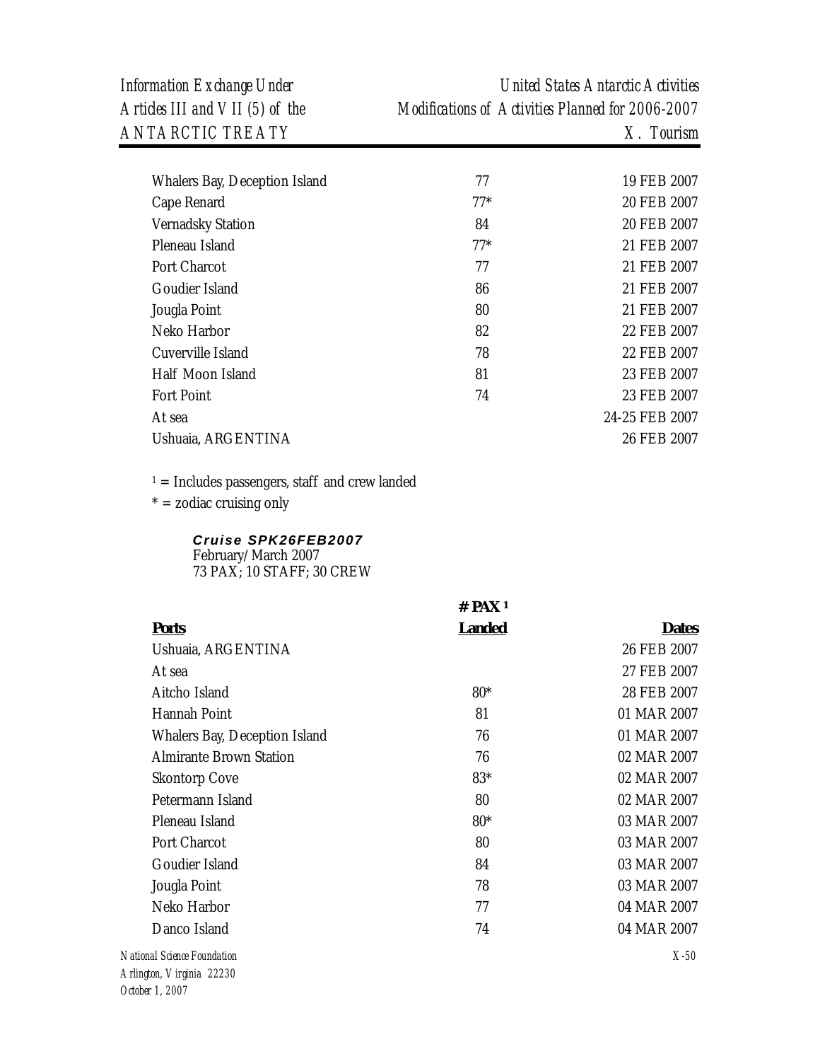| Ports | # PAX [1] Landed | Dates |
|---|---|---|
| Whalers Bay, Deception Island | 77 | 19 FEB 2007 |
| Cape Renard | 77* | 20 FEB 2007 |
| Vernadsky Station | 84 | 20 FEB 2007 |
| Pleneau Island | 77* | 21 FEB 2007 |
| Port Charcot | 77 | 21 FEB 2007 |
| Goudier Island | 86 | 21 FEB 2007 |
| Jougla Point | 80 | 21 FEB 2007 |
| Neko Harbor | 82 | 22 FEB 2007 |
| Cuverville Island | 78 | 22 FEB 2007 |
| Half Moon Island | 81 | 23 FEB 2007 |
| Fort Point | 74 | 23 FEB 2007 |
| At sea | | 24-25 FEB 2007 |
| Ushuaia, ARGENTINA | | 26 FEB 2007 |

[1] = Includes passengers, staff and crew landed

* = zodiac cruising only

***Cruise SPK26FEB2007***
February/March 2007
73 PAX; 10 STAFF; 30 CREW

| Ports | # PAX [1] Landed | Dates |
|---|---|---|
| Ushuaia, ARGENTINA | | 26 FEB 2007 |
| At sea | | 27 FEB 2007 |
| Aitcho Island | 80* | 28 FEB 2007 |
| Hannah Point | 81 | 01 MAR 2007 |
| Whalers Bay, Deception Island | 76 | 01 MAR 2007 |
| Almirante Brown Station | 76 | 02 MAR 2007 |
| Skontorp Cove | 83* | 02 MAR 2007 |
| Petermann Island | 80 | 02 MAR 2007 |
| Pleneau Island | 80* | 03 MAR 2007 |
| Port Charcot | 80 | 03 MAR 2007 |
| Goudier Island | 84 | 03 MAR 2007 |
| Jougla Point | 78 | 03 MAR 2007 |
| Neko Harbor | 77 | 04 MAR 2007 |
| Danco Island | 74 | 04 MAR 2007 |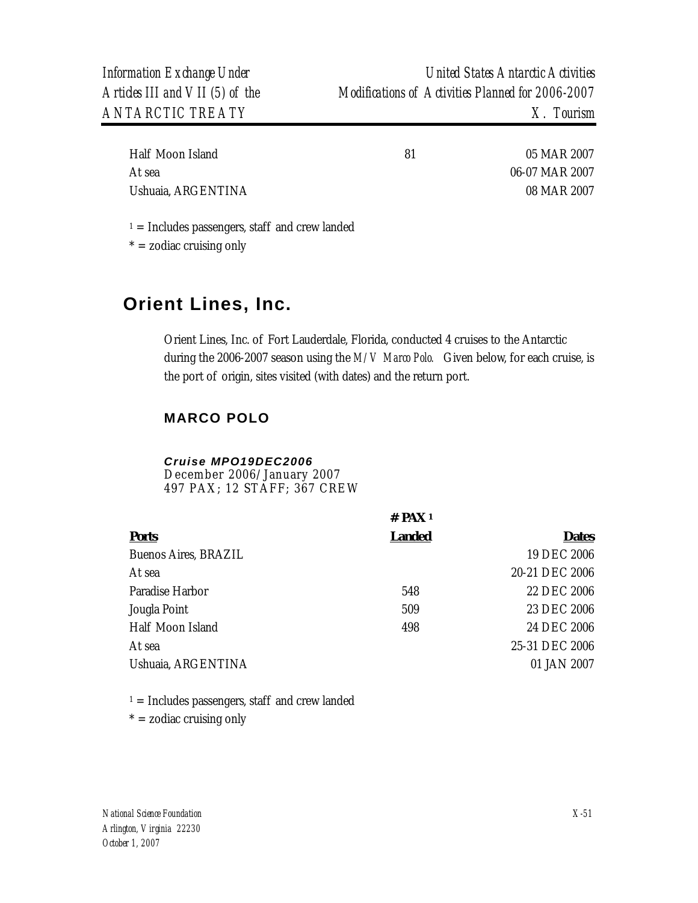| | | |
|---|---|---|
| Half Moon Island | 81 | 05 MAR 2007 |
| At sea | | 06-07 MAR 2007 |
| Ushuaia, ARGENTINA | | 08 MAR 2007 |

[1] = Includes passengers, staff and crew landed
* = zodiac cruising only

## Orient Lines, Inc.

Orient Lines, Inc. of Fort Lauderdale, Florida, conducted 4 cruises to the Antarctic during the 2006-2007 season using the *M/V Marco Polo.* Given below, for each cruise, is the port of origin, sites visited (with dates) and the return port.

### MARCO POLO

***Cruise MPO19DEC2006***
December 2006/January 2007
497 PAX; 12 STAFF; 367 CREW

| Ports | # PAX [1] Landed | Dates |
|---|---|---|
| Buenos Aires, BRAZIL | | 19 DEC 2006 |
| At sea | | 20-21 DEC 2006 |
| Paradise Harbor | 548 | 22 DEC 2006 |
| Jougla Point | 509 | 23 DEC 2006 |
| Half Moon Island | 498 | 24 DEC 2006 |
| At sea | | 25-31 DEC 2006 |
| Ushuaia, ARGENTINA | | 01 JAN 2007 |

[1] = Includes passengers, staff and crew landed
* = zodiac cruising only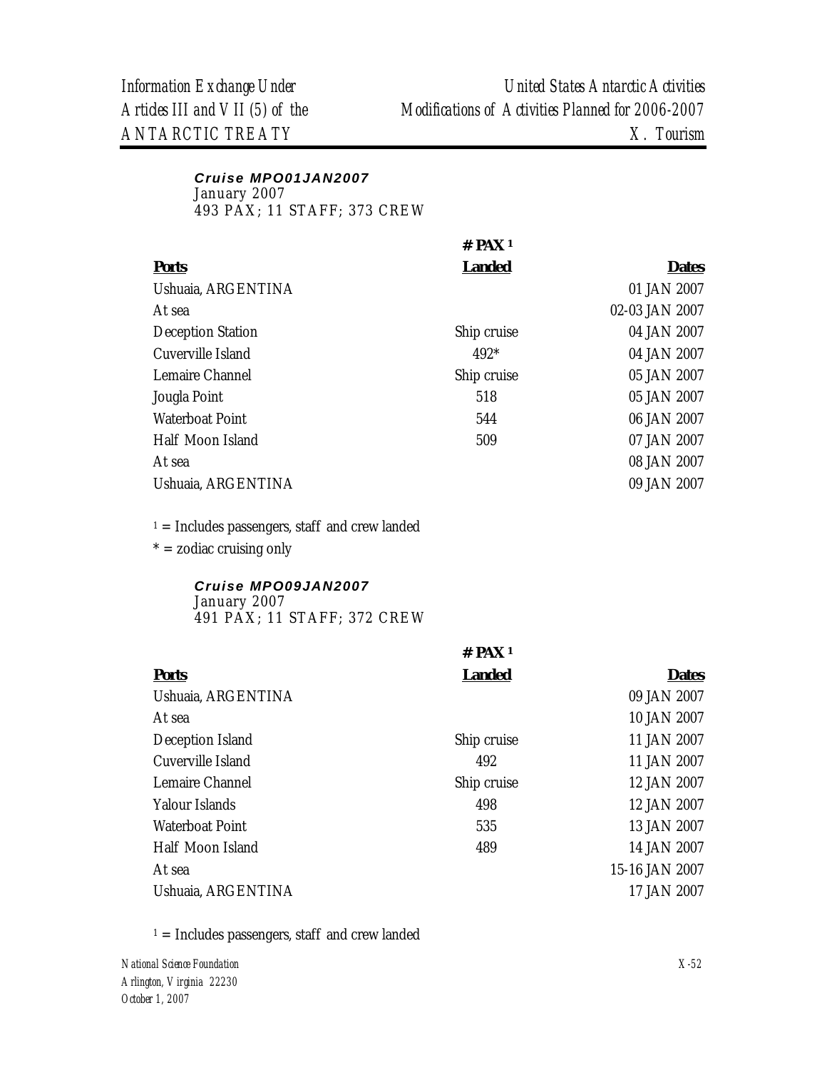***Cruise MPO01JAN2007***
January 2007
493 PAX; 11 STAFF; 373 CREW

| Ports | # PAX [1] Landed | Dates |
|---|---|---|
| Ushuaia, ARGENTINA | | 01 JAN 2007 |
| At sea | | 02-03 JAN 2007 |
| Deception Station | Ship cruise | 04 JAN 2007 |
| Cuverville Island | 492* | 04 JAN 2007 |
| Lemaire Channel | Ship cruise | 05 JAN 2007 |
| Jougla Point | 518 | 05 JAN 2007 |
| Waterboat Point | 544 | 06 JAN 2007 |
| Half Moon Island | 509 | 07 JAN 2007 |
| At sea | | 08 JAN 2007 |
| Ushuaia, ARGENTINA | | 09 JAN 2007 |

[1] = Includes passengers, staff and crew landed

* = zodiac cruising only

***Cruise MPO09JAN2007***
January 2007
491 PAX; 11 STAFF; 372 CREW

| Ports | # PAX [1] Landed | Dates |
|---|---|---|
| Ushuaia, ARGENTINA | | 09 JAN 2007 |
| At sea | | 10 JAN 2007 |
| Deception Island | Ship cruise | 11 JAN 2007 |
| Cuverville Island | 492 | 11 JAN 2007 |
| Lemaire Channel | Ship cruise | 12 JAN 2007 |
| Yalour Islands | 498 | 12 JAN 2007 |
| Waterboat Point | 535 | 13 JAN 2007 |
| Half Moon Island | 489 | 14 JAN 2007 |
| At sea | | 15-16 JAN 2007 |
| Ushuaia, ARGENTINA | | 17 JAN 2007 |

[1] = Includes passengers, staff and crew landed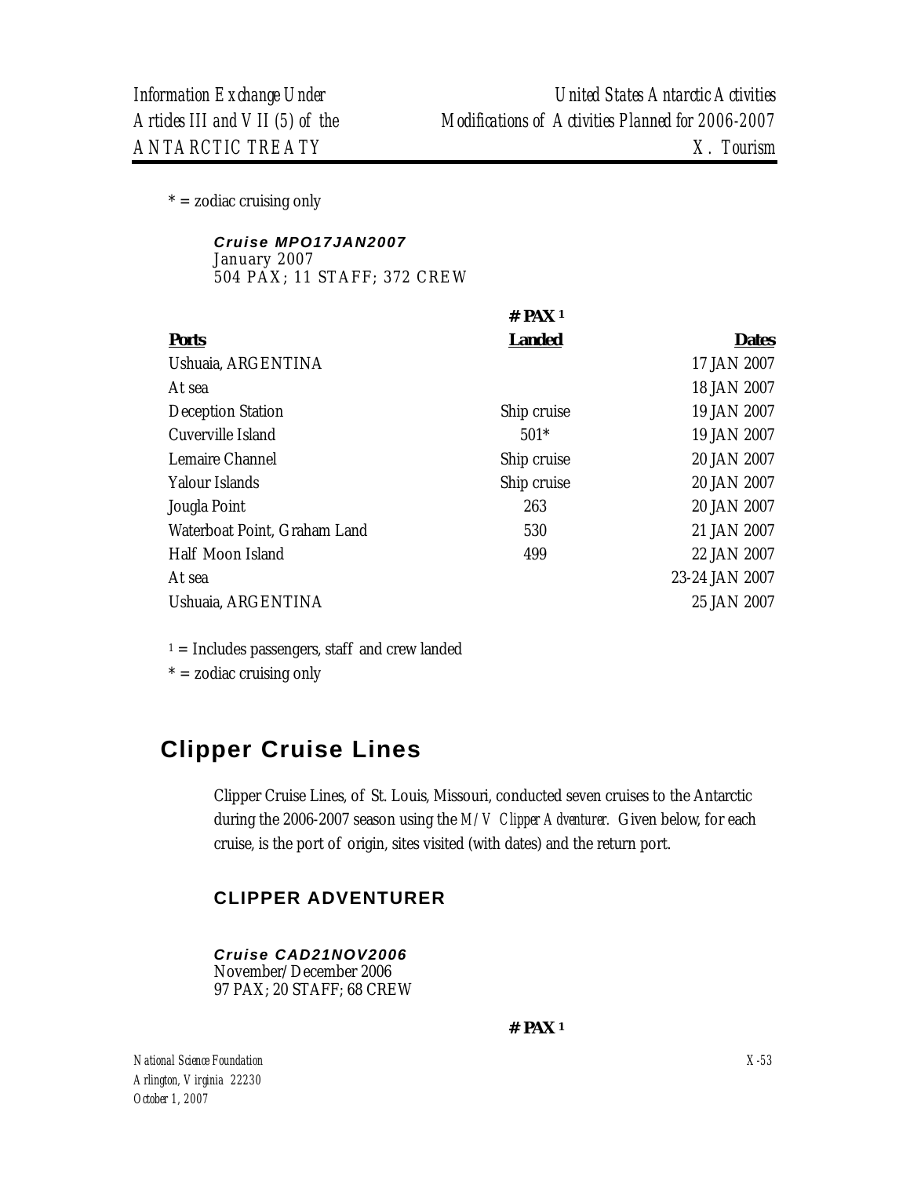* = zodiac cruising only

***Cruise MPO17JAN2007***
January 2007
504 PAX; 11 STAFF; 372 CREW

| Ports | # PAX [1] Landed | Dates |
|---|---|---|
| Ushuaia, ARGENTINA | | 17 JAN 2007 |
| At sea | | 18 JAN 2007 |
| Deception Station | Ship cruise | 19 JAN 2007 |
| Cuverville Island | 501* | 19 JAN 2007 |
| Lemaire Channel | Ship cruise | 20 JAN 2007 |
| Yalour Islands | Ship cruise | 20 JAN 2007 |
| Jougla Point | 263 | 20 JAN 2007 |
| Waterboat Point, Graham Land | 530 | 21 JAN 2007 |
| Half Moon Island | 499 | 22 JAN 2007 |
| At sea | | 23-24 JAN 2007 |
| Ushuaia, ARGENTINA | | 25 JAN 2007 |

[1] = Includes passengers, staff and crew landed
* = zodiac cruising only

## Clipper Cruise Lines

Clipper Cruise Lines, of St. Louis, Missouri, conducted seven cruises to the Antarctic during the 2006-2007 season using the *M/V Clipper Adventurer.* Given below, for each cruise, is the port of origin, sites visited (with dates) and the return port.

### CLIPPER ADVENTURER

***Cruise CAD21NOV2006***
November/December 2006
97 PAX; 20 STAFF; 68 CREW

**# PAX [1]**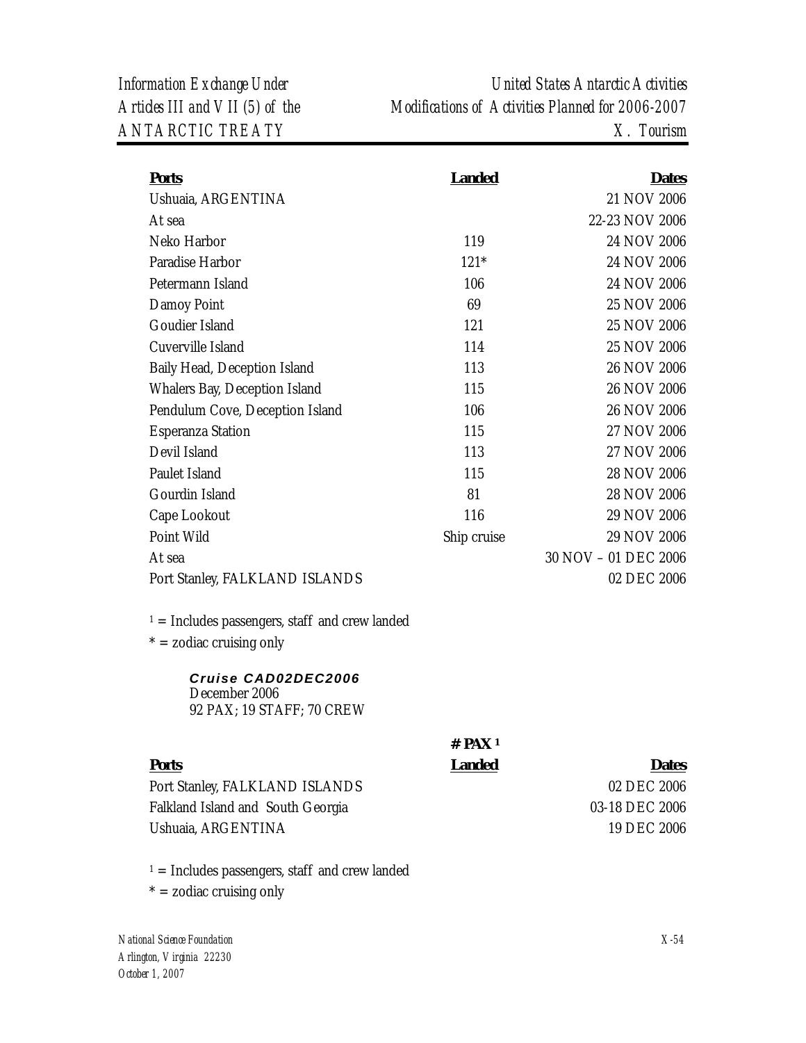| Ports | Landed | Dates |
|---|---|---|
| Ushuaia, ARGENTINA | | 21 NOV 2006 |
| At sea | | 22-23 NOV 2006 |
| Neko Harbor | 119 | 24 NOV 2006 |
| Paradise Harbor | 121* | 24 NOV 2006 |
| Petermann Island | 106 | 24 NOV 2006 |
| Damoy Point | 69 | 25 NOV 2006 |
| Goudier Island | 121 | 25 NOV 2006 |
| Cuverville Island | 114 | 25 NOV 2006 |
| Baily Head, Deception Island | 113 | 26 NOV 2006 |
| Whalers Bay, Deception Island | 115 | 26 NOV 2006 |
| Pendulum Cove, Deception Island | 106 | 26 NOV 2006 |
| Esperanza Station | 115 | 27 NOV 2006 |
| Devil Island | 113 | 27 NOV 2006 |
| Paulet Island | 115 | 28 NOV 2006 |
| Gourdin Island | 81 | 28 NOV 2006 |
| Cape Lookout | 116 | 29 NOV 2006 |
| Point Wild | Ship cruise | 29 NOV 2006 |
| At sea | | 30 NOV – 01 DEC 2006 |
| Port Stanley, FALKLAND ISLANDS | | 02 DEC 2006 |

[1] = Includes passengers, staff and crew landed

* = zodiac cruising only

***Cruise CAD02DEC2006***
December 2006
92 PAX; 19 STAFF; 70 CREW

| Ports | # PAX [1] Landed | Dates |
|---|---|---|
| Port Stanley, FALKLAND ISLANDS | | 02 DEC 2006 |
| Falkland Island and South Georgia | | 03-18 DEC 2006 |
| Ushuaia, ARGENTINA | | 19 DEC 2006 |

[1] = Includes passengers, staff and crew landed

* = zodiac cruising only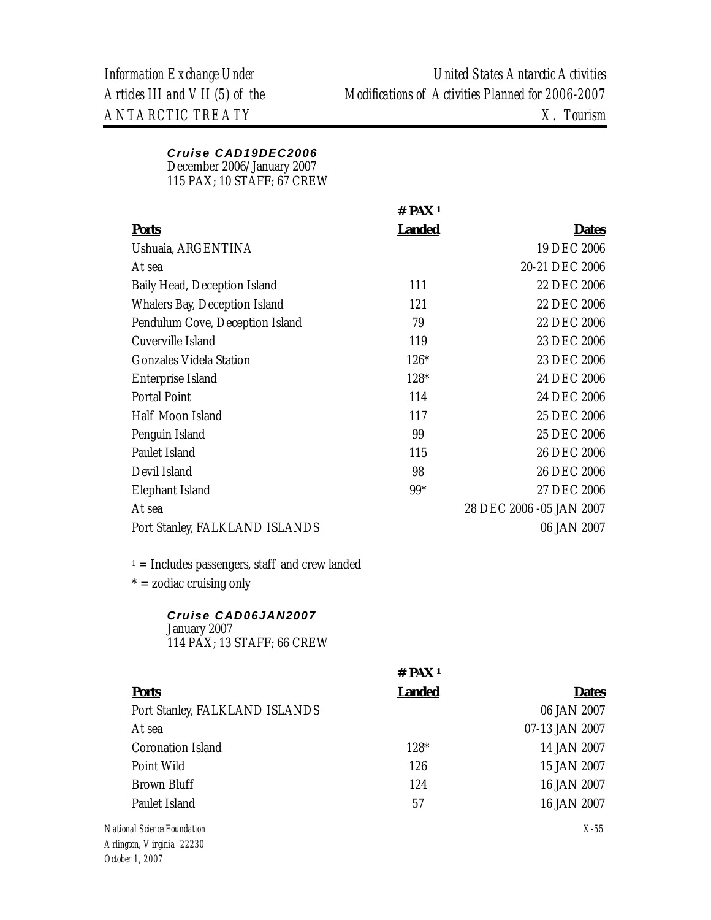***Cruise CAD19DEC2006***
December 2006/January 2007
115 PAX; 10 STAFF; 67 CREW

| **Ports** | **# PAX [1] Landed** | **Dates** |
|---|---|---|
| Ushuaia, ARGENTINA | | 19 DEC 2006 |
| At sea | | 20-21 DEC 2006 |
| Baily Head, Deception Island | 111 | 22 DEC 2006 |
| Whalers Bay, Deception Island | 121 | 22 DEC 2006 |
| Pendulum Cove, Deception Island | 79 | 22 DEC 2006 |
| Cuverville Island | 119 | 23 DEC 2006 |
| Gonzales Videla Station | 126* | 23 DEC 2006 |
| Enterprise Island | 128* | 24 DEC 2006 |
| Portal Point | 114 | 24 DEC 2006 |
| Half Moon Island | 117 | 25 DEC 2006 |
| Penguin Island | 99 | 25 DEC 2006 |
| Paulet Island | 115 | 26 DEC 2006 |
| Devil Island | 98 | 26 DEC 2006 |
| Elephant Island | 99* | 27 DEC 2006 |
| At sea | | 28 DEC 2006 -05 JAN 2007 |
| Port Stanley, FALKLAND ISLANDS | | 06 JAN 2007 |

[1] = Includes passengers, staff and crew landed

* = zodiac cruising only

***Cruise CAD06JAN2007***
January 2007
114 PAX; 13 STAFF; 66 CREW

| **Ports** | **# PAX [1] Landed** | **Dates** |
|---|---|---|
| Port Stanley, FALKLAND ISLANDS | | 06 JAN 2007 |
| At sea | | 07-13 JAN 2007 |
| Coronation Island | 128* | 14 JAN 2007 |
| Point Wild | 126 | 15 JAN 2007 |
| Brown Bluff | 124 | 16 JAN 2007 |
| Paulet Island | 57 | 16 JAN 2007 |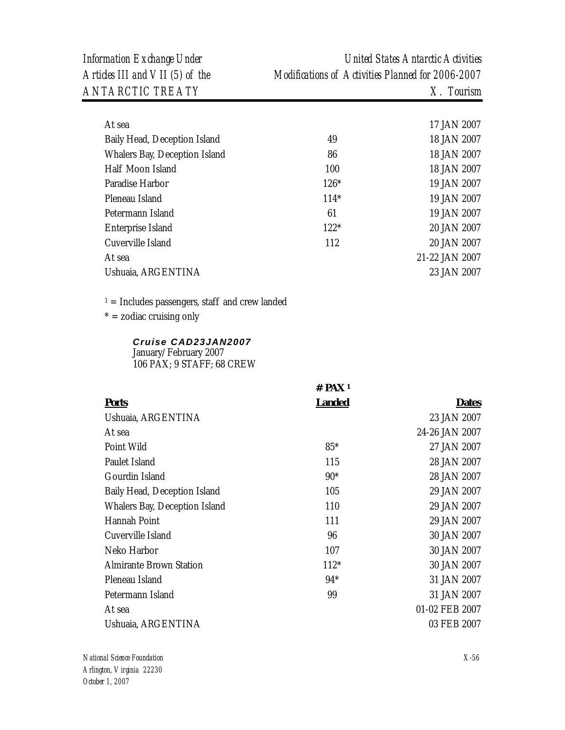| | | |
|---|---|---|
| At sea | | 17 JAN 2007 |
| Baily Head, Deception Island | 49 | 18 JAN 2007 |
| Whalers Bay, Deception Island | 86 | 18 JAN 2007 |
| Half Moon Island | 100 | 18 JAN 2007 |
| Paradise Harbor | 126* | 19 JAN 2007 |
| Pleneau Island | 114* | 19 JAN 2007 |
| Petermann Island | 61 | 19 JAN 2007 |
| Enterprise Island | 122* | 20 JAN 2007 |
| Cuverville Island | 112 | 20 JAN 2007 |
| At sea | | 21-22 JAN 2007 |
| Ushuaia, ARGENTINA | | 23 JAN 2007 |

[1] = Includes passengers, staff and crew landed

* = zodiac cruising only

***Cruise CAD23JAN2007***
January/February 2007
106 PAX; 9 STAFF; 68 CREW

| Ports | # PAX [1] Landed | Dates |
|---|---|---|
| Ushuaia, ARGENTINA | | 23 JAN 2007 |
| At sea | | 24-26 JAN 2007 |
| Point Wild | 85* | 27 JAN 2007 |
| Paulet Island | 115 | 28 JAN 2007 |
| Gourdin Island | 90* | 28 JAN 2007 |
| Baily Head, Deception Island | 105 | 29 JAN 2007 |
| Whalers Bay, Deception Island | 110 | 29 JAN 2007 |
| Hannah Point | 111 | 29 JAN 2007 |
| Cuverville Island | 96 | 30 JAN 2007 |
| Neko Harbor | 107 | 30 JAN 2007 |
| Almirante Brown Station | 112* | 30 JAN 2007 |
| Pleneau Island | 94* | 31 JAN 2007 |
| Petermann Island | 99 | 31 JAN 2007 |
| At sea | | 01-02 FEB 2007 |
| Ushuaia, ARGENTINA | | 03 FEB 2007 |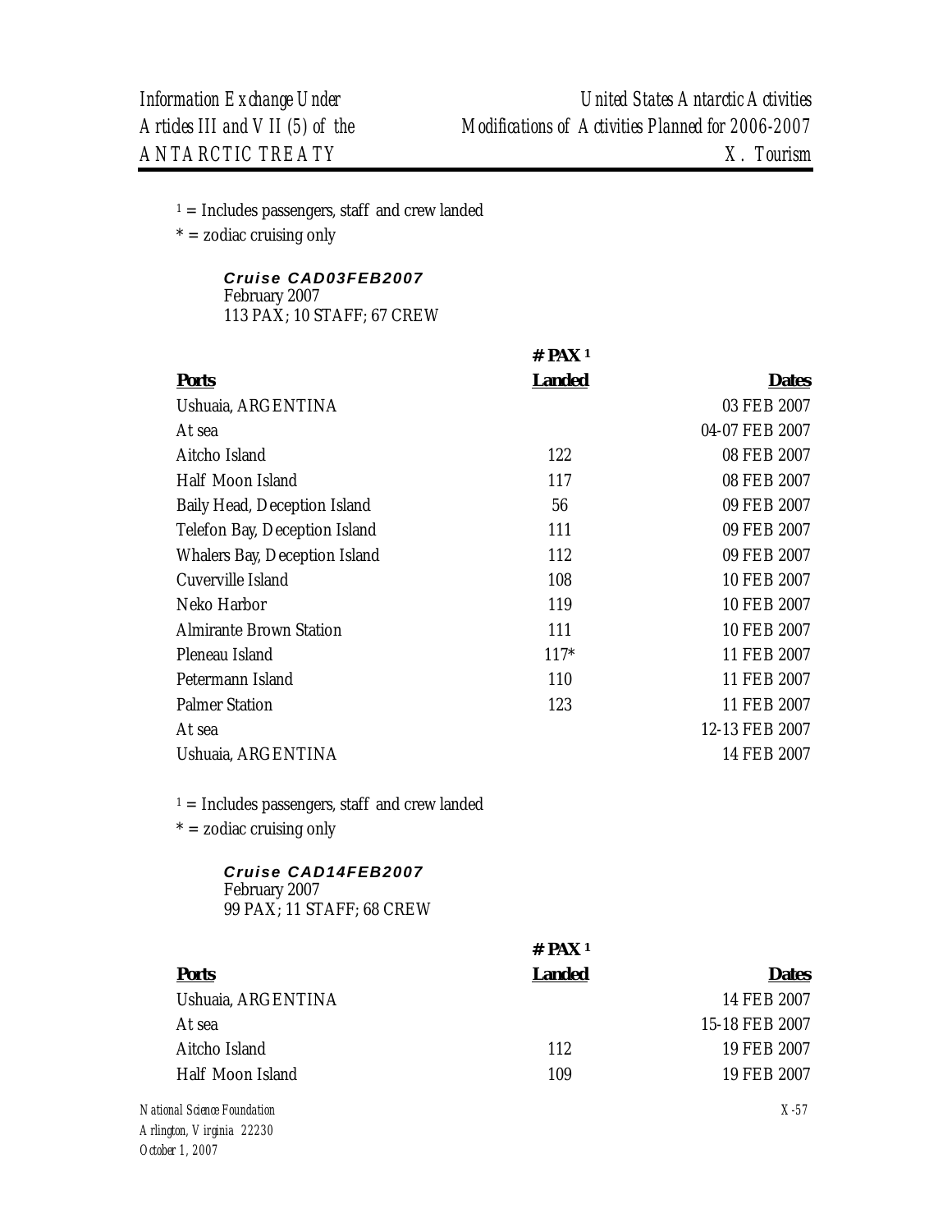[1] = Includes passengers, staff and crew landed
\* = zodiac cruising only

***Cruise CAD03FEB2007***
February 2007
113 PAX; 10 STAFF; 67 CREW

| Ports | # PAX [1] Landed | Dates |
|---|---|---|
| Ushuaia, ARGENTINA | | 03 FEB 2007 |
| At sea | | 04-07 FEB 2007 |
| Aitcho Island | 122 | 08 FEB 2007 |
| Half Moon Island | 117 | 08 FEB 2007 |
| Baily Head, Deception Island | 56 | 09 FEB 2007 |
| Telefon Bay, Deception Island | 111 | 09 FEB 2007 |
| Whalers Bay, Deception Island | 112 | 09 FEB 2007 |
| Cuverville Island | 108 | 10 FEB 2007 |
| Neko Harbor | 119 | 10 FEB 2007 |
| Almirante Brown Station | 111 | 10 FEB 2007 |
| Pleneau Island | 117* | 11 FEB 2007 |
| Petermann Island | 110 | 11 FEB 2007 |
| Palmer Station | 123 | 11 FEB 2007 |
| At sea | | 12-13 FEB 2007 |
| Ushuaia, ARGENTINA | | 14 FEB 2007 |

[1] = Includes passengers, staff and crew landed
\* = zodiac cruising only

***Cruise CAD14FEB2007***
February 2007
99 PAX; 11 STAFF; 68 CREW

| Ports | # PAX [1] Landed | Dates |
|---|---|---|
| Ushuaia, ARGENTINA | | 14 FEB 2007 |
| At sea | | 15-18 FEB 2007 |
| Aitcho Island | 112 | 19 FEB 2007 |
| Half Moon Island | 109 | 19 FEB 2007 |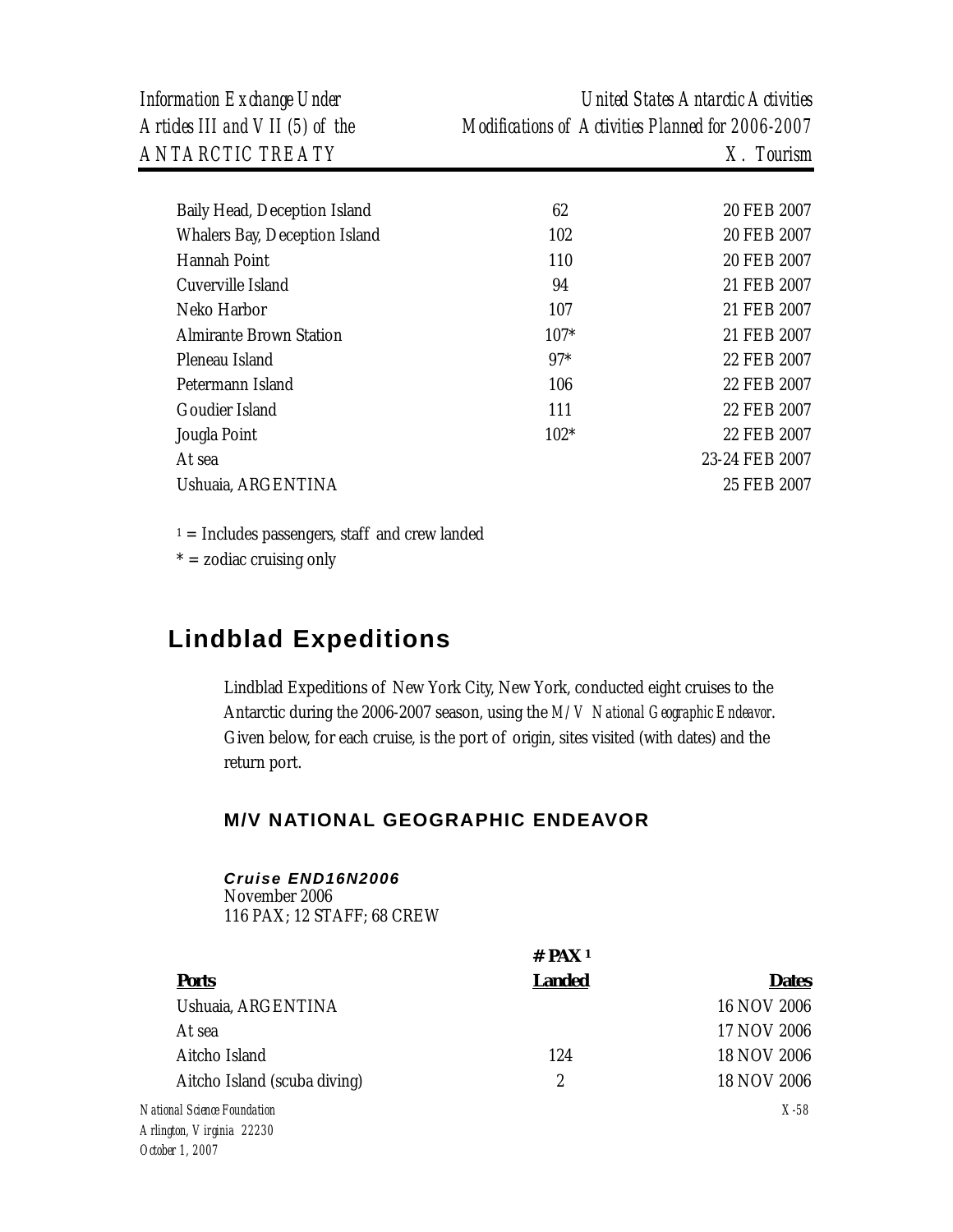| | | |
|---|---|---|
| Baily Head, Deception Island | 62 | 20 FEB 2007 |
| Whalers Bay, Deception Island | 102 | 20 FEB 2007 |
| Hannah Point | 110 | 20 FEB 2007 |
| Cuverville Island | 94 | 21 FEB 2007 |
| Neko Harbor | 107 | 21 FEB 2007 |
| Almirante Brown Station | 107* | 21 FEB 2007 |
| Pleneau Island | 97* | 22 FEB 2007 |
| Petermann Island | 106 | 22 FEB 2007 |
| Goudier Island | 111 | 22 FEB 2007 |
| Jougla Point | 102* | 22 FEB 2007 |
| At sea | | 23-24 FEB 2007 |
| Ushuaia, ARGENTINA | | 25 FEB 2007 |

[1] = Includes passengers, staff and crew landed
* = zodiac cruising only

## Lindblad Expeditions

Lindblad Expeditions of New York City, New York, conducted eight cruises to the Antarctic during the 2006-2007 season, using the *M/V National Geographic Endeavor*. Given below, for each cruise, is the port of origin, sites visited (with dates) and the return port.

### M/V NATIONAL GEOGRAPHIC ENDEAVOR

***Cruise END16N2006***
November 2006
116 PAX; 12 STAFF; 68 CREW

| **Ports** | **# PAX [1] Landed** | **Dates** |
|---|---|---|
| Ushuaia, ARGENTINA | | 16 NOV 2006 |
| At sea | | 17 NOV 2006 |
| Aitcho Island | 124 | 18 NOV 2006 |
| Aitcho Island (scuba diving) | 2 | 18 NOV 2006 |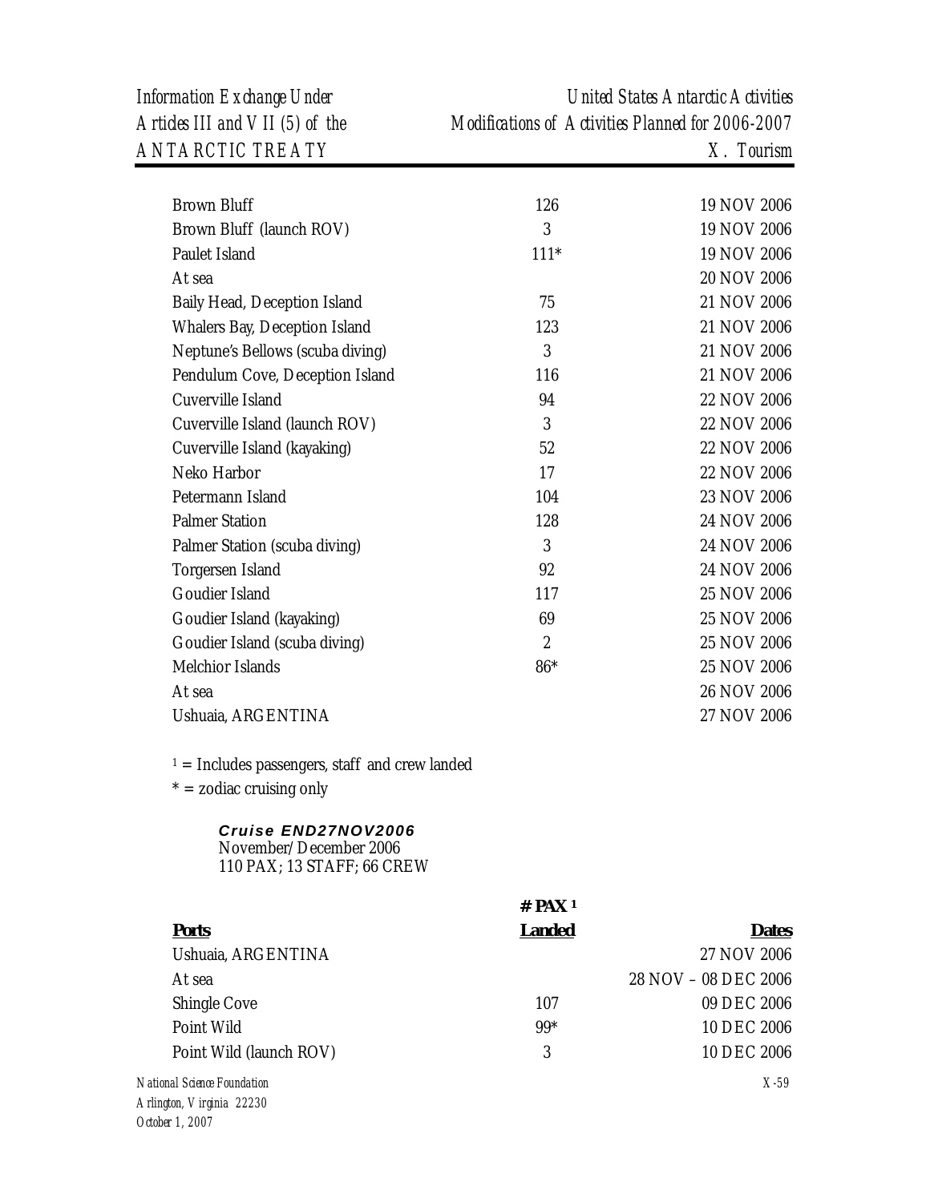| | | |
|---|---|---|
| Brown Bluff | 126 | 19 NOV 2006 |
| Brown Bluff (launch ROV) | 3 | 19 NOV 2006 |
| Paulet Island | 111* | 19 NOV 2006 |
| At sea | | 20 NOV 2006 |
| Baily Head, Deception Island | 75 | 21 NOV 2006 |
| Whalers Bay, Deception Island | 123 | 21 NOV 2006 |
| Neptune's Bellows (scuba diving) | 3 | 21 NOV 2006 |
| Pendulum Cove, Deception Island | 116 | 21 NOV 2006 |
| Cuverville Island | 94 | 22 NOV 2006 |
| Cuverville Island (launch ROV) | 3 | 22 NOV 2006 |
| Cuverville Island (kayaking) | 52 | 22 NOV 2006 |
| Neko Harbor | 17 | 22 NOV 2006 |
| Petermann Island | 104 | 23 NOV 2006 |
| Palmer Station | 128 | 24 NOV 2006 |
| Palmer Station (scuba diving) | 3 | 24 NOV 2006 |
| Torgersen Island | 92 | 24 NOV 2006 |
| Goudier Island | 117 | 25 NOV 2006 |
| Goudier Island (kayaking) | 69 | 25 NOV 2006 |
| Goudier Island (scuba diving) | 2 | 25 NOV 2006 |
| Melchior Islands | 86* | 25 NOV 2006 |
| At sea | | 26 NOV 2006 |
| Ushuaia, ARGENTINA | | 27 NOV 2006 |

[1] = Includes passengers, staff and crew landed

* = zodiac cruising only

***Cruise END27NOV2006***
November/December 2006
110 PAX; 13 STAFF; 66 CREW

| Ports | # PAX [1] Landed | Dates |
|---|---|---|
| Ushuaia, ARGENTINA | | 27 NOV 2006 |
| At sea | | 28 NOV – 08 DEC 2006 |
| Shingle Cove | 107 | 09 DEC 2006 |
| Point Wild | 99* | 10 DEC 2006 |
| Point Wild (launch ROV) | 3 | 10 DEC 2006 |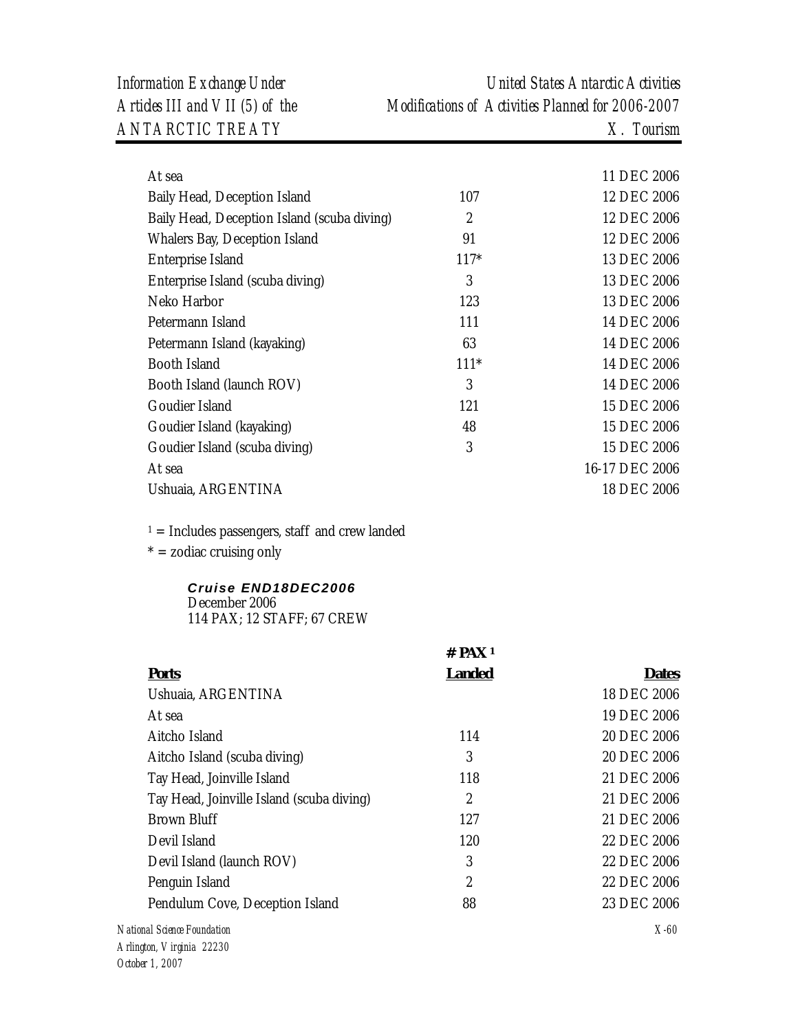| | | |
|---|---|---|
| At sea | | 11 DEC 2006 |
| Baily Head, Deception Island | 107 | 12 DEC 2006 |
| Baily Head, Deception Island (scuba diving) | 2 | 12 DEC 2006 |
| Whalers Bay, Deception Island | 91 | 12 DEC 2006 |
| Enterprise Island | 117* | 13 DEC 2006 |
| Enterprise Island (scuba diving) | 3 | 13 DEC 2006 |
| Neko Harbor | 123 | 13 DEC 2006 |
| Petermann Island | 111 | 14 DEC 2006 |
| Petermann Island (kayaking) | 63 | 14 DEC 2006 |
| Booth Island | 111* | 14 DEC 2006 |
| Booth Island (launch ROV) | 3 | 14 DEC 2006 |
| Goudier Island | 121 | 15 DEC 2006 |
| Goudier Island (kayaking) | 48 | 15 DEC 2006 |
| Goudier Island (scuba diving) | 3 | 15 DEC 2006 |
| At sea | | 16-17 DEC 2006 |
| Ushuaia, ARGENTINA | | 18 DEC 2006 |

[1] = Includes passengers, staff and crew landed

* = zodiac cruising only

***Cruise END18DEC2006***
December 2006
114 PAX; 12 STAFF; 67 CREW

| **Ports** | **# PAX [1] Landed** | **Dates** |
|---|---|---|
| Ushuaia, ARGENTINA | | 18 DEC 2006 |
| At sea | | 19 DEC 2006 |
| Aitcho Island | 114 | 20 DEC 2006 |
| Aitcho Island (scuba diving) | 3 | 20 DEC 2006 |
| Tay Head, Joinville Island | 118 | 21 DEC 2006 |
| Tay Head, Joinville Island (scuba diving) | 2 | 21 DEC 2006 |
| Brown Bluff | 127 | 21 DEC 2006 |
| Devil Island | 120 | 22 DEC 2006 |
| Devil Island (launch ROV) | 3 | 22 DEC 2006 |
| Penguin Island | 2 | 22 DEC 2006 |
| Pendulum Cove, Deception Island | 88 | 23 DEC 2006 |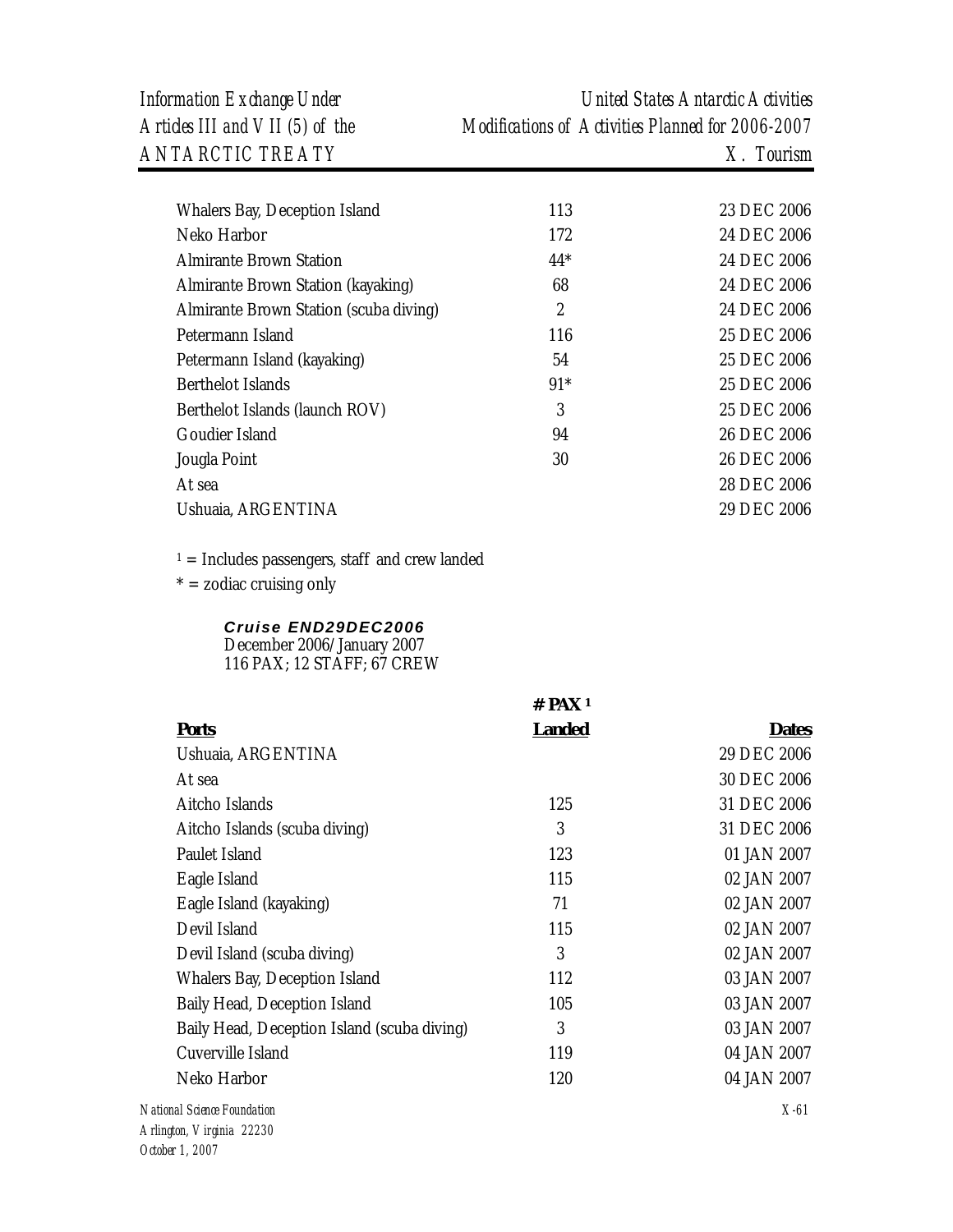| | | |
|---|---|---|
| Whalers Bay, Deception Island | 113 | 23 DEC 2006 |
| Neko Harbor | 172 | 24 DEC 2006 |
| Almirante Brown Station | 44* | 24 DEC 2006 |
| Almirante Brown Station (kayaking) | 68 | 24 DEC 2006 |
| Almirante Brown Station (scuba diving) | 2 | 24 DEC 2006 |
| Petermann Island | 116 | 25 DEC 2006 |
| Petermann Island (kayaking) | 54 | 25 DEC 2006 |
| Berthelot Islands | 91* | 25 DEC 2006 |
| Berthelot Islands (launch ROV) | 3 | 25 DEC 2006 |
| Goudier Island | 94 | 26 DEC 2006 |
| Jougla Point | 30 | 26 DEC 2006 |
| At sea | | 28 DEC 2006 |
| Ushuaia, ARGENTINA | | 29 DEC 2006 |

[1] = Includes passengers, staff and crew landed

* = zodiac cruising only

***Cruise END29DEC2006***
December 2006/January 2007
116 PAX; 12 STAFF; 67 CREW

| **Ports** | **# PAX [1] Landed** | **Dates** |
|---|---|---|
| Ushuaia, ARGENTINA | | 29 DEC 2006 |
| At sea | | 30 DEC 2006 |
| Aitcho Islands | 125 | 31 DEC 2006 |
| Aitcho Islands (scuba diving) | 3 | 31 DEC 2006 |
| Paulet Island | 123 | 01 JAN 2007 |
| Eagle Island | 115 | 02 JAN 2007 |
| Eagle Island (kayaking) | 71 | 02 JAN 2007 |
| Devil Island | 115 | 02 JAN 2007 |
| Devil Island (scuba diving) | 3 | 02 JAN 2007 |
| Whalers Bay, Deception Island | 112 | 03 JAN 2007 |
| Baily Head, Deception Island | 105 | 03 JAN 2007 |
| Baily Head, Deception Island (scuba diving) | 3 | 03 JAN 2007 |
| Cuverville Island | 119 | 04 JAN 2007 |
| Neko Harbor | 120 | 04 JAN 2007 |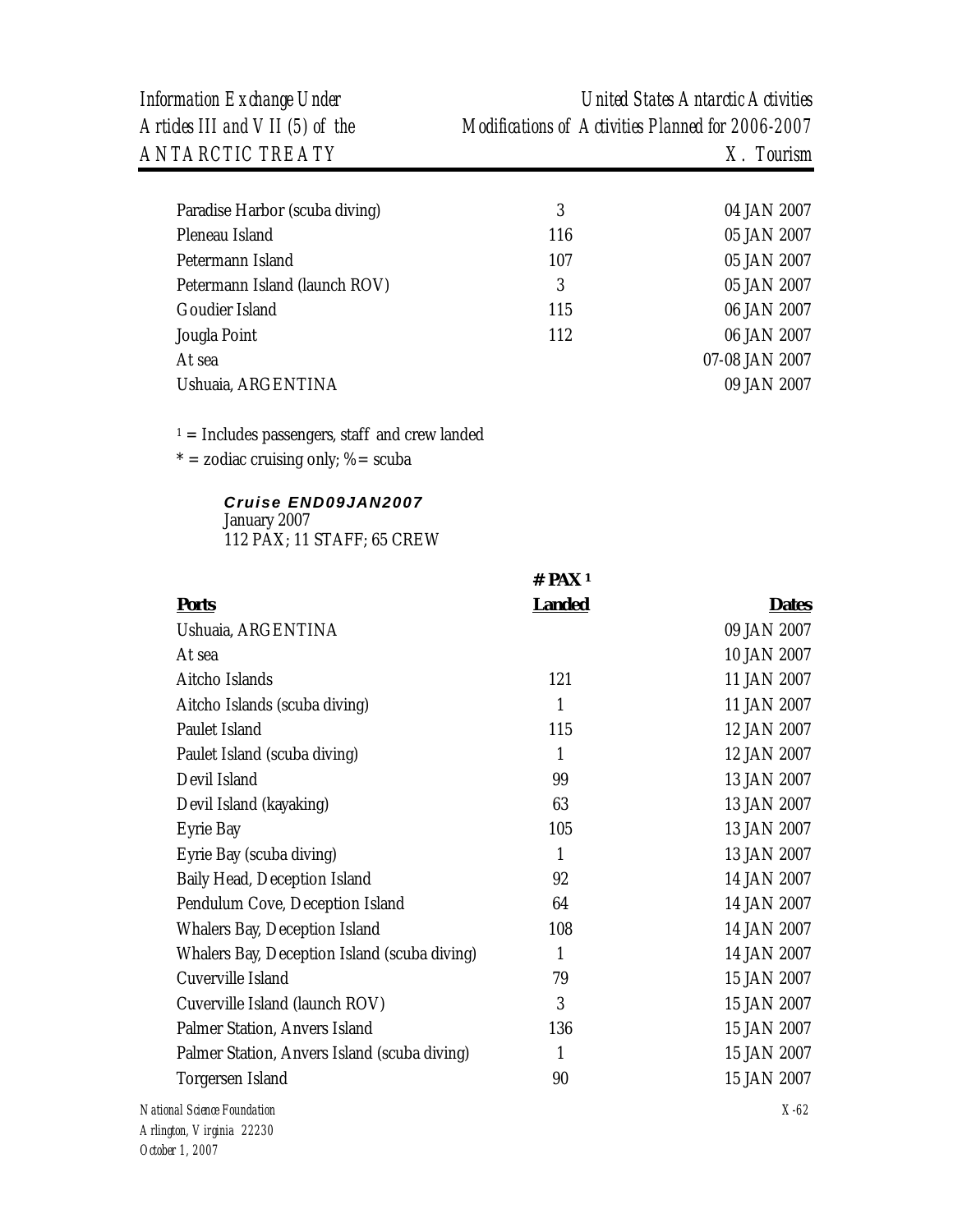| | | |
|---|---|---|
| Paradise Harbor (scuba diving) | 3 | 04 JAN 2007 |
| Pleneau Island | 116 | 05 JAN 2007 |
| Petermann Island | 107 | 05 JAN 2007 |
| Petermann Island (launch ROV) | 3 | 05 JAN 2007 |
| Goudier Island | 115 | 06 JAN 2007 |
| Jougla Point | 112 | 06 JAN 2007 |
| At sea | | 07-08 JAN 2007 |
| Ushuaia, ARGENTINA | | 09 JAN 2007 |

[1] = Includes passengers, staff and crew landed

\* = zodiac cruising only; % = scuba

***Cruise END09JAN2007***
January 2007
112 PAX; 11 STAFF; 65 CREW

| **Ports** | **# PAX [1] Landed** | **Dates** |
|---|---|---|
| Ushuaia, ARGENTINA | | 09 JAN 2007 |
| At sea | | 10 JAN 2007 |
| Aitcho Islands | 121 | 11 JAN 2007 |
| Aitcho Islands (scuba diving) | 1 | 11 JAN 2007 |
| Paulet Island | 115 | 12 JAN 2007 |
| Paulet Island (scuba diving) | 1 | 12 JAN 2007 |
| Devil Island | 99 | 13 JAN 2007 |
| Devil Island (kayaking) | 63 | 13 JAN 2007 |
| Eyrie Bay | 105 | 13 JAN 2007 |
| Eyrie Bay (scuba diving) | 1 | 13 JAN 2007 |
| Baily Head, Deception Island | 92 | 14 JAN 2007 |
| Pendulum Cove, Deception Island | 64 | 14 JAN 2007 |
| Whalers Bay, Deception Island | 108 | 14 JAN 2007 |
| Whalers Bay, Deception Island (scuba diving) | 1 | 14 JAN 2007 |
| Cuverville Island | 79 | 15 JAN 2007 |
| Cuverville Island (launch ROV) | 3 | 15 JAN 2007 |
| Palmer Station, Anvers Island | 136 | 15 JAN 2007 |
| Palmer Station, Anvers Island (scuba diving) | 1 | 15 JAN 2007 |
| Torgersen Island | 90 | 15 JAN 2007 |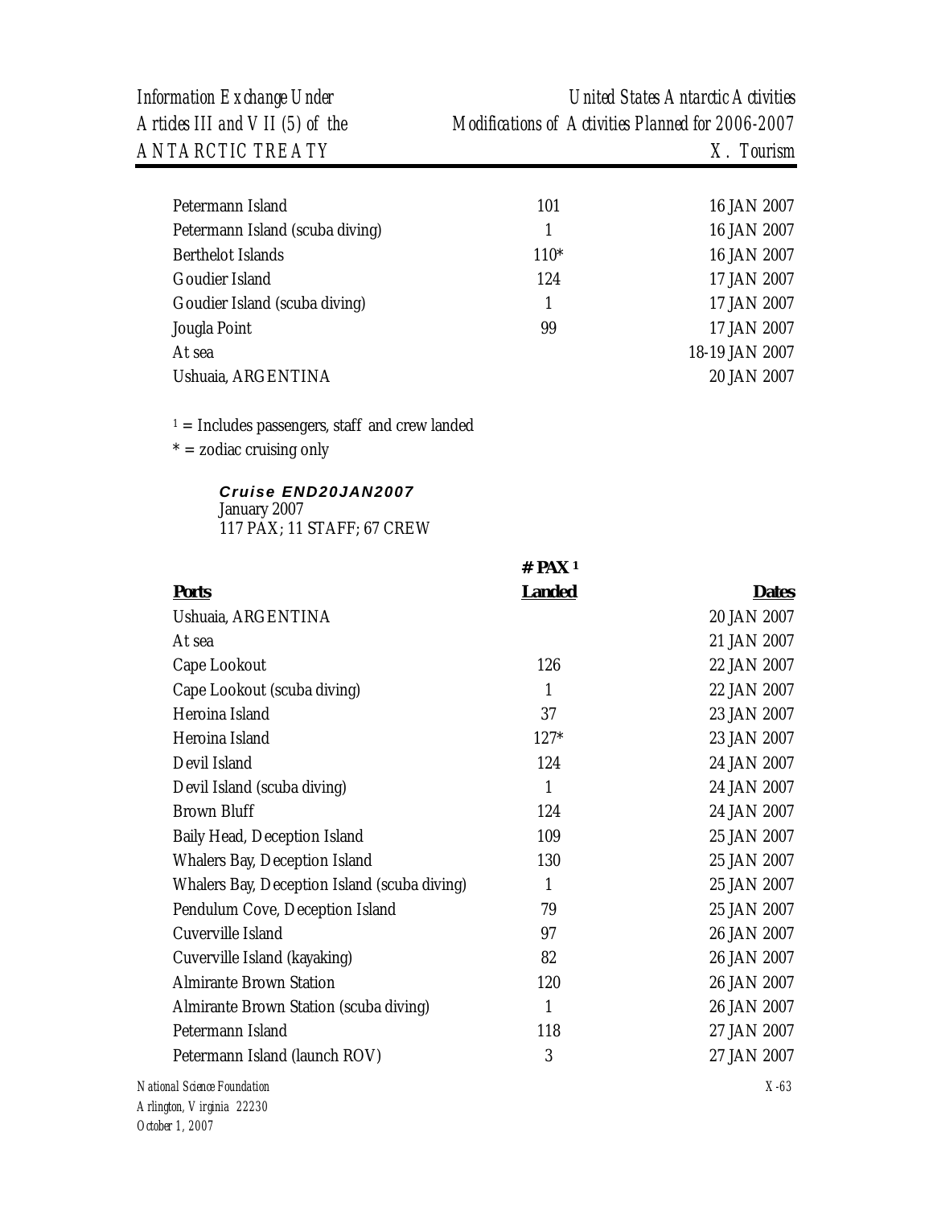| | | |
|---|---|---|
| Petermann Island | 101 | 16 JAN 2007 |
| Petermann Island (scuba diving) | 1 | 16 JAN 2007 |
| Berthelot Islands | 110* | 16 JAN 2007 |
| Goudier Island | 124 | 17 JAN 2007 |
| Goudier Island (scuba diving) | 1 | 17 JAN 2007 |
| Jougla Point | 99 | 17 JAN 2007 |
| At sea | | 18-19 JAN 2007 |
| Ushuaia, ARGENTINA | | 20 JAN 2007 |

[1] = Includes passengers, staff and crew landed
* = zodiac cruising only

***Cruise END20JAN2007***
January 2007
117 PAX; 11 STAFF; 67 CREW

| Ports | # PAX [1] Landed | Dates |
|---|---|---|
| Ushuaia, ARGENTINA | | 20 JAN 2007 |
| At sea | | 21 JAN 2007 |
| Cape Lookout | 126 | 22 JAN 2007 |
| Cape Lookout (scuba diving) | 1 | 22 JAN 2007 |
| Heroina Island | 37 | 23 JAN 2007 |
| Heroina Island | 127* | 23 JAN 2007 |
| Devil Island | 124 | 24 JAN 2007 |
| Devil Island (scuba diving) | 1 | 24 JAN 2007 |
| Brown Bluff | 124 | 24 JAN 2007 |
| Baily Head, Deception Island | 109 | 25 JAN 2007 |
| Whalers Bay, Deception Island | 130 | 25 JAN 2007 |
| Whalers Bay, Deception Island (scuba diving) | 1 | 25 JAN 2007 |
| Pendulum Cove, Deception Island | 79 | 25 JAN 2007 |
| Cuverville Island | 97 | 26 JAN 2007 |
| Cuverville Island (kayaking) | 82 | 26 JAN 2007 |
| Almirante Brown Station | 120 | 26 JAN 2007 |
| Almirante Brown Station (scuba diving) | 1 | 26 JAN 2007 |
| Petermann Island | 118 | 27 JAN 2007 |
| Petermann Island (launch ROV) | 3 | 27 JAN 2007 |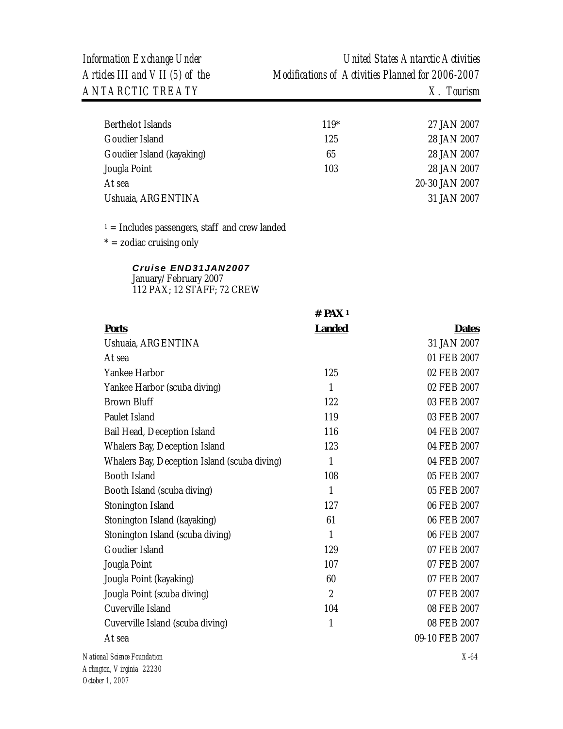| | | |
|---|---|---|
| Berthelot Islands | 119* | 27 JAN 2007 |
| Goudier Island | 125 | 28 JAN 2007 |
| Goudier Island (kayaking) | 65 | 28 JAN 2007 |
| Jougla Point | 103 | 28 JAN 2007 |
| At sea | | 20-30 JAN 2007 |
| Ushuaia, ARGENTINA | | 31 JAN 2007 |

[1] = Includes passengers, staff and crew landed

* = zodiac cruising only

***Cruise END31JAN2007***
January/February 2007
112 PAX; 12 STAFF; 72 CREW

| **Ports** | **# PAX [1] Landed** | **Dates** |
|---|---|---|
| Ushuaia, ARGENTINA | | 31 JAN 2007 |
| At sea | | 01 FEB 2007 |
| Yankee Harbor | 125 | 02 FEB 2007 |
| Yankee Harbor (scuba diving) | 1 | 02 FEB 2007 |
| Brown Bluff | 122 | 03 FEB 2007 |
| Paulet Island | 119 | 03 FEB 2007 |
| Bail Head, Deception Island | 116 | 04 FEB 2007 |
| Whalers Bay, Deception Island | 123 | 04 FEB 2007 |
| Whalers Bay, Deception Island (scuba diving) | 1 | 04 FEB 2007 |
| Booth Island | 108 | 05 FEB 2007 |
| Booth Island (scuba diving) | 1 | 05 FEB 2007 |
| Stonington Island | 127 | 06 FEB 2007 |
| Stonington Island (kayaking) | 61 | 06 FEB 2007 |
| Stonington Island (scuba diving) | 1 | 06 FEB 2007 |
| Goudier Island | 129 | 07 FEB 2007 |
| Jougla Point | 107 | 07 FEB 2007 |
| Jougla Point (kayaking) | 60 | 07 FEB 2007 |
| Jougla Point (scuba diving) | 2 | 07 FEB 2007 |
| Cuverville Island | 104 | 08 FEB 2007 |
| Cuverville Island (scuba diving) | 1 | 08 FEB 2007 |
| At sea | | 09-10 FEB 2007 |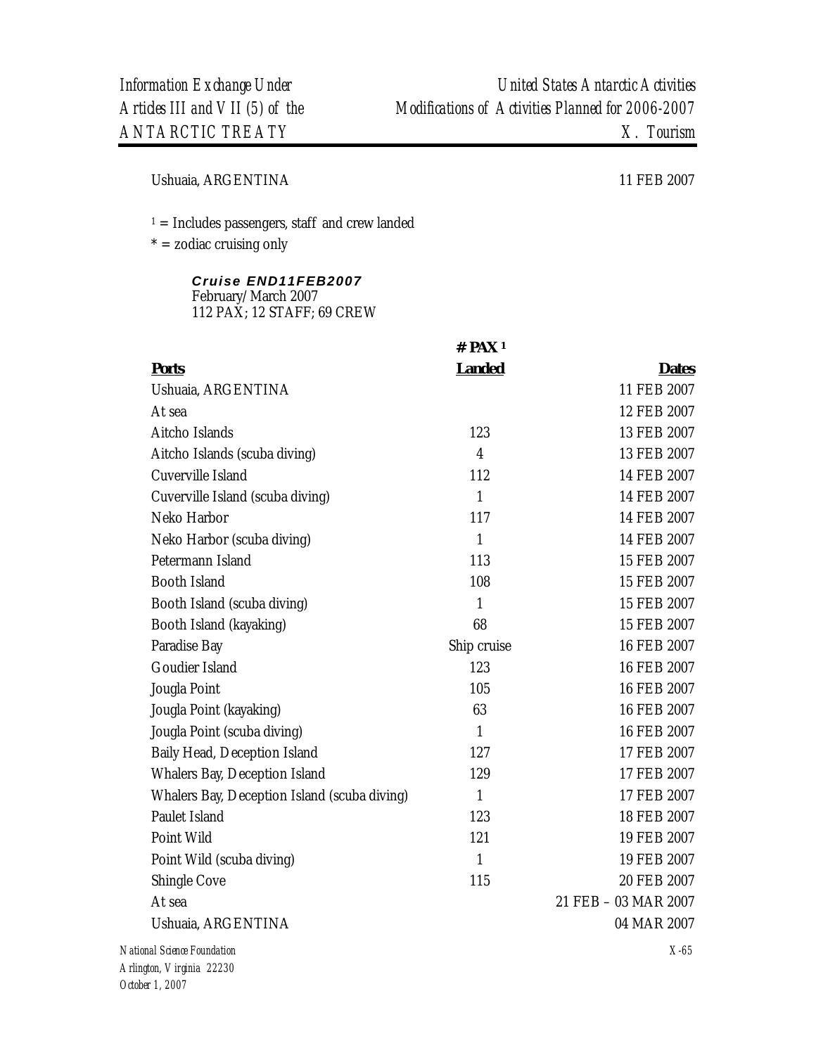Ushuaia, ARGENTINA 11 FEB 2007

[1] = Includes passengers, staff and crew landed

\* = zodiac cruising only

***Cruise END11FEB2007***
February/March 2007
112 PAX; 12 STAFF; 69 CREW

| Ports | # PAX [1] Landed | Dates |
|---|---|---|
| Ushuaia, ARGENTINA | | 11 FEB 2007 |
| At sea | | 12 FEB 2007 |
| Aitcho Islands | 123 | 13 FEB 2007 |
| Aitcho Islands (scuba diving) | 4 | 13 FEB 2007 |
| Cuverville Island | 112 | 14 FEB 2007 |
| Cuverville Island (scuba diving) | 1 | 14 FEB 2007 |
| Neko Harbor | 117 | 14 FEB 2007 |
| Neko Harbor (scuba diving) | 1 | 14 FEB 2007 |
| Petermann Island | 113 | 15 FEB 2007 |
| Booth Island | 108 | 15 FEB 2007 |
| Booth Island (scuba diving) | 1 | 15 FEB 2007 |
| Booth Island (kayaking) | 68 | 15 FEB 2007 |
| Paradise Bay | Ship cruise | 16 FEB 2007 |
| Goudier Island | 123 | 16 FEB 2007 |
| Jougla Point | 105 | 16 FEB 2007 |
| Jougla Point (kayaking) | 63 | 16 FEB 2007 |
| Jougla Point (scuba diving) | 1 | 16 FEB 2007 |
| Baily Head, Deception Island | 127 | 17 FEB 2007 |
| Whalers Bay, Deception Island | 129 | 17 FEB 2007 |
| Whalers Bay, Deception Island (scuba diving) | 1 | 17 FEB 2007 |
| Paulet Island | 123 | 18 FEB 2007 |
| Point Wild | 121 | 19 FEB 2007 |
| Point Wild (scuba diving) | 1 | 19 FEB 2007 |
| Shingle Cove | 115 | 20 FEB 2007 |
| At sea | | 21 FEB – 03 MAR 2007 |
| Ushuaia, ARGENTINA | | 04 MAR 2007 |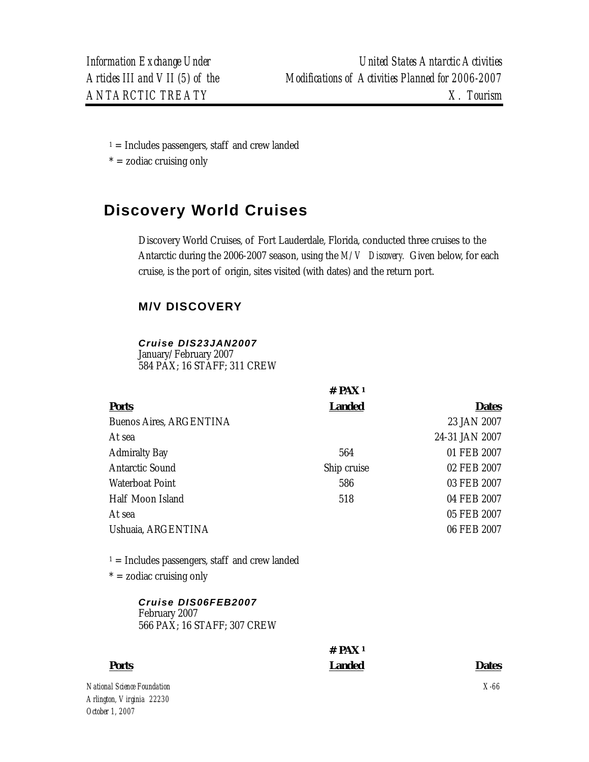[1] = Includes passengers, staff and crew landed

\* = zodiac cruising only

## Discovery World Cruises

Discovery World Cruises, of Fort Lauderdale, Florida, conducted three cruises to the Antarctic during the 2006-2007 season, using the *M/V Discovery.* Given below, for each cruise, is the port of origin, sites visited (with dates) and the return port.

### M/V DISCOVERY

***Cruise DIS23JAN2007***
January/February 2007
584 PAX; 16 STAFF; 311 CREW

| Ports | # PAX [1] Landed | Dates |
|---|---|---|
| Buenos Aires, ARGENTINA | | 23 JAN 2007 |
| At sea | | 24-31 JAN 2007 |
| Admiralty Bay | 564 | 01 FEB 2007 |
| Antarctic Sound | Ship cruise | 02 FEB 2007 |
| Waterboat Point | 586 | 03 FEB 2007 |
| Half Moon Island | 518 | 04 FEB 2007 |
| At sea | | 05 FEB 2007 |
| Ushuaia, ARGENTINA | | 06 FEB 2007 |

[1] = Includes passengers, staff and crew landed

\* = zodiac cruising only

***Cruise DIS06FEB2007***
February 2007
566 PAX; 16 STAFF; 307 CREW

| Ports | # PAX [1] Landed | Dates |
|---|---|---|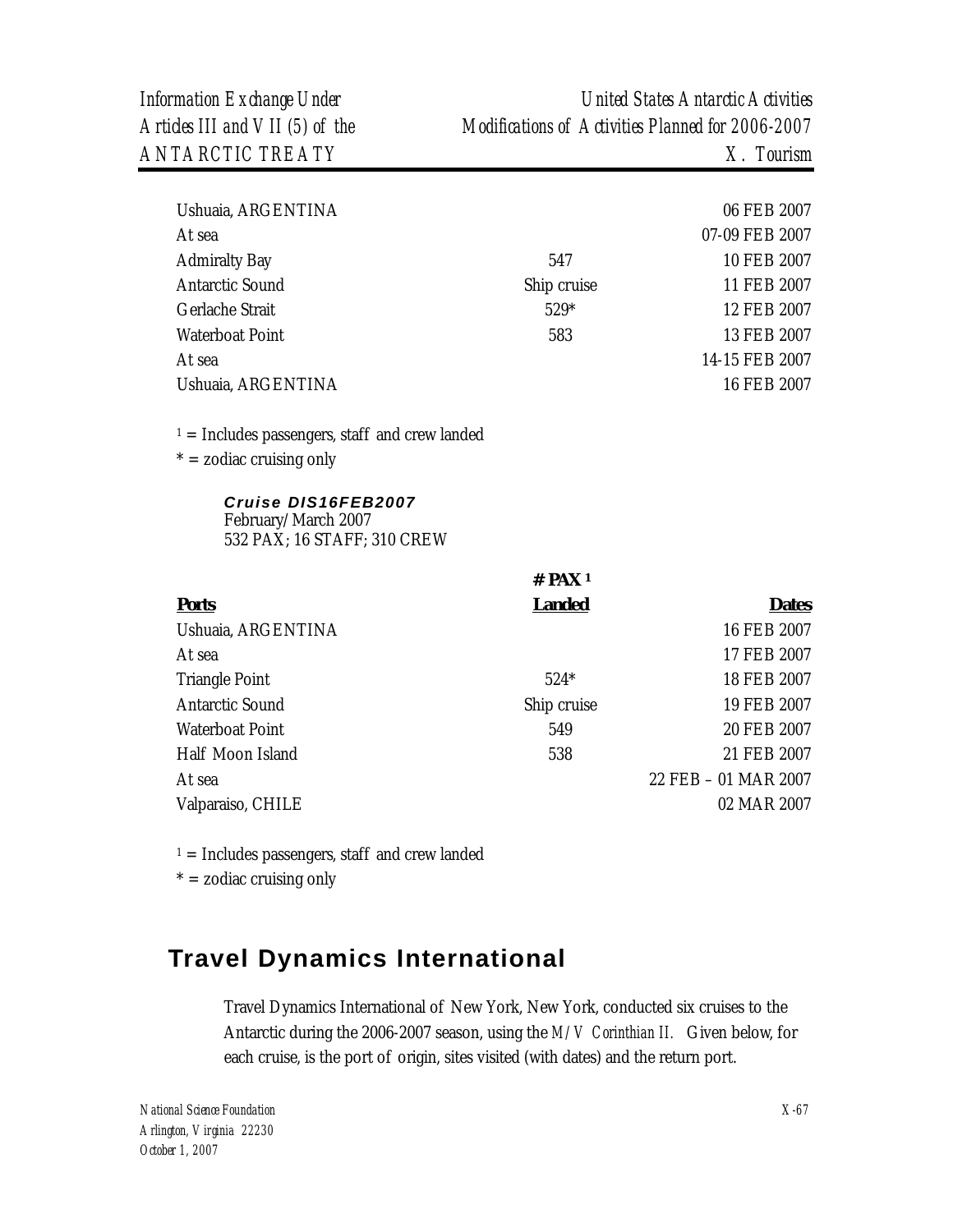| | | |
|---|---|---|
| Ushuaia, ARGENTINA | | 06 FEB 2007 |
| At sea | | 07-09 FEB 2007 |
| Admiralty Bay | 547 | 10 FEB 2007 |
| Antarctic Sound | Ship cruise | 11 FEB 2007 |
| Gerlache Strait | 529* | 12 FEB 2007 |
| Waterboat Point | 583 | 13 FEB 2007 |
| At sea | | 14-15 FEB 2007 |
| Ushuaia, ARGENTINA | | 16 FEB 2007 |

[1] = Includes passengers, staff and crew landed
* = zodiac cruising only

***Cruise DIS16FEB2007***
February/March 2007
532 PAX; 16 STAFF; 310 CREW

| **Ports** | **# PAX [1] Landed** | **Dates** |
|---|---|---|
| Ushuaia, ARGENTINA | | 16 FEB 2007 |
| At sea | | 17 FEB 2007 |
| Triangle Point | 524* | 18 FEB 2007 |
| Antarctic Sound | Ship cruise | 19 FEB 2007 |
| Waterboat Point | 549 | 20 FEB 2007 |
| Half Moon Island | 538 | 21 FEB 2007 |
| At sea | | 22 FEB – 01 MAR 2007 |
| Valparaiso, CHILE | | 02 MAR 2007 |

[1] = Includes passengers, staff and crew landed
* = zodiac cruising only

## Travel Dynamics International

Travel Dynamics International of New York, New York, conducted six cruises to the Antarctic during the 2006-2007 season, using the *M/V Corinthian II.* Given below, for each cruise, is the port of origin, sites visited (with dates) and the return port.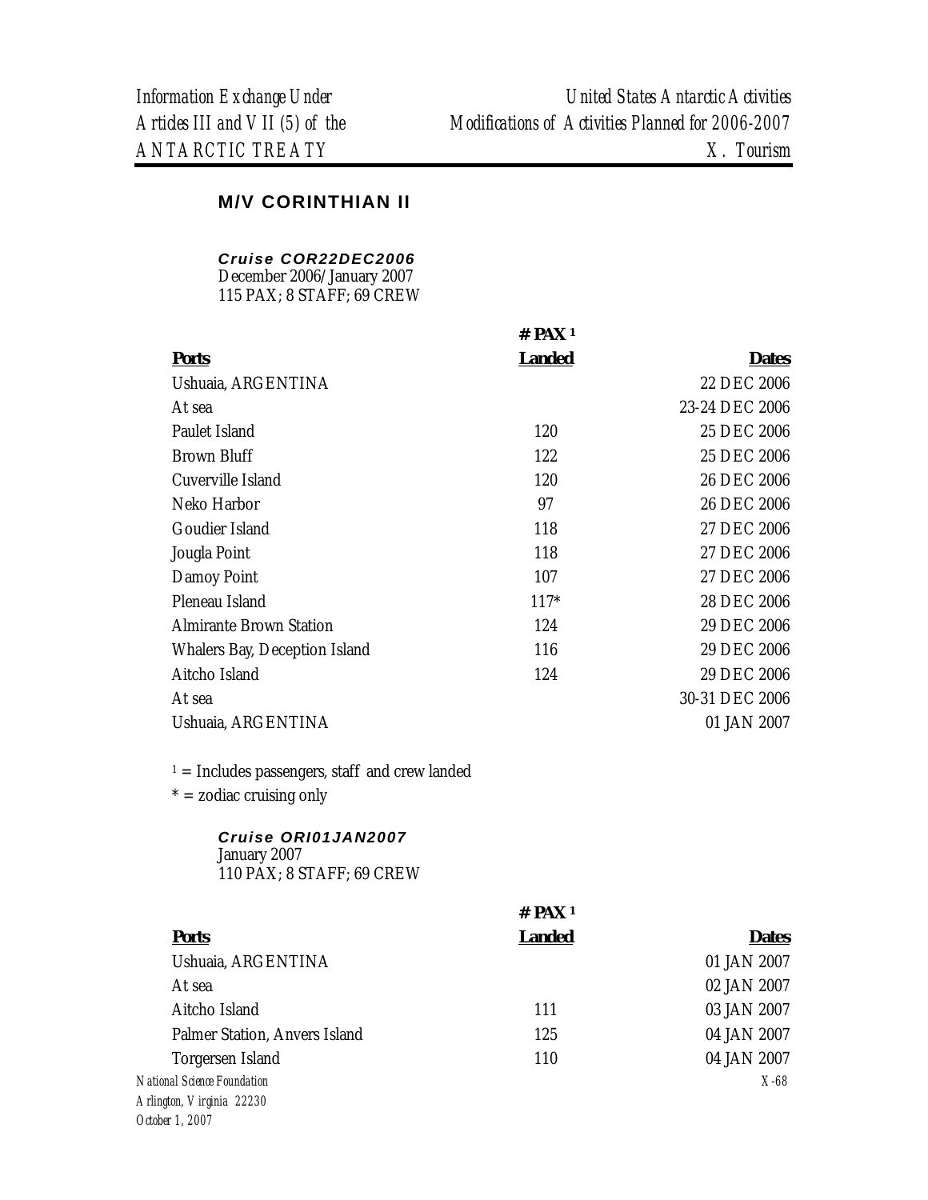## M/V CORINTHIAN II

***Cruise COR22DEC2006***
December 2006/January 2007
115 PAX; 8 STAFF; 69 CREW

| **Ports** | **# PAX [1] Landed** | **Dates** |
|---|---|---|
| Ushuaia, ARGENTINA | | 22 DEC 2006 |
| At sea | | 23-24 DEC 2006 |
| Paulet Island | 120 | 25 DEC 2006 |
| Brown Bluff | 122 | 25 DEC 2006 |
| Cuverville Island | 120 | 26 DEC 2006 |
| Neko Harbor | 97 | 26 DEC 2006 |
| Goudier Island | 118 | 27 DEC 2006 |
| Jougla Point | 118 | 27 DEC 2006 |
| Damoy Point | 107 | 27 DEC 2006 |
| Pleneau Island | 117* | 28 DEC 2006 |
| Almirante Brown Station | 124 | 29 DEC 2006 |
| Whalers Bay, Deception Island | 116 | 29 DEC 2006 |
| Aitcho Island | 124 | 29 DEC 2006 |
| At sea | | 30-31 DEC 2006 |
| Ushuaia, ARGENTINA | | 01 JAN 2007 |

[1] = Includes passengers, staff and crew landed
* = zodiac cruising only

***Cruise ORI01JAN2007***
January 2007
110 PAX; 8 STAFF; 69 CREW

| **Ports** | **# PAX [1] Landed** | **Dates** |
|---|---|---|
| Ushuaia, ARGENTINA | | 01 JAN 2007 |
| At sea | | 02 JAN 2007 |
| Aitcho Island | 111 | 03 JAN 2007 |
| Palmer Station, Anvers Island | 125 | 04 JAN 2007 |
| Torgersen Island | 110 | 04 JAN 2007 |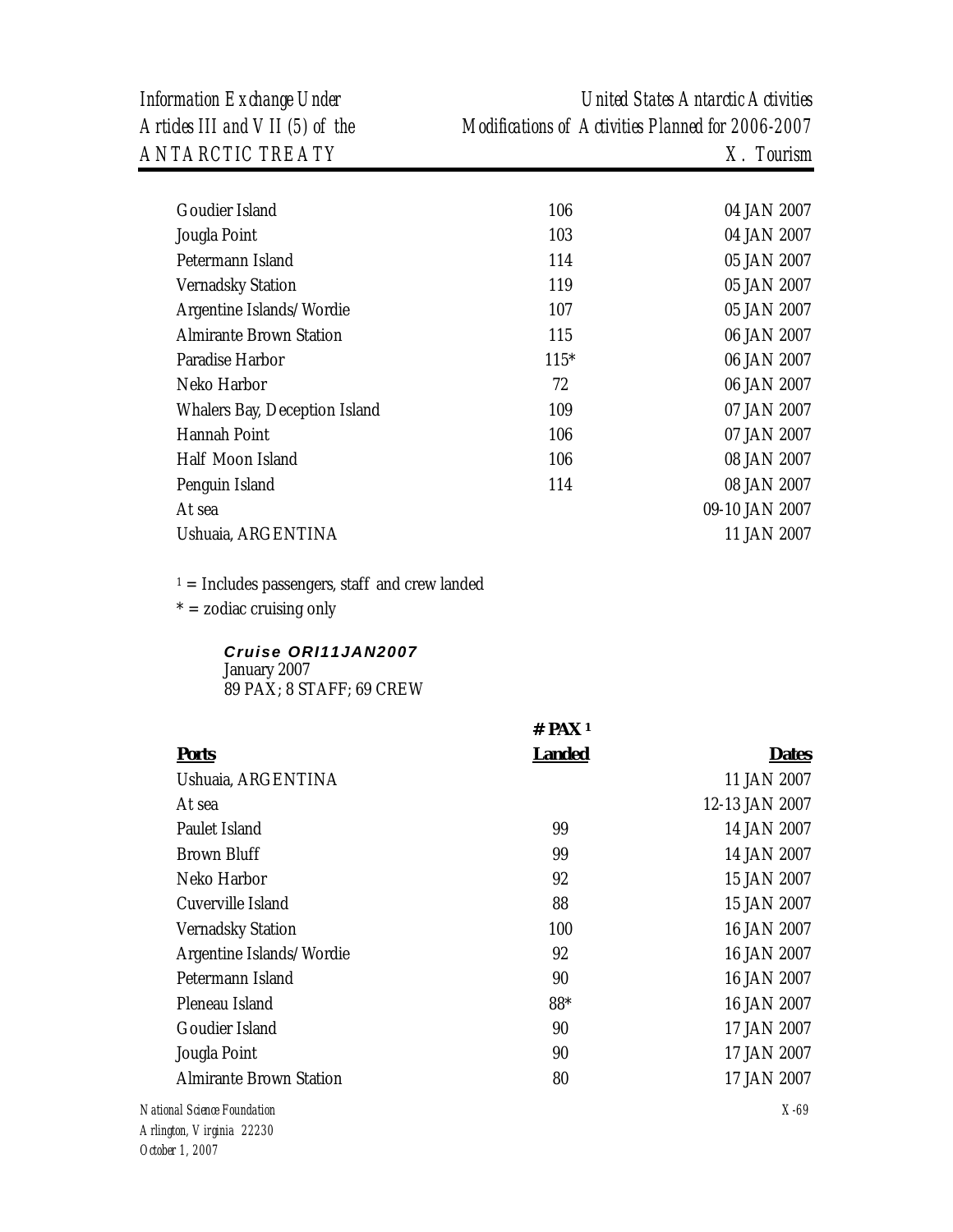| | | |
|---|---|---|
| Goudier Island | 106 | 04 JAN 2007 |
| Jougla Point | 103 | 04 JAN 2007 |
| Petermann Island | 114 | 05 JAN 2007 |
| Vernadsky Station | 119 | 05 JAN 2007 |
| Argentine Islands/Wordie | 107 | 05 JAN 2007 |
| Almirante Brown Station | 115 | 06 JAN 2007 |
| Paradise Harbor | 115* | 06 JAN 2007 |
| Neko Harbor | 72 | 06 JAN 2007 |
| Whalers Bay, Deception Island | 109 | 07 JAN 2007 |
| Hannah Point | 106 | 07 JAN 2007 |
| Half Moon Island | 106 | 08 JAN 2007 |
| Penguin Island | 114 | 08 JAN 2007 |
| At sea | | 09-10 JAN 2007 |
| Ushuaia, ARGENTINA | | 11 JAN 2007 |

[1] = Includes passengers, staff and crew landed

* = zodiac cruising only

***Cruise ORI11JAN2007***
January 2007
89 PAX; 8 STAFF; 69 CREW

| Ports | # PAX [1] Landed | Dates |
|---|---|---|
| Ushuaia, ARGENTINA | | 11 JAN 2007 |
| At sea | | 12-13 JAN 2007 |
| Paulet Island | 99 | 14 JAN 2007 |
| Brown Bluff | 99 | 14 JAN 2007 |
| Neko Harbor | 92 | 15 JAN 2007 |
| Cuverville Island | 88 | 15 JAN 2007 |
| Vernadsky Station | 100 | 16 JAN 2007 |
| Argentine Islands/Wordie | 92 | 16 JAN 2007 |
| Petermann Island | 90 | 16 JAN 2007 |
| Pleneau Island | 88* | 16 JAN 2007 |
| Goudier Island | 90 | 17 JAN 2007 |
| Jougla Point | 90 | 17 JAN 2007 |
| Almirante Brown Station | 80 | 17 JAN 2007 |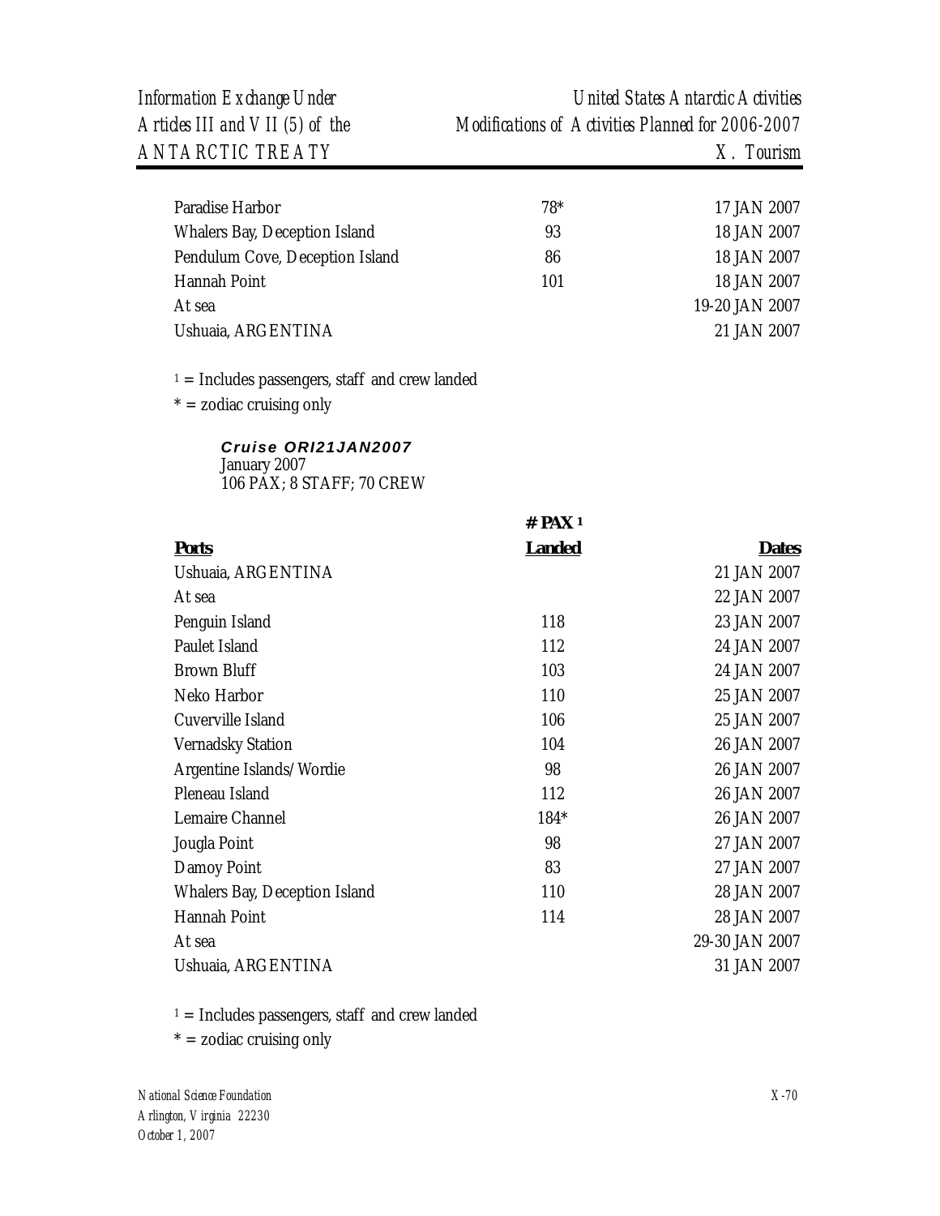| | | |
|---|---|---|
| Paradise Harbor | 78* | 17 JAN 2007 |
| Whalers Bay, Deception Island | 93 | 18 JAN 2007 |
| Pendulum Cove, Deception Island | 86 | 18 JAN 2007 |
| Hannah Point | 101 | 18 JAN 2007 |
| At sea | | 19-20 JAN 2007 |
| Ushuaia, ARGENTINA | | 21 JAN 2007 |

[1] = Includes passengers, staff and crew landed
* = zodiac cruising only

***Cruise ORI21JAN2007***
January 2007
106 PAX; 8 STAFF; 70 CREW

| **Ports** | **# PAX [1] Landed** | **Dates** |
|---|---|---|
| Ushuaia, ARGENTINA | | 21 JAN 2007 |
| At sea | | 22 JAN 2007 |
| Penguin Island | 118 | 23 JAN 2007 |
| Paulet Island | 112 | 24 JAN 2007 |
| Brown Bluff | 103 | 24 JAN 2007 |
| Neko Harbor | 110 | 25 JAN 2007 |
| Cuverville Island | 106 | 25 JAN 2007 |
| Vernadsky Station | 104 | 26 JAN 2007 |
| Argentine Islands/Wordie | 98 | 26 JAN 2007 |
| Pleneau Island | 112 | 26 JAN 2007 |
| Lemaire Channel | 184* | 26 JAN 2007 |
| Jougla Point | 98 | 27 JAN 2007 |
| Damoy Point | 83 | 27 JAN 2007 |
| Whalers Bay, Deception Island | 110 | 28 JAN 2007 |
| Hannah Point | 114 | 28 JAN 2007 |
| At sea | | 29-30 JAN 2007 |
| Ushuaia, ARGENTINA | | 31 JAN 2007 |

[1] = Includes passengers, staff and crew landed
* = zodiac cruising only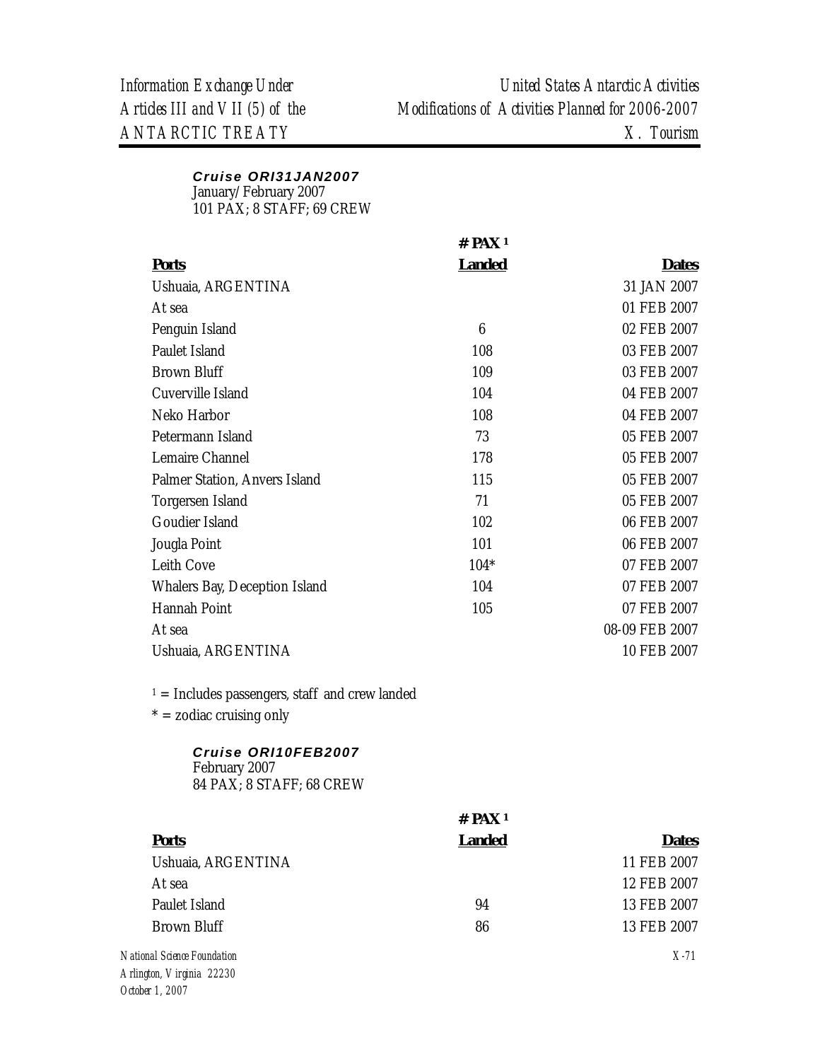***Cruise ORI31JAN2007***
January/February 2007
101 PAX; 8 STAFF; 69 CREW

| Ports | # PAX [1] Landed | Dates |
|---|---|---|
| Ushuaia, ARGENTINA | | 31 JAN 2007 |
| At sea | | 01 FEB 2007 |
| Penguin Island | 6 | 02 FEB 2007 |
| Paulet Island | 108 | 03 FEB 2007 |
| Brown Bluff | 109 | 03 FEB 2007 |
| Cuverville Island | 104 | 04 FEB 2007 |
| Neko Harbor | 108 | 04 FEB 2007 |
| Petermann Island | 73 | 05 FEB 2007 |
| Lemaire Channel | 178 | 05 FEB 2007 |
| Palmer Station, Anvers Island | 115 | 05 FEB 2007 |
| Torgersen Island | 71 | 05 FEB 2007 |
| Goudier Island | 102 | 06 FEB 2007 |
| Jougla Point | 101 | 06 FEB 2007 |
| Leith Cove | 104* | 07 FEB 2007 |
| Whalers Bay, Deception Island | 104 | 07 FEB 2007 |
| Hannah Point | 105 | 07 FEB 2007 |
| At sea | | 08-09 FEB 2007 |
| Ushuaia, ARGENTINA | | 10 FEB 2007 |

[1] = Includes passengers, staff and crew landed

* = zodiac cruising only

***Cruise ORI10FEB2007***
February 2007
84 PAX; 8 STAFF; 68 CREW

| Ports | # PAX [1] Landed | Dates |
|---|---|---|
| Ushuaia, ARGENTINA | | 11 FEB 2007 |
| At sea | | 12 FEB 2007 |
| Paulet Island | 94 | 13 FEB 2007 |
| Brown Bluff | 86 | 13 FEB 2007 |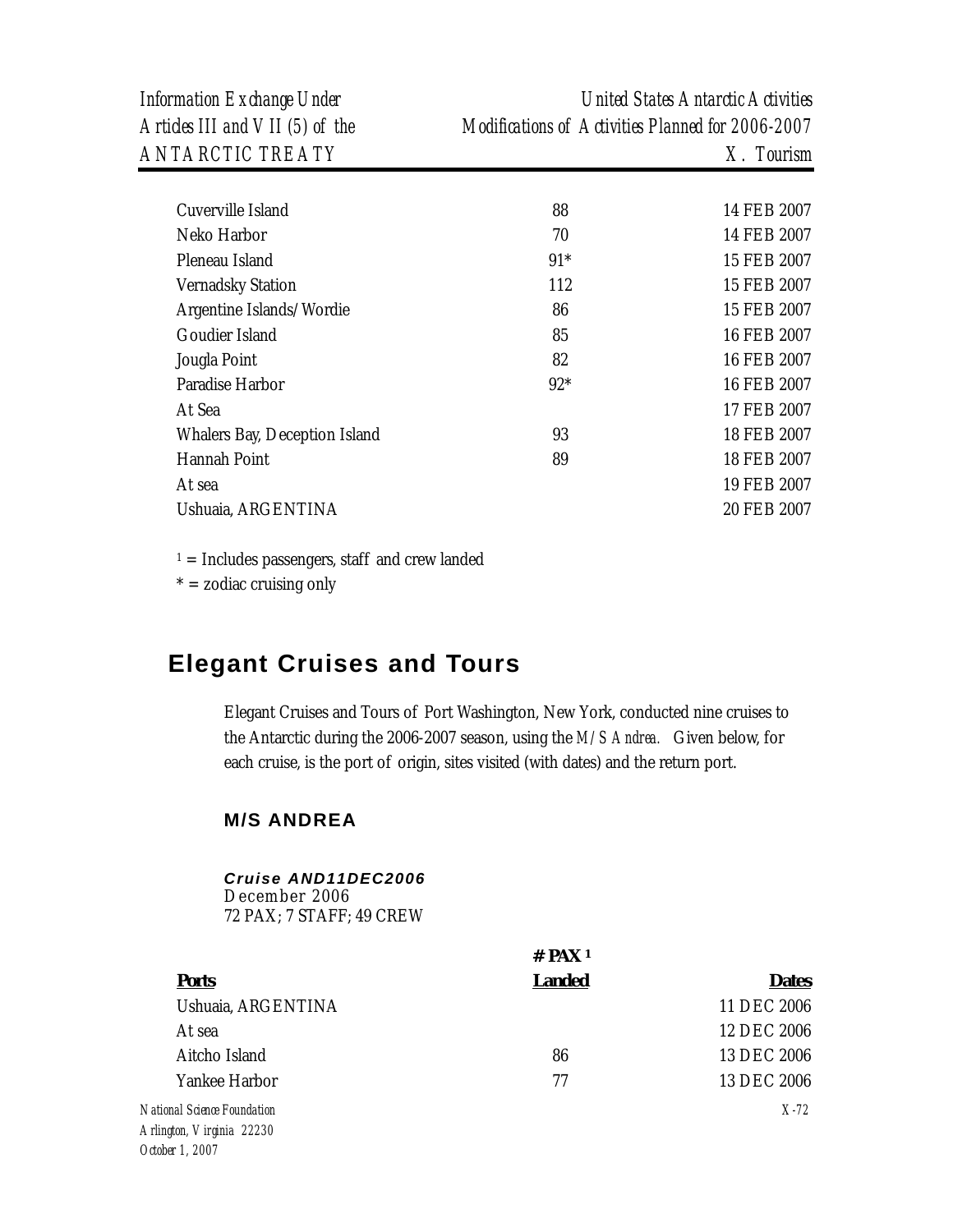| | | |
|---|---|---|
| Cuverville Island | 88 | 14 FEB 2007 |
| Neko Harbor | 70 | 14 FEB 2007 |
| Pleneau Island | 91* | 15 FEB 2007 |
| Vernadsky Station | 112 | 15 FEB 2007 |
| Argentine Islands/Wordie | 86 | 15 FEB 2007 |
| Goudier Island | 85 | 16 FEB 2007 |
| Jougla Point | 82 | 16 FEB 2007 |
| Paradise Harbor | 92* | 16 FEB 2007 |
| At Sea | | 17 FEB 2007 |
| Whalers Bay, Deception Island | 93 | 18 FEB 2007 |
| Hannah Point | 89 | 18 FEB 2007 |
| At sea | | 19 FEB 2007 |
| Ushuaia, ARGENTINA | | 20 FEB 2007 |

[1] = Includes passengers, staff and crew landed

* = zodiac cruising only

## Elegant Cruises and Tours

Elegant Cruises and Tours of Port Washington, New York, conducted nine cruises to the Antarctic during the 2006-2007 season, using the *M/S Andrea.* Given below, for each cruise, is the port of origin, sites visited (with dates) and the return port.

### M/S ANDREA

***Cruise AND11DEC2006***
December 2006
72 PAX; 7 STAFF; 49 CREW

| Ports | # PAX [1] Landed | Dates |
|---|---|---|
| Ushuaia, ARGENTINA | | 11 DEC 2006 |
| At sea | | 12 DEC 2006 |
| Aitcho Island | 86 | 13 DEC 2006 |
| Yankee Harbor | 77 | 13 DEC 2006 |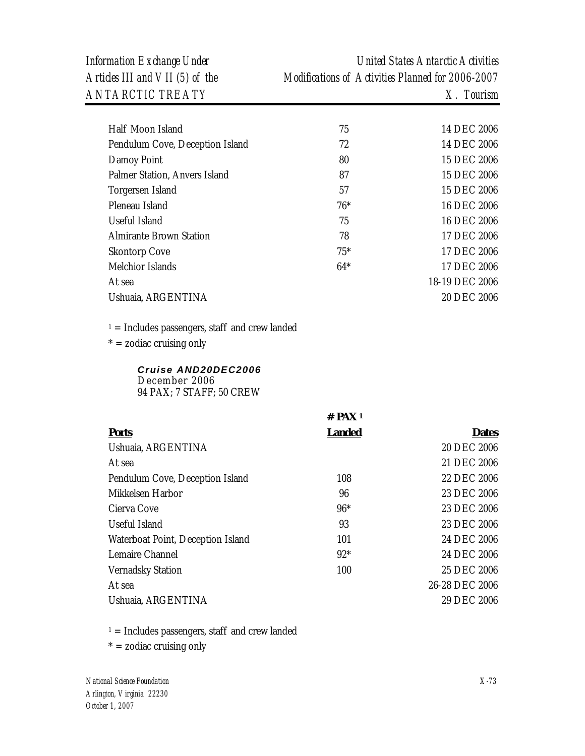| | | |
|---|---|---|
| Half Moon Island | 75 | 14 DEC 2006 |
| Pendulum Cove, Deception Island | 72 | 14 DEC 2006 |
| Damoy Point | 80 | 15 DEC 2006 |
| Palmer Station, Anvers Island | 87 | 15 DEC 2006 |
| Torgersen Island | 57 | 15 DEC 2006 |
| Pleneau Island | 76* | 16 DEC 2006 |
| Useful Island | 75 | 16 DEC 2006 |
| Almirante Brown Station | 78 | 17 DEC 2006 |
| Skontorp Cove | 75* | 17 DEC 2006 |
| Melchior Islands | 64* | 17 DEC 2006 |
| At sea | | 18-19 DEC 2006 |
| Ushuaia, ARGENTINA | | 20 DEC 2006 |

[1] = Includes passengers, staff and crew landed

* = zodiac cruising only

***Cruise AND20DEC2006***
December 2006
94 PAX; 7 STAFF; 50 CREW

| **Ports** | **# PAX [1] Landed** | **Dates** |
|---|---|---|
| Ushuaia, ARGENTINA | | 20 DEC 2006 |
| At sea | | 21 DEC 2006 |
| Pendulum Cove, Deception Island | 108 | 22 DEC 2006 |
| Mikkelsen Harbor | 96 | 23 DEC 2006 |
| Cierva Cove | 96* | 23 DEC 2006 |
| Useful Island | 93 | 23 DEC 2006 |
| Waterboat Point, Deception Island | 101 | 24 DEC 2006 |
| Lemaire Channel | 92* | 24 DEC 2006 |
| Vernadsky Station | 100 | 25 DEC 2006 |
| At sea | | 26-28 DEC 2006 |
| Ushuaia, ARGENTINA | | 29 DEC 2006 |

[1] = Includes passengers, staff and crew landed

* = zodiac cruising only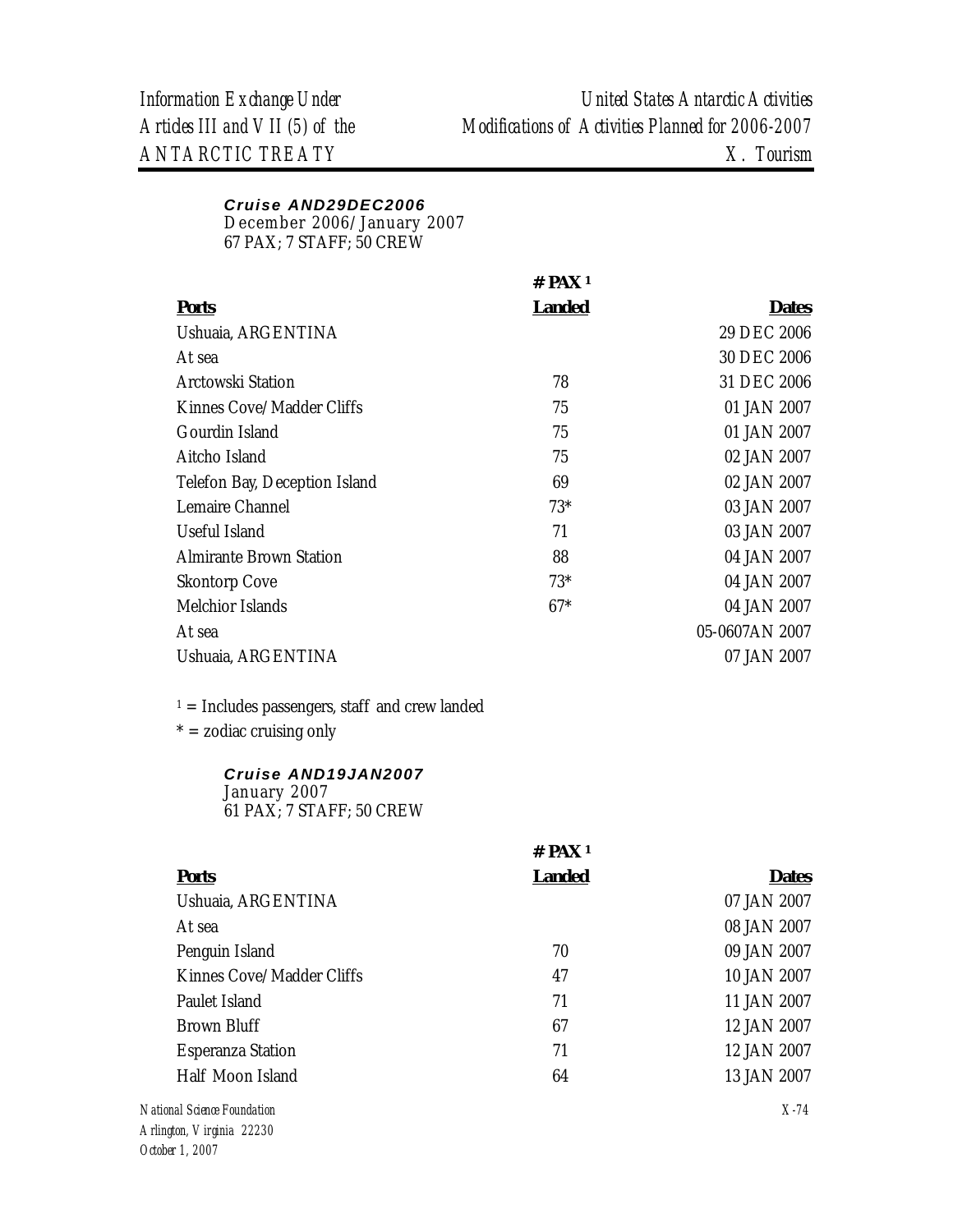***Cruise AND29DEC2006***
December 2006/January 2007
67 PAX; 7 STAFF; 50 CREW

| Ports | # PAX [1] Landed | Dates |
|---|---|---|
| Ushuaia, ARGENTINA | | 29 DEC 2006 |
| At sea | | 30 DEC 2006 |
| Arctowski Station | 78 | 31 DEC 2006 |
| Kinnes Cove/Madder Cliffs | 75 | 01 JAN 2007 |
| Gourdin Island | 75 | 01 JAN 2007 |
| Aitcho Island | 75 | 02 JAN 2007 |
| Telefon Bay, Deception Island | 69 | 02 JAN 2007 |
| Lemaire Channel | 73* | 03 JAN 2007 |
| Useful Island | 71 | 03 JAN 2007 |
| Almirante Brown Station | 88 | 04 JAN 2007 |
| Skontorp Cove | 73* | 04 JAN 2007 |
| Melchior Islands | 67* | 04 JAN 2007 |
| At sea | | 05-0607AN 2007 |
| Ushuaia, ARGENTINA | | 07 JAN 2007 |

[1] = Includes passengers, staff and crew landed
* = zodiac cruising only

***Cruise AND19JAN2007***
January 2007
61 PAX; 7 STAFF; 50 CREW

| Ports | # PAX [1] Landed | Dates |
|---|---|---|
| Ushuaia, ARGENTINA | | 07 JAN 2007 |
| At sea | | 08 JAN 2007 |
| Penguin Island | 70 | 09 JAN 2007 |
| Kinnes Cove/Madder Cliffs | 47 | 10 JAN 2007 |
| Paulet Island | 71 | 11 JAN 2007 |
| Brown Bluff | 67 | 12 JAN 2007 |
| Esperanza Station | 71 | 12 JAN 2007 |
| Half Moon Island | 64 | 13 JAN 2007 |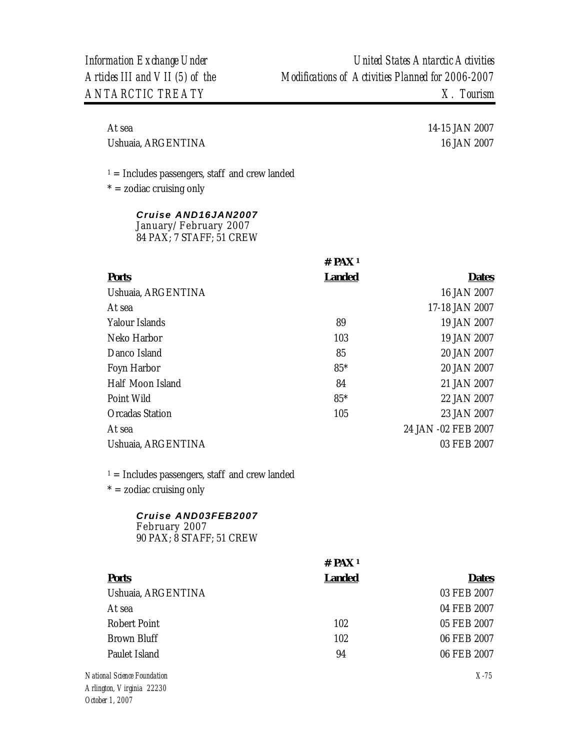| | | |
|---|---|---|
| At sea | | 14-15 JAN 2007 |
| Ushuaia, ARGENTINA | | 16 JAN 2007 |

[1] = Includes passengers, staff and crew landed
* = zodiac cruising only

***Cruise AND16JAN2007***
January/February 2007
84 PAX; 7 STAFF; 51 CREW

| **Ports** | **# PAX [1] Landed** | **Dates** |
|---|---|---|
| Ushuaia, ARGENTINA | | 16 JAN 2007 |
| At sea | | 17-18 JAN 2007 |
| Yalour Islands | 89 | 19 JAN 2007 |
| Neko Harbor | 103 | 19 JAN 2007 |
| Danco Island | 85 | 20 JAN 2007 |
| Foyn Harbor | 85* | 20 JAN 2007 |
| Half Moon Island | 84 | 21 JAN 2007 |
| Point Wild | 85* | 22 JAN 2007 |
| Orcadas Station | 105 | 23 JAN 2007 |
| At sea | | 24 JAN -02 FEB 2007 |
| Ushuaia, ARGENTINA | | 03 FEB 2007 |

[1] = Includes passengers, staff and crew landed
* = zodiac cruising only

***Cruise AND03FEB2007***
February 2007
90 PAX; 8 STAFF; 51 CREW

| **Ports** | **# PAX [1] Landed** | **Dates** |
|---|---|---|
| Ushuaia, ARGENTINA | | 03 FEB 2007 |
| At sea | | 04 FEB 2007 |
| Robert Point | 102 | 05 FEB 2007 |
| Brown Bluff | 102 | 06 FEB 2007 |
| Paulet Island | 94 | 06 FEB 2007 |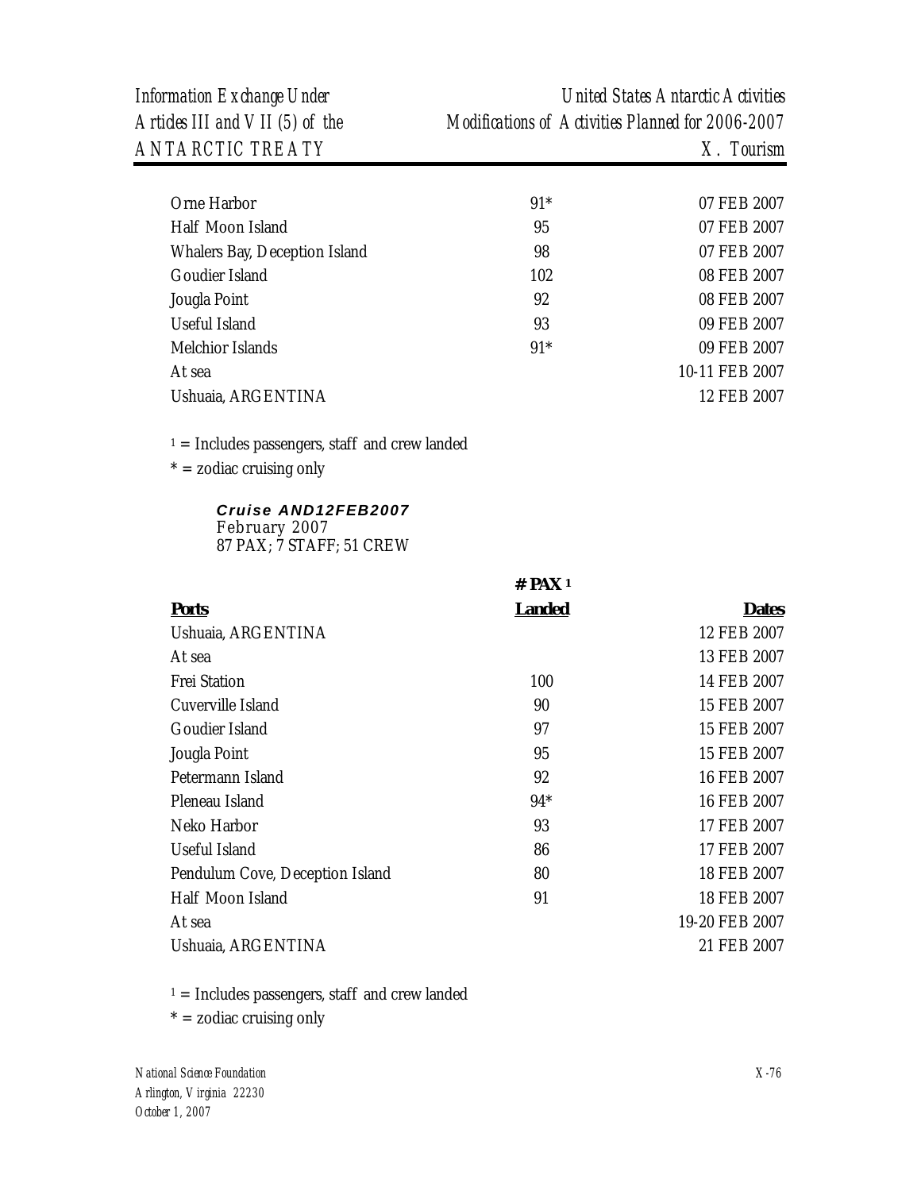| | | |
|---|---|---|
| Orne Harbor | 91* | 07 FEB 2007 |
| Half Moon Island | 95 | 07 FEB 2007 |
| Whalers Bay, Deception Island | 98 | 07 FEB 2007 |
| Goudier Island | 102 | 08 FEB 2007 |
| Jougla Point | 92 | 08 FEB 2007 |
| Useful Island | 93 | 09 FEB 2007 |
| Melchior Islands | 91* | 09 FEB 2007 |
| At sea | | 10-11 FEB 2007 |
| Ushuaia, ARGENTINA | | 12 FEB 2007 |

1 = Includes passengers, staff and crew landed

* = zodiac cruising only

***Cruise AND12FEB2007***
February 2007
87 PAX; 7 STAFF; 51 CREW

| Ports | # PAX [1] Landed | Dates |
|---|---|---|
| Ushuaia, ARGENTINA | | 12 FEB 2007 |
| At sea | | 13 FEB 2007 |
| Frei Station | 100 | 14 FEB 2007 |
| Cuverville Island | 90 | 15 FEB 2007 |
| Goudier Island | 97 | 15 FEB 2007 |
| Jougla Point | 95 | 15 FEB 2007 |
| Petermann Island | 92 | 16 FEB 2007 |
| Pleneau Island | 94* | 16 FEB 2007 |
| Neko Harbor | 93 | 17 FEB 2007 |
| Useful Island | 86 | 17 FEB 2007 |
| Pendulum Cove, Deception Island | 80 | 18 FEB 2007 |
| Half Moon Island | 91 | 18 FEB 2007 |
| At sea | | 19-20 FEB 2007 |
| Ushuaia, ARGENTINA | | 21 FEB 2007 |

1 = Includes passengers, staff and crew landed

* = zodiac cruising only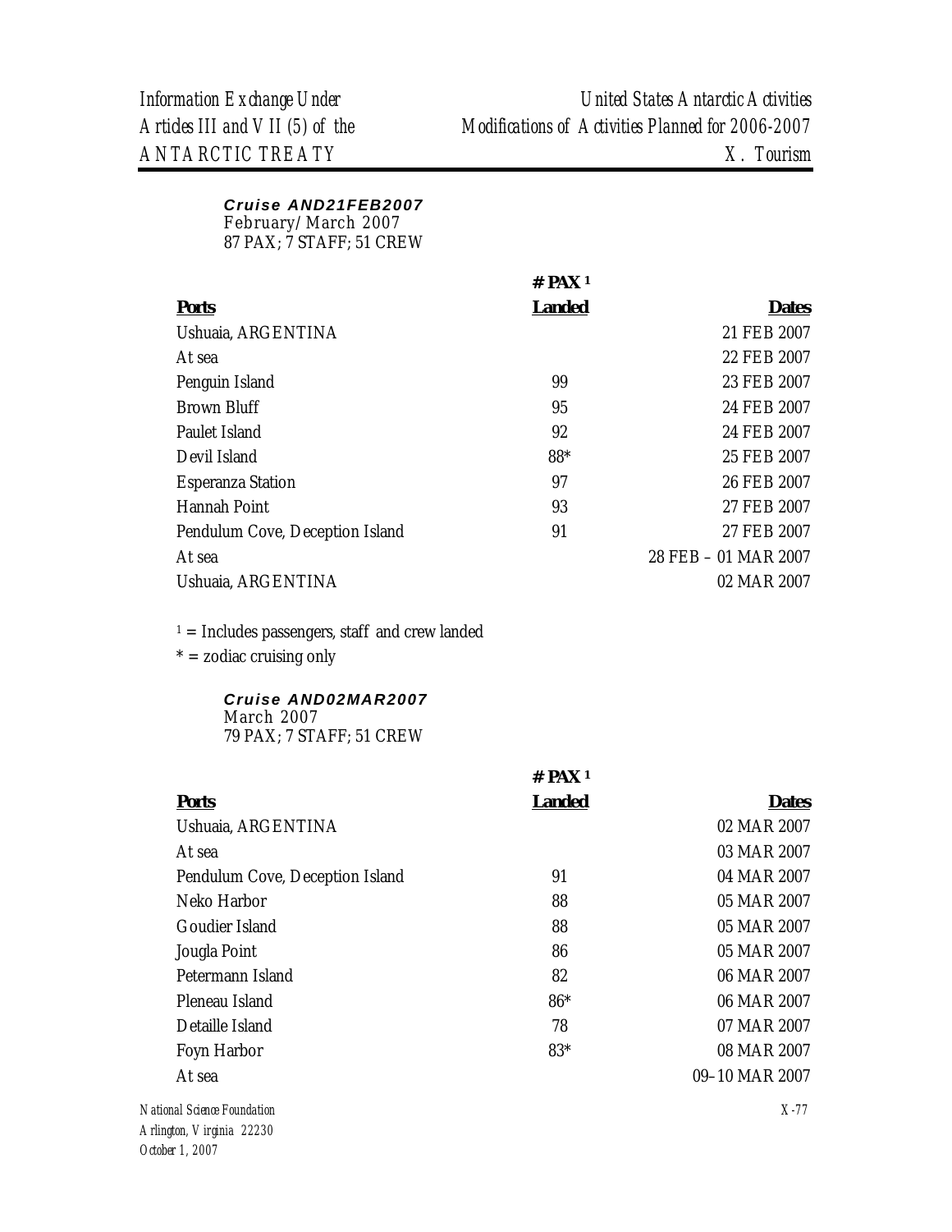***Cruise AND21FEB2007***
February/March 2007
87 PAX; 7 STAFF; 51 CREW

| Ports | # PAX [1] Landed | Dates |
|---|---|---|
| Ushuaia, ARGENTINA | | 21 FEB 2007 |
| At sea | | 22 FEB 2007 |
| Penguin Island | 99 | 23 FEB 2007 |
| Brown Bluff | 95 | 24 FEB 2007 |
| Paulet Island | 92 | 24 FEB 2007 |
| Devil Island | 88* | 25 FEB 2007 |
| Esperanza Station | 97 | 26 FEB 2007 |
| Hannah Point | 93 | 27 FEB 2007 |
| Pendulum Cove, Deception Island | 91 | 27 FEB 2007 |
| At sea | | 28 FEB – 01 MAR 2007 |
| Ushuaia, ARGENTINA | | 02 MAR 2007 |

[1] = Includes passengers, staff and crew landed
* = zodiac cruising only

***Cruise AND02MAR2007***
March 2007
79 PAX; 7 STAFF; 51 CREW

| Ports | # PAX [1] Landed | Dates |
|---|---|---|
| Ushuaia, ARGENTINA | | 02 MAR 2007 |
| At sea | | 03 MAR 2007 |
| Pendulum Cove, Deception Island | 91 | 04 MAR 2007 |
| Neko Harbor | 88 | 05 MAR 2007 |
| Goudier Island | 88 | 05 MAR 2007 |
| Jougla Point | 86 | 05 MAR 2007 |
| Petermann Island | 82 | 06 MAR 2007 |
| Pleneau Island | 86* | 06 MAR 2007 |
| Detaille Island | 78 | 07 MAR 2007 |
| Foyn Harbor | 83* | 08 MAR 2007 |
| At sea | | 09–10 MAR 2007 |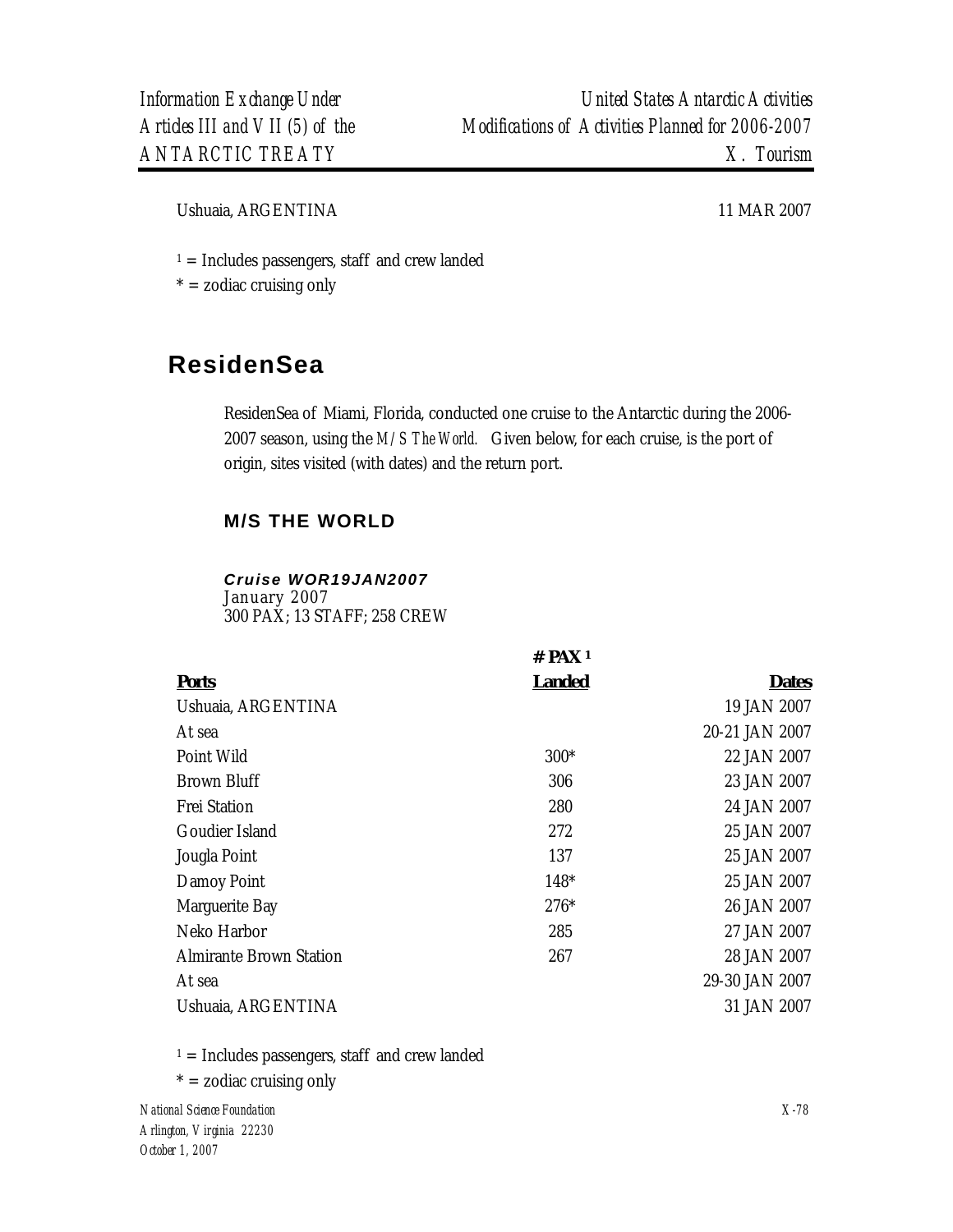| | | |
|---|---|---|
| Ushuaia, ARGENTINA | | 11 MAR 2007 |

[1] = Includes passengers, staff and crew landed
* = zodiac cruising only

# ResidenSea

ResidenSea of Miami, Florida, conducted one cruise to the Antarctic during the 2006-2007 season, using the *M/S The World.* Given below, for each cruise, is the port of origin, sites visited (with dates) and the return port.

## M/S THE WORLD

***Cruise WOR19JAN2007***
January 2007
300 PAX; 13 STAFF; 258 CREW

| Ports | # PAX [1] Landed | Dates |
|---|---|---|
| Ushuaia, ARGENTINA | | 19 JAN 2007 |
| At sea | | 20-21 JAN 2007 |
| Point Wild | 300* | 22 JAN 2007 |
| Brown Bluff | 306 | 23 JAN 2007 |
| Frei Station | 280 | 24 JAN 2007 |
| Goudier Island | 272 | 25 JAN 2007 |
| Jougla Point | 137 | 25 JAN 2007 |
| Damoy Point | 148* | 25 JAN 2007 |
| Marguerite Bay | 276* | 26 JAN 2007 |
| Neko Harbor | 285 | 27 JAN 2007 |
| Almirante Brown Station | 267 | 28 JAN 2007 |
| At sea | | 29-30 JAN 2007 |
| Ushuaia, ARGENTINA | | 31 JAN 2007 |

[1] = Includes passengers, staff and crew landed
* = zodiac cruising only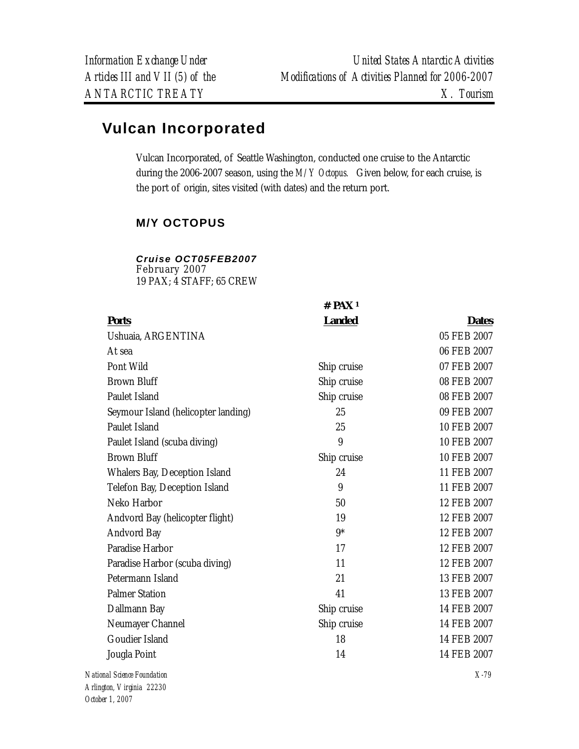## Vulcan Incorporated

Vulcan Incorporated, of Seattle Washington, conducted one cruise to the Antarctic during the 2006-2007 season, using the *M/Y Octopus.* Given below, for each cruise, is the port of origin, sites visited (with dates) and the return port.

### M/Y OCTOPUS

***Cruise OCT05FEB2007***
February 2007
19 PAX; 4 STAFF; 65 CREW

| Ports | # PAX [1] Landed | Dates |
|---|---|---|
| Ushuaia, ARGENTINA | | 05 FEB 2007 |
| At sea | | 06 FEB 2007 |
| Pont Wild | Ship cruise | 07 FEB 2007 |
| Brown Bluff | Ship cruise | 08 FEB 2007 |
| Paulet Island | Ship cruise | 08 FEB 2007 |
| Seymour Island (helicopter landing) | 25 | 09 FEB 2007 |
| Paulet Island | 25 | 10 FEB 2007 |
| Paulet Island (scuba diving) | 9 | 10 FEB 2007 |
| Brown Bluff | Ship cruise | 10 FEB 2007 |
| Whalers Bay, Deception Island | 24 | 11 FEB 2007 |
| Telefon Bay, Deception Island | 9 | 11 FEB 2007 |
| Neko Harbor | 50 | 12 FEB 2007 |
| Andvord Bay (helicopter flight) | 19 | 12 FEB 2007 |
| Andvord Bay | 9* | 12 FEB 2007 |
| Paradise Harbor | 17 | 12 FEB 2007 |
| Paradise Harbor (scuba diving) | 11 | 12 FEB 2007 |
| Petermann Island | 21 | 13 FEB 2007 |
| Palmer Station | 41 | 13 FEB 2007 |
| Dallmann Bay | Ship cruise | 14 FEB 2007 |
| Neumayer Channel | Ship cruise | 14 FEB 2007 |
| Goudier Island | 18 | 14 FEB 2007 |
| Jougla Point | 14 | 14 FEB 2007 |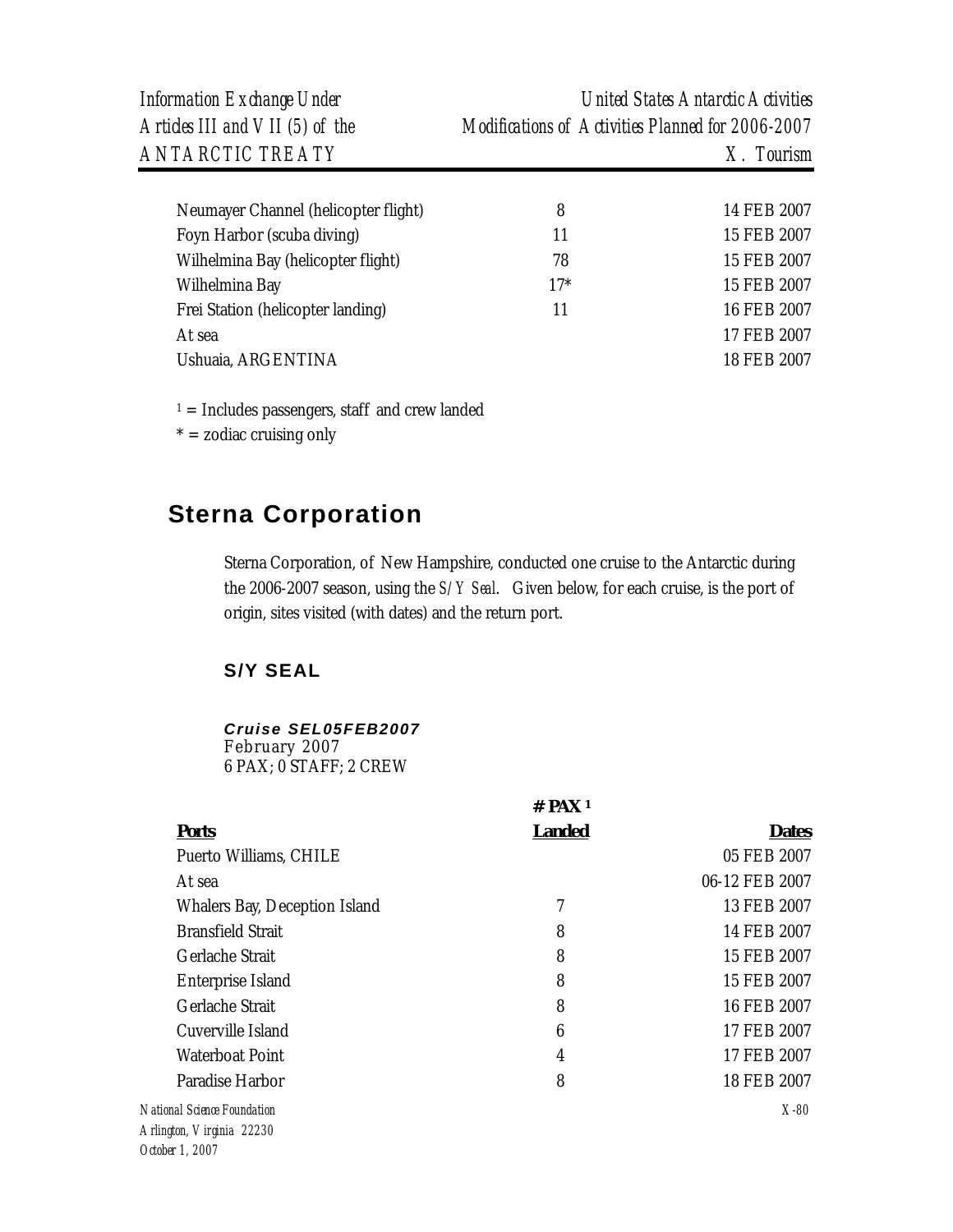| | | |
|---|---|---|
| Neumayer Channel (helicopter flight) | 8 | 14 FEB 2007 |
| Foyn Harbor (scuba diving) | 11 | 15 FEB 2007 |
| Wilhelmina Bay (helicopter flight) | 78 | 15 FEB 2007 |
| Wilhelmina Bay | 17* | 15 FEB 2007 |
| Frei Station (helicopter landing) | 11 | 16 FEB 2007 |
| At sea | | 17 FEB 2007 |
| Ushuaia, ARGENTINA | | 18 FEB 2007 |

[1] = Includes passengers, staff and crew landed

* = zodiac cruising only

## Sterna Corporation

Sterna Corporation, of New Hampshire, conducted one cruise to the Antarctic during the 2006-2007 season, using the *S/Y Seal*. Given below, for each cruise, is the port of origin, sites visited (with dates) and the return port.

### S/Y SEAL

***Cruise SEL05FEB2007***
February 2007
6 PAX; 0 STAFF; 2 CREW

| Ports | # PAX [1] Landed | Dates |
|---|---|---|
| Puerto Williams, CHILE | | 05 FEB 2007 |
| At sea | | 06-12 FEB 2007 |
| Whalers Bay, Deception Island | 7 | 13 FEB 2007 |
| Bransfield Strait | 8 | 14 FEB 2007 |
| Gerlache Strait | 8 | 15 FEB 2007 |
| Enterprise Island | 8 | 15 FEB 2007 |
| Gerlache Strait | 8 | 16 FEB 2007 |
| Cuverville Island | 6 | 17 FEB 2007 |
| Waterboat Point | 4 | 17 FEB 2007 |
| Paradise Harbor | 8 | 18 FEB 2007 |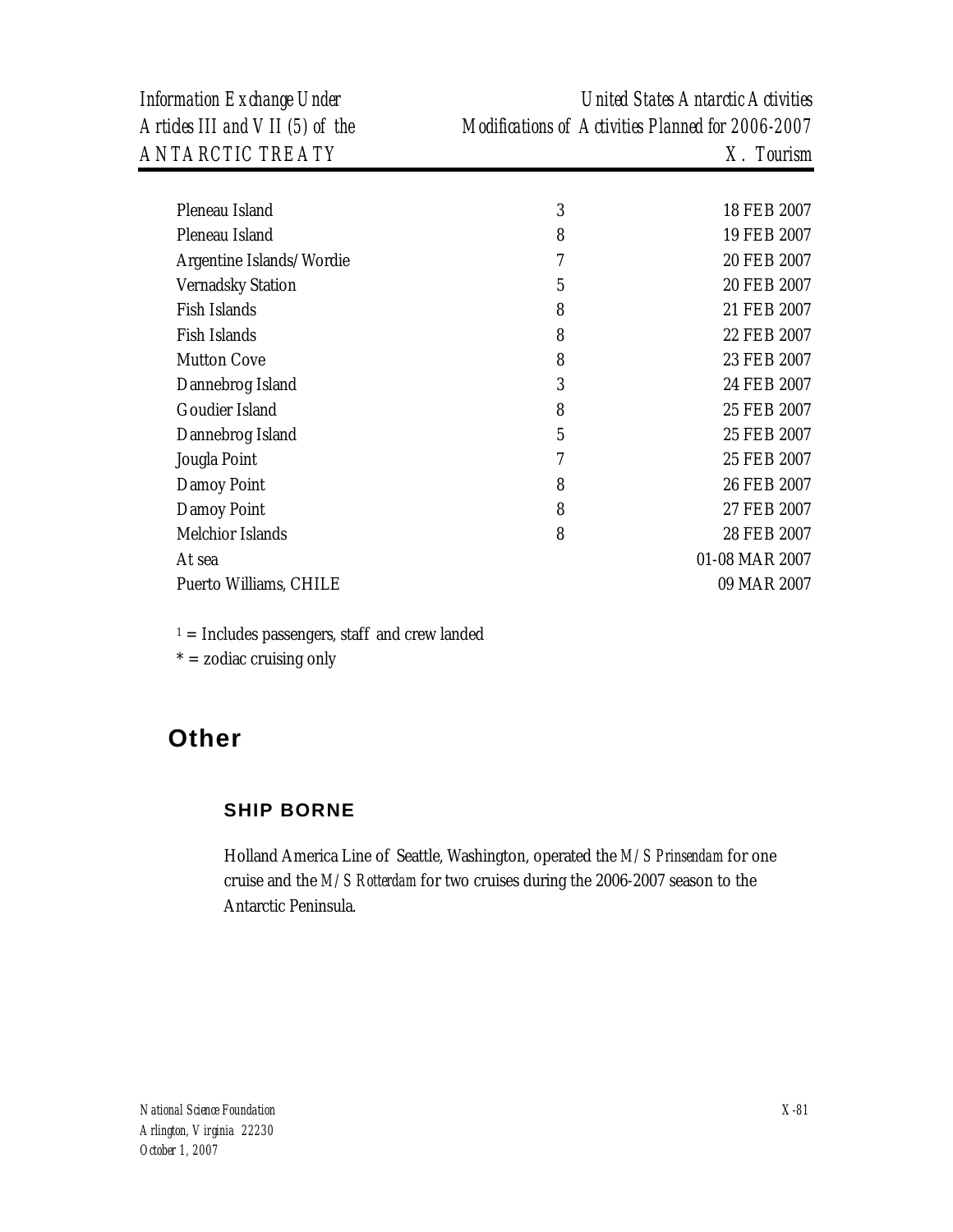| | | |
|---|---|---|
| Pleneau Island | 3 | 18 FEB 2007 |
| Pleneau Island | 8 | 19 FEB 2007 |
| Argentine Islands/Wordie | 7 | 20 FEB 2007 |
| Vernadsky Station | 5 | 20 FEB 2007 |
| Fish Islands | 8 | 21 FEB 2007 |
| Fish Islands | 8 | 22 FEB 2007 |
| Mutton Cove | 8 | 23 FEB 2007 |
| Dannebrog Island | 3 | 24 FEB 2007 |
| Goudier Island | 8 | 25 FEB 2007 |
| Dannebrog Island | 5 | 25 FEB 2007 |
| Jougla Point | 7 | 25 FEB 2007 |
| Damoy Point | 8 | 26 FEB 2007 |
| Damoy Point | 8 | 27 FEB 2007 |
| Melchior Islands | 8 | 28 FEB 2007 |
| At sea | | 01-08 MAR 2007 |
| Puerto Williams, CHILE | | 09 MAR 2007 |

[1] = Includes passengers, staff and crew landed

* = zodiac cruising only

## Other

### SHIP BORNE

Holland America Line of Seattle, Washington, operated the *M/S Prinsendam* for one cruise and the *M/S Rotterdam* for two cruises during the 2006-2007 season to the Antarctic Peninsula.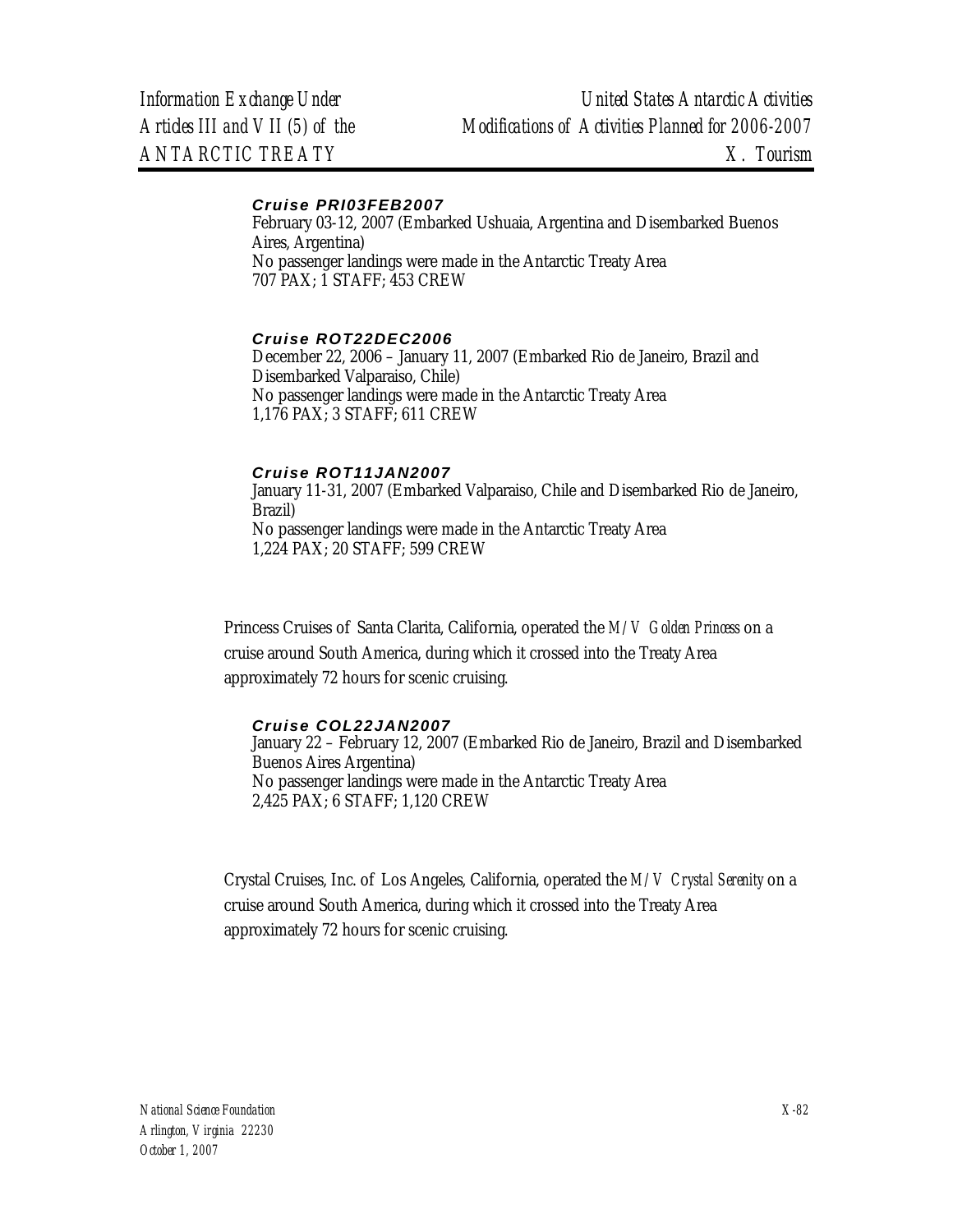#### *Cruise PRI03FEB2007*

February 03-12, 2007 (Embarked Ushuaia, Argentina and Disembarked Buenos Aires, Argentina)
No passenger landings were made in the Antarctic Treaty Area
707 PAX; 1 STAFF; 453 CREW

#### *Cruise ROT22DEC2006*

December 22, 2006 – January 11, 2007 (Embarked Rio de Janeiro, Brazil and Disembarked Valparaiso, Chile)
No passenger landings were made in the Antarctic Treaty Area
1,176 PAX; 3 STAFF; 611 CREW

#### *Cruise ROT11JAN2007*

January 11-31, 2007 (Embarked Valparaiso, Chile and Disembarked Rio de Janeiro, Brazil)
No passenger landings were made in the Antarctic Treaty Area
1,224 PAX; 20 STAFF; 599 CREW

Princess Cruises of Santa Clarita, California, operated the *M/V Golden Princess* on a cruise around South America, during which it crossed into the Treaty Area approximately 72 hours for scenic cruising.

#### *Cruise COL22JAN2007*

January 22 – February 12, 2007 (Embarked Rio de Janeiro, Brazil and Disembarked Buenos Aires Argentina)
No passenger landings were made in the Antarctic Treaty Area
2,425 PAX; 6 STAFF; 1,120 CREW

Crystal Cruises, Inc. of Los Angeles, California, operated the *M/V Crystal Serenity* on a cruise around South America, during which it crossed into the Treaty Area approximately 72 hours for scenic cruising.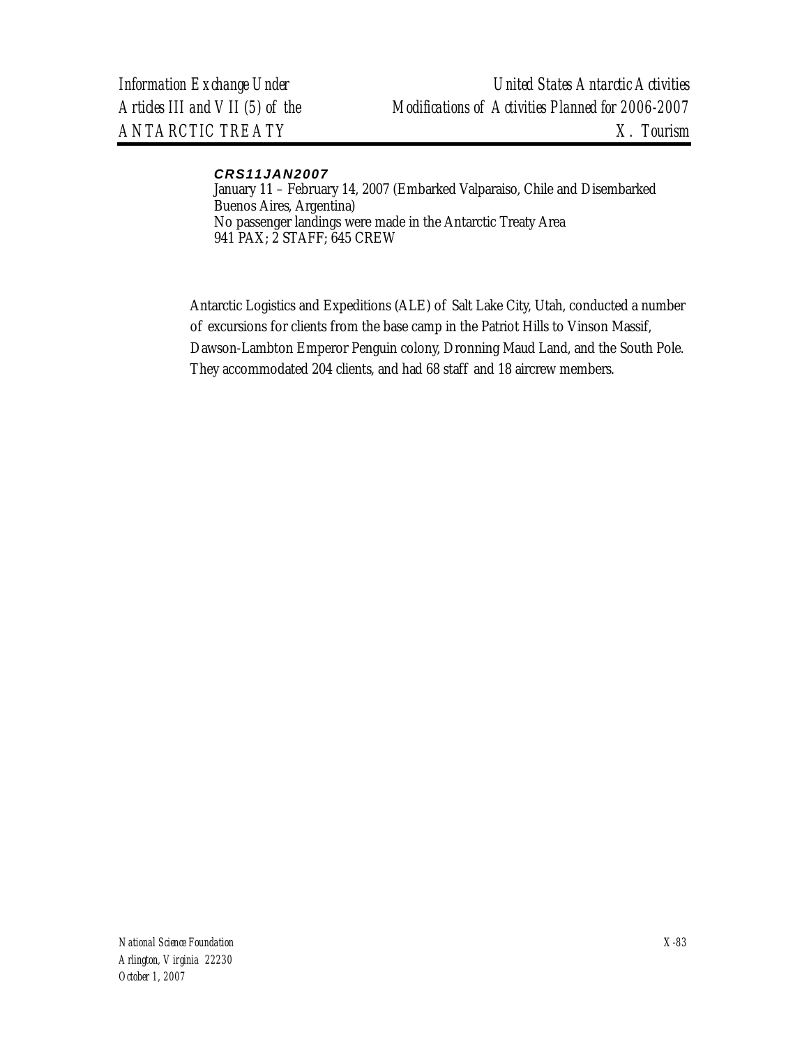***CRS11JAN2007***
January 11 – February 14, 2007 (Embarked Valparaiso, Chile and Disembarked Buenos Aires, Argentina)
No passenger landings were made in the Antarctic Treaty Area
941 PAX; 2 STAFF; 645 CREW

Antarctic Logistics and Expeditions (ALE) of Salt Lake City, Utah, conducted a number of excursions for clients from the base camp in the Patriot Hills to Vinson Massif, Dawson-Lambton Emperor Penguin colony, Dronning Maud Land, and the South Pole. They accommodated 204 clients, and had 68 staff and 18 aircrew members.